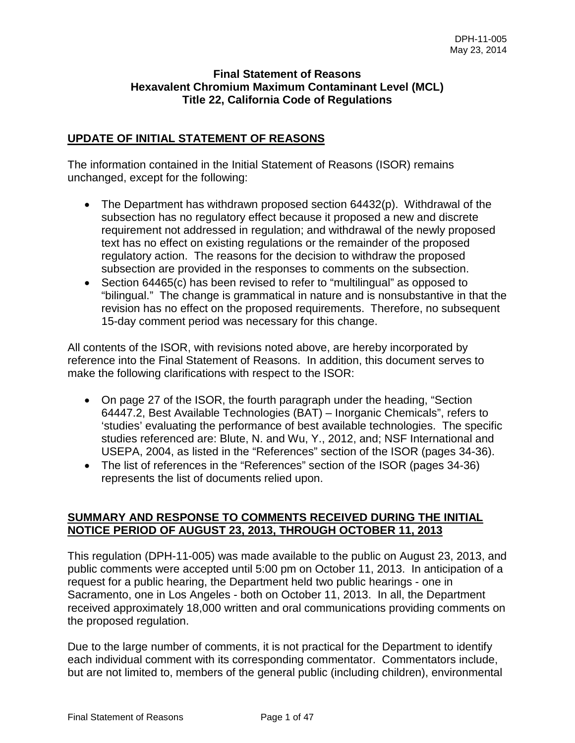DPH-11-005
May 23, 2014

**Final Statement of Reasons**
**Hexavalent Chromium Maximum Contaminant Level (MCL)**
**Title 22, California Code of Regulations**

## UPDATE OF INITIAL STATEMENT OF REASONS

The information contained in the Initial Statement of Reasons (ISOR) remains unchanged, except for the following:

- The Department has withdrawn proposed section 64432(p). Withdrawal of the subsection has no regulatory effect because it proposed a new and discrete requirement not addressed in regulation; and withdrawal of the newly proposed text has no effect on existing regulations or the remainder of the proposed regulatory action. The reasons for the decision to withdraw the proposed subsection are provided in the responses to comments on the subsection.
- Section 64465(c) has been revised to refer to "multilingual" as opposed to "bilingual." The change is grammatical in nature and is nonsubstantive in that the revision has no effect on the proposed requirements. Therefore, no subsequent 15-day comment period was necessary for this change.

All contents of the ISOR, with revisions noted above, are hereby incorporated by reference into the Final Statement of Reasons. In addition, this document serves to make the following clarifications with respect to the ISOR:

- On page 27 of the ISOR, the fourth paragraph under the heading, "Section 64447.2, Best Available Technologies (BAT) – Inorganic Chemicals", refers to 'studies' evaluating the performance of best available technologies. The specific studies referenced are: Blute, N. and Wu, Y., 2012, and; NSF International and USEPA, 2004, as listed in the "References" section of the ISOR (pages 34-36).
- The list of references in the "References" section of the ISOR (pages 34-36) represents the list of documents relied upon.

## SUMMARY AND RESPONSE TO COMMENTS RECEIVED DURING THE INITIAL NOTICE PERIOD OF AUGUST 23, 2013, THROUGH OCTOBER 11, 2013

This regulation (DPH-11-005) was made available to the public on August 23, 2013, and public comments were accepted until 5:00 pm on October 11, 2013. In anticipation of a request for a public hearing, the Department held two public hearings - one in Sacramento, one in Los Angeles - both on October 11, 2013. In all, the Department received approximately 18,000 written and oral communications providing comments on the proposed regulation.

Due to the large number of comments, it is not practical for the Department to identify each individual comment with its corresponding commentator. Commentators include, but are not limited to, members of the general public (including children), environmental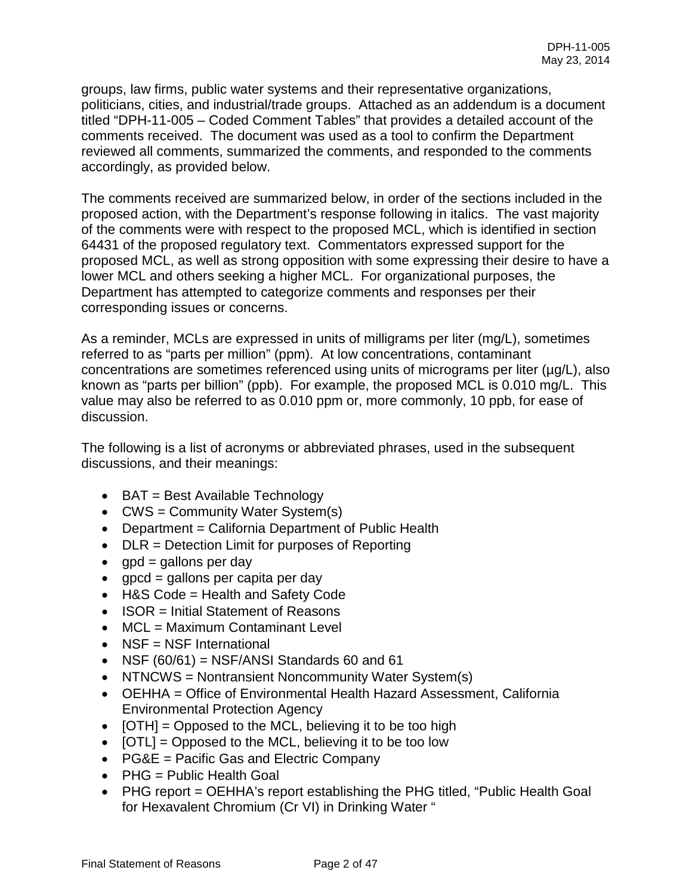groups, law firms, public water systems and their representative organizations, politicians, cities, and industrial/trade groups. Attached as an addendum is a document titled "DPH-11-005 – Coded Comment Tables" that provides a detailed account of the comments received. The document was used as a tool to confirm the Department reviewed all comments, summarized the comments, and responded to the comments accordingly, as provided below.

The comments received are summarized below, in order of the sections included in the proposed action, with the Department's response following in italics. The vast majority of the comments were with respect to the proposed MCL, which is identified in section 64431 of the proposed regulatory text. Commentators expressed support for the proposed MCL, as well as strong opposition with some expressing their desire to have a lower MCL and others seeking a higher MCL. For organizational purposes, the Department has attempted to categorize comments and responses per their corresponding issues or concerns.

As a reminder, MCLs are expressed in units of milligrams per liter (mg/L), sometimes referred to as "parts per million" (ppm). At low concentrations, contaminant concentrations are sometimes referenced using units of micrograms per liter (µg/L), also known as "parts per billion" (ppb). For example, the proposed MCL is 0.010 mg/L. This value may also be referred to as 0.010 ppm or, more commonly, 10 ppb, for ease of discussion.

The following is a list of acronyms or abbreviated phrases, used in the subsequent discussions, and their meanings:

- BAT = Best Available Technology
- CWS = Community Water System(s)
- Department = California Department of Public Health
- DLR = Detection Limit for purposes of Reporting
- gpd = gallons per day
- gpcd = gallons per capita per day
- H&S Code = Health and Safety Code
- ISOR = Initial Statement of Reasons
- MCL = Maximum Contaminant Level
- NSF = NSF International
- NSF (60/61) = NSF/ANSI Standards 60 and 61
- NTNCWS = Nontransient Noncommunity Water System(s)
- OEHHA = Office of Environmental Health Hazard Assessment, California Environmental Protection Agency
- [OTH] = Opposed to the MCL, believing it to be too high
- [OTL] = Opposed to the MCL, believing it to be too low
- PG&E = Pacific Gas and Electric Company
- PHG = Public Health Goal
- PHG report = OEHHA's report establishing the PHG titled, "Public Health Goal for Hexavalent Chromium (Cr VI) in Drinking Water "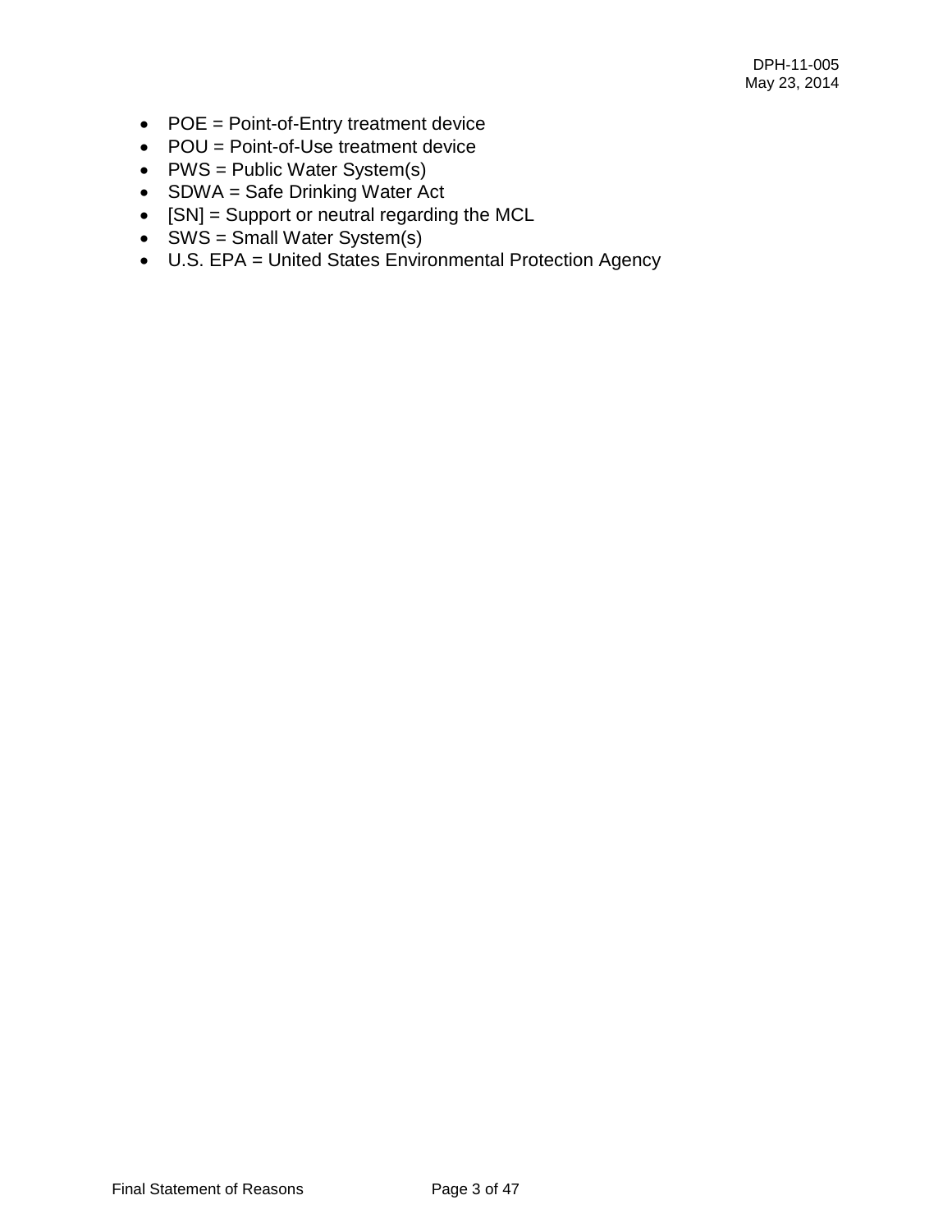- POE = Point-of-Entry treatment device
- POU = Point-of-Use treatment device
- PWS = Public Water System(s)
- SDWA = Safe Drinking Water Act
- [SN] = Support or neutral regarding the MCL
- SWS = Small Water System(s)
- U.S. EPA = United States Environmental Protection Agency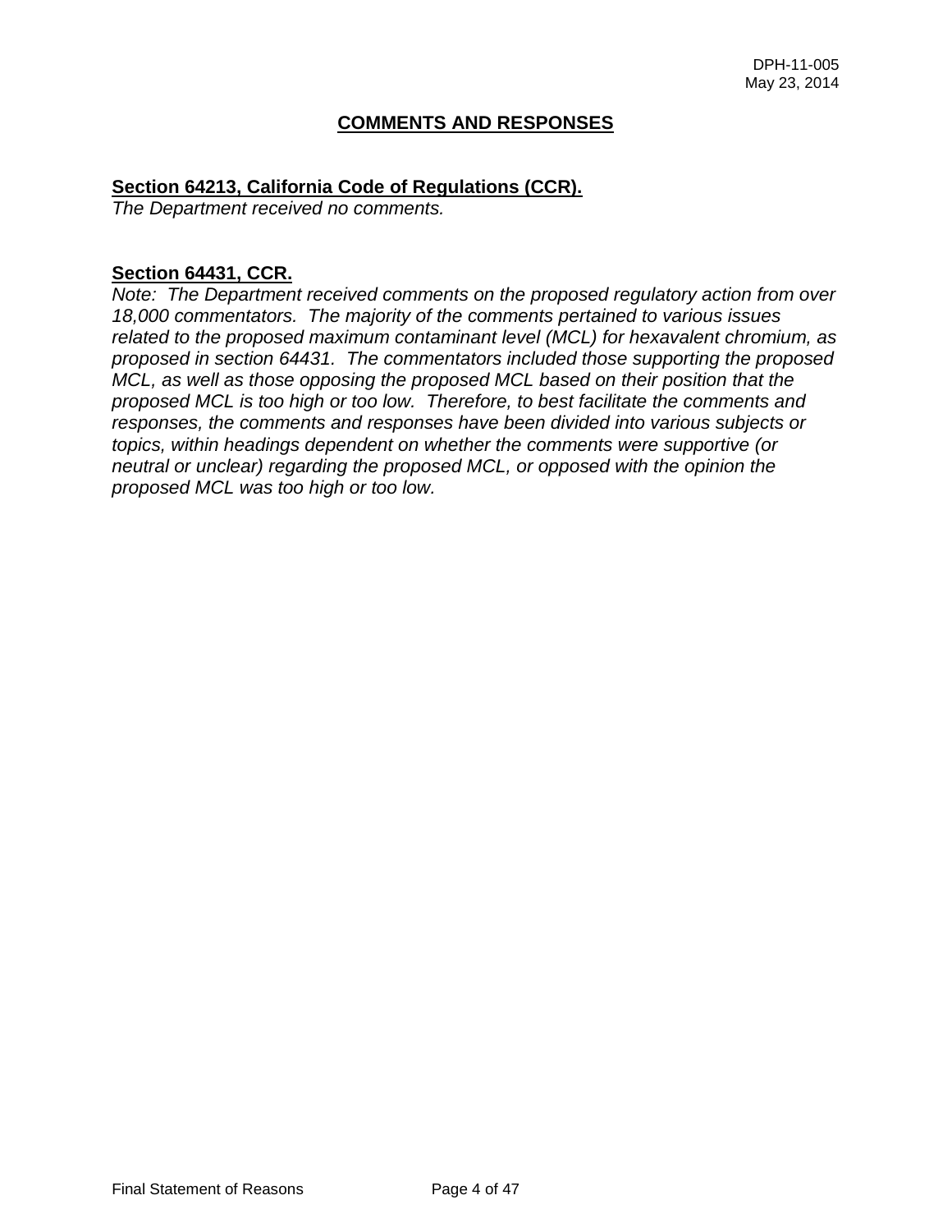## COMMENTS AND RESPONSES

**Section 64213, California Code of Regulations (CCR).**

*The Department received no comments.*

**Section 64431, CCR.**

*Note: The Department received comments on the proposed regulatory action from over 18,000 commentators. The majority of the comments pertained to various issues related to the proposed maximum contaminant level (MCL) for hexavalent chromium, as proposed in section 64431. The commentators included those supporting the proposed MCL, as well as those opposing the proposed MCL based on their position that the proposed MCL is too high or too low. Therefore, to best facilitate the comments and responses, the comments and responses have been divided into various subjects or topics, within headings dependent on whether the comments were supportive (or neutral or unclear) regarding the proposed MCL, or opposed with the opinion the proposed MCL was too high or too low.*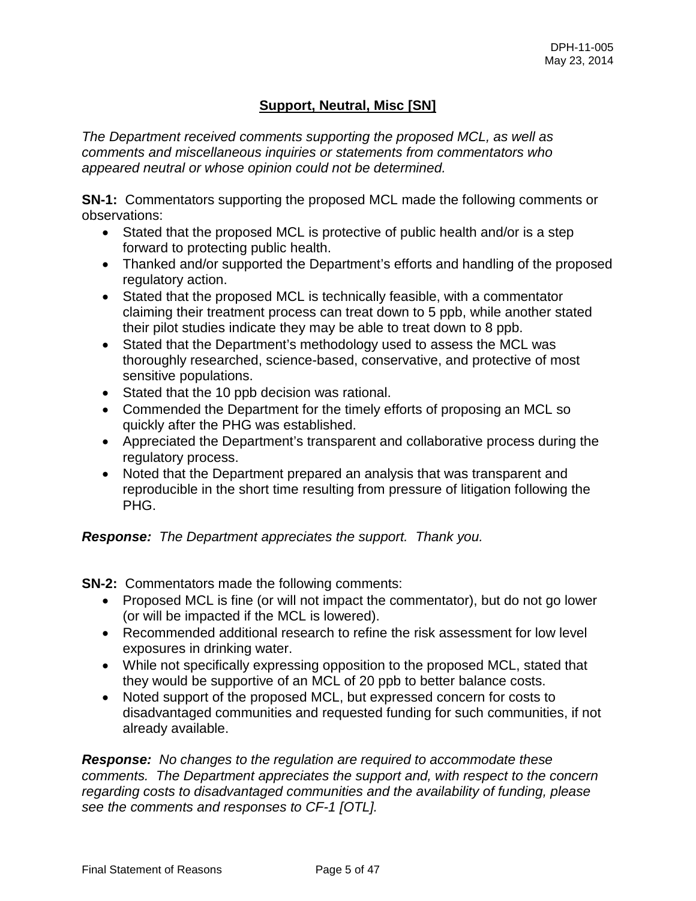## Support, Neutral, Misc [SN]

*The Department received comments supporting the proposed MCL, as well as comments and miscellaneous inquiries or statements from commentators who appeared neutral or whose opinion could not be determined.*

**SN-1:** Commentators supporting the proposed MCL made the following comments or observations:

- Stated that the proposed MCL is protective of public health and/or is a step forward to protecting public health.
- Thanked and/or supported the Department's efforts and handling of the proposed regulatory action.
- Stated that the proposed MCL is technically feasible, with a commentator claiming their treatment process can treat down to 5 ppb, while another stated their pilot studies indicate they may be able to treat down to 8 ppb.
- Stated that the Department's methodology used to assess the MCL was thoroughly researched, science-based, conservative, and protective of most sensitive populations.
- Stated that the 10 ppb decision was rational.
- Commended the Department for the timely efforts of proposing an MCL so quickly after the PHG was established.
- Appreciated the Department's transparent and collaborative process during the regulatory process.
- Noted that the Department prepared an analysis that was transparent and reproducible in the short time resulting from pressure of litigation following the PHG.

***Response:*** *The Department appreciates the support. Thank you.*

**SN-2:** Commentators made the following comments:

- Proposed MCL is fine (or will not impact the commentator), but do not go lower (or will be impacted if the MCL is lowered).
- Recommended additional research to refine the risk assessment for low level exposures in drinking water.
- While not specifically expressing opposition to the proposed MCL, stated that they would be supportive of an MCL of 20 ppb to better balance costs.
- Noted support of the proposed MCL, but expressed concern for costs to disadvantaged communities and requested funding for such communities, if not already available.

***Response:*** *No changes to the regulation are required to accommodate these comments. The Department appreciates the support and, with respect to the concern regarding costs to disadvantaged communities and the availability of funding, please see the comments and responses to CF-1 [OTL].*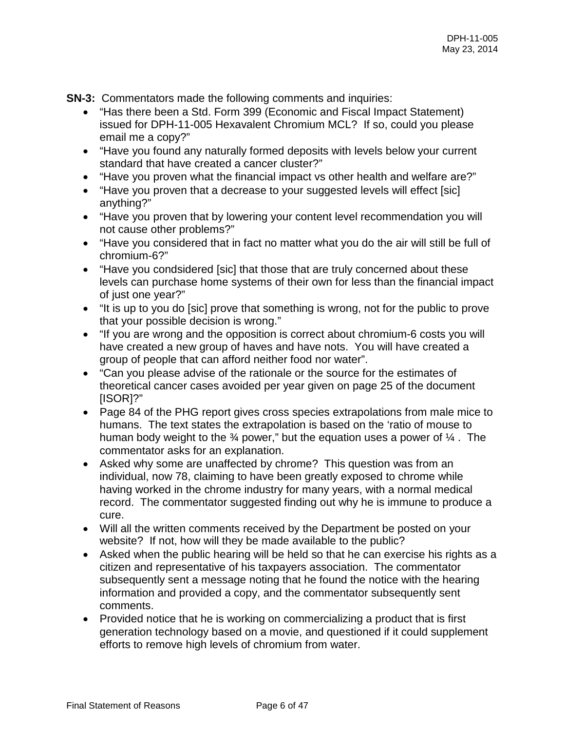**SN-3:** Commentators made the following comments and inquiries:

- "Has there been a Std. Form 399 (Economic and Fiscal Impact Statement) issued for DPH-11-005 Hexavalent Chromium MCL? If so, could you please email me a copy?"
- "Have you found any naturally formed deposits with levels below your current standard that have created a cancer cluster?"
- "Have you proven what the financial impact vs other health and welfare are?"
- "Have you proven that a decrease to your suggested levels will effect [sic] anything?"
- "Have you proven that by lowering your content level recommendation you will not cause other problems?"
- "Have you considered that in fact no matter what you do the air will still be full of chromium-6?"
- "Have you condsidered [sic] that those that are truly concerned about these levels can purchase home systems of their own for less than the financial impact of just one year?"
- "It is up to you do [sic] prove that something is wrong, not for the public to prove that your possible decision is wrong."
- "If you are wrong and the opposition is correct about chromium-6 costs you will have created a new group of haves and have nots. You will have created a group of people that can afford neither food nor water".
- "Can you please advise of the rationale or the source for the estimates of theoretical cancer cases avoided per year given on page 25 of the document [ISOR]?"
- Page 84 of the PHG report gives cross species extrapolations from male mice to humans. The text states the extrapolation is based on the 'ratio of mouse to human body weight to the ¾ power," but the equation uses a power of ¼ . The commentator asks for an explanation.
- Asked why some are unaffected by chrome? This question was from an individual, now 78, claiming to have been greatly exposed to chrome while having worked in the chrome industry for many years, with a normal medical record. The commentator suggested finding out why he is immune to produce a cure.
- Will all the written comments received by the Department be posted on your website? If not, how will they be made available to the public?
- Asked when the public hearing will be held so that he can exercise his rights as a citizen and representative of his taxpayers association. The commentator subsequently sent a message noting that he found the notice with the hearing information and provided a copy, and the commentator subsequently sent comments.
- Provided notice that he is working on commercializing a product that is first generation technology based on a movie, and questioned if it could supplement efforts to remove high levels of chromium from water.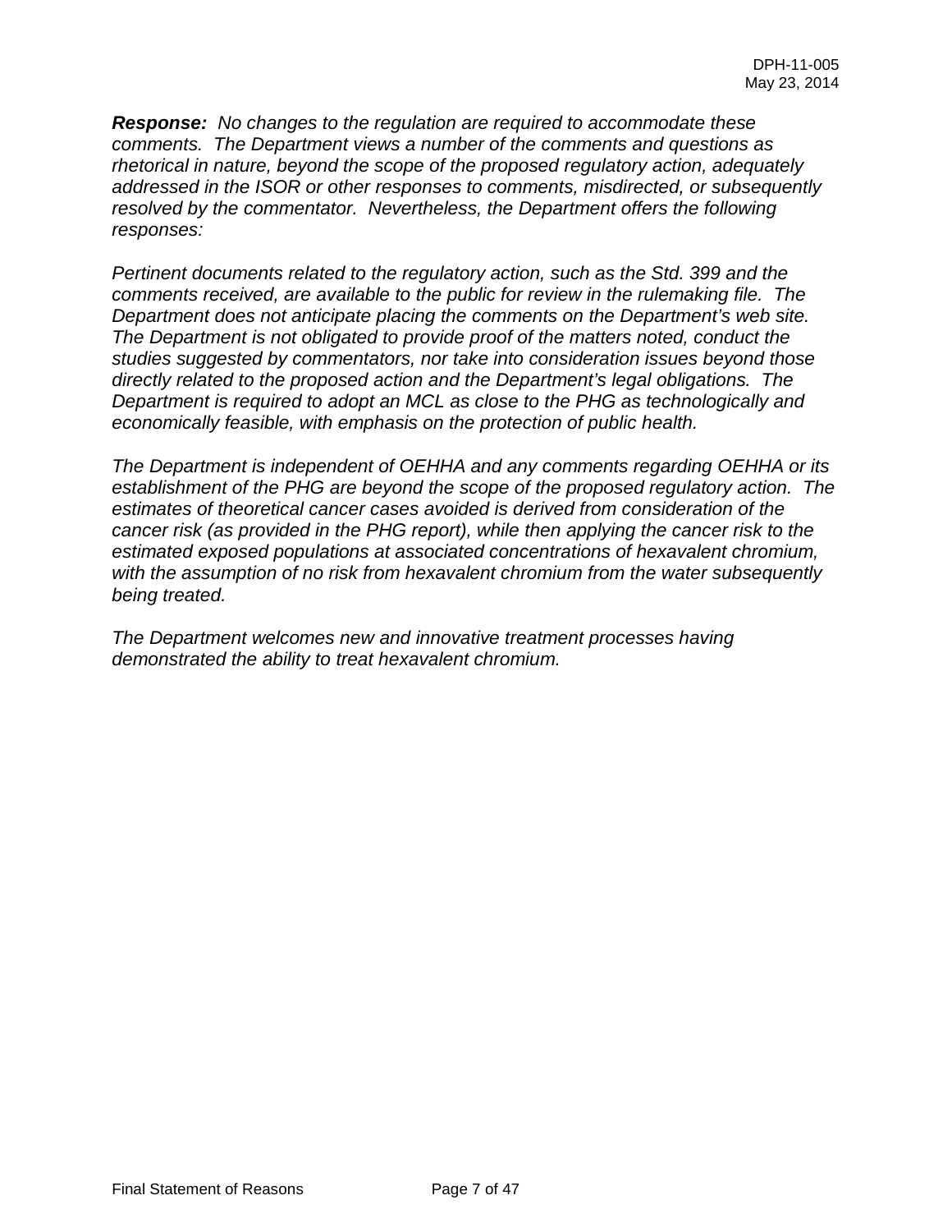***Response:*** *No changes to the regulation are required to accommodate these comments. The Department views a number of the comments and questions as rhetorical in nature, beyond the scope of the proposed regulatory action, adequately addressed in the ISOR or other responses to comments, misdirected, or subsequently resolved by the commentator. Nevertheless, the Department offers the following responses:*

*Pertinent documents related to the regulatory action, such as the Std. 399 and the comments received, are available to the public for review in the rulemaking file. The Department does not anticipate placing the comments on the Department's web site. The Department is not obligated to provide proof of the matters noted, conduct the studies suggested by commentators, nor take into consideration issues beyond those directly related to the proposed action and the Department's legal obligations. The Department is required to adopt an MCL as close to the PHG as technologically and economically feasible, with emphasis on the protection of public health.*

*The Department is independent of OEHHA and any comments regarding OEHHA or its establishment of the PHG are beyond the scope of the proposed regulatory action. The estimates of theoretical cancer cases avoided is derived from consideration of the cancer risk (as provided in the PHG report), while then applying the cancer risk to the estimated exposed populations at associated concentrations of hexavalent chromium, with the assumption of no risk from hexavalent chromium from the water subsequently being treated.*

*The Department welcomes new and innovative treatment processes having demonstrated the ability to treat hexavalent chromium.*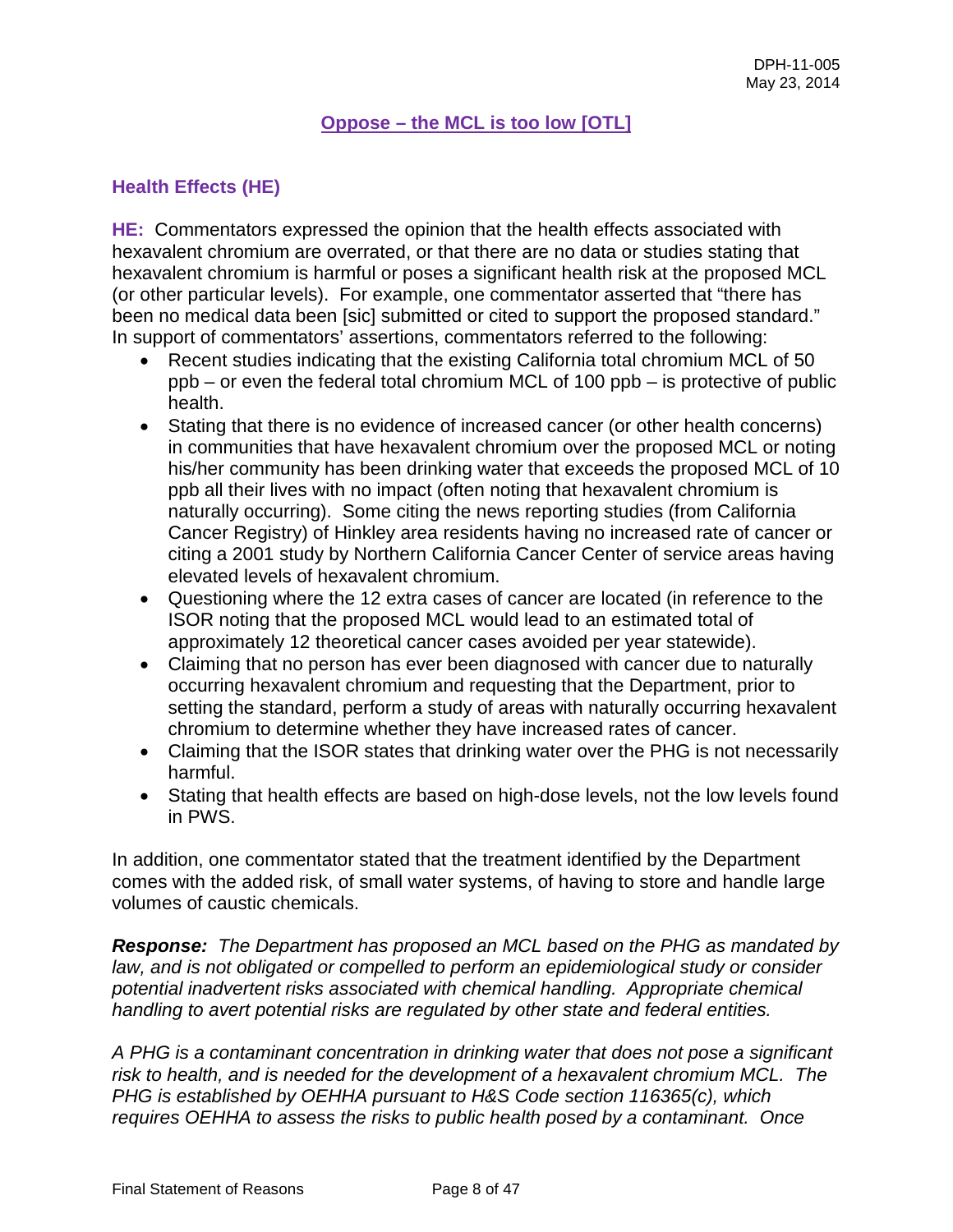## Oppose – the MCL is too low [OTL]

### Health Effects (HE)

**HE:** Commentators expressed the opinion that the health effects associated with hexavalent chromium are overrated, or that there are no data or studies stating that hexavalent chromium is harmful or poses a significant health risk at the proposed MCL (or other particular levels). For example, one commentator asserted that "there has been no medical data been [sic] submitted or cited to support the proposed standard." In support of commentators' assertions, commentators referred to the following:

- Recent studies indicating that the existing California total chromium MCL of 50 ppb – or even the federal total chromium MCL of 100 ppb – is protective of public health.
- Stating that there is no evidence of increased cancer (or other health concerns) in communities that have hexavalent chromium over the proposed MCL or noting his/her community has been drinking water that exceeds the proposed MCL of 10 ppb all their lives with no impact (often noting that hexavalent chromium is naturally occurring). Some citing the news reporting studies (from California Cancer Registry) of Hinkley area residents having no increased rate of cancer or citing a 2001 study by Northern California Cancer Center of service areas having elevated levels of hexavalent chromium.
- Questioning where the 12 extra cases of cancer are located (in reference to the ISOR noting that the proposed MCL would lead to an estimated total of approximately 12 theoretical cancer cases avoided per year statewide).
- Claiming that no person has ever been diagnosed with cancer due to naturally occurring hexavalent chromium and requesting that the Department, prior to setting the standard, perform a study of areas with naturally occurring hexavalent chromium to determine whether they have increased rates of cancer.
- Claiming that the ISOR states that drinking water over the PHG is not necessarily harmful.
- Stating that health effects are based on high-dose levels, not the low levels found in PWS.

In addition, one commentator stated that the treatment identified by the Department comes with the added risk, of small water systems, of having to store and handle large volumes of caustic chemicals.

***Response:*** *The Department has proposed an MCL based on the PHG as mandated by law, and is not obligated or compelled to perform an epidemiological study or consider potential inadvertent risks associated with chemical handling. Appropriate chemical handling to avert potential risks are regulated by other state and federal entities.*

*A PHG is a contaminant concentration in drinking water that does not pose a significant risk to health, and is needed for the development of a hexavalent chromium MCL. The PHG is established by OEHHA pursuant to H&S Code section 116365(c), which requires OEHHA to assess the risks to public health posed by a contaminant. Once*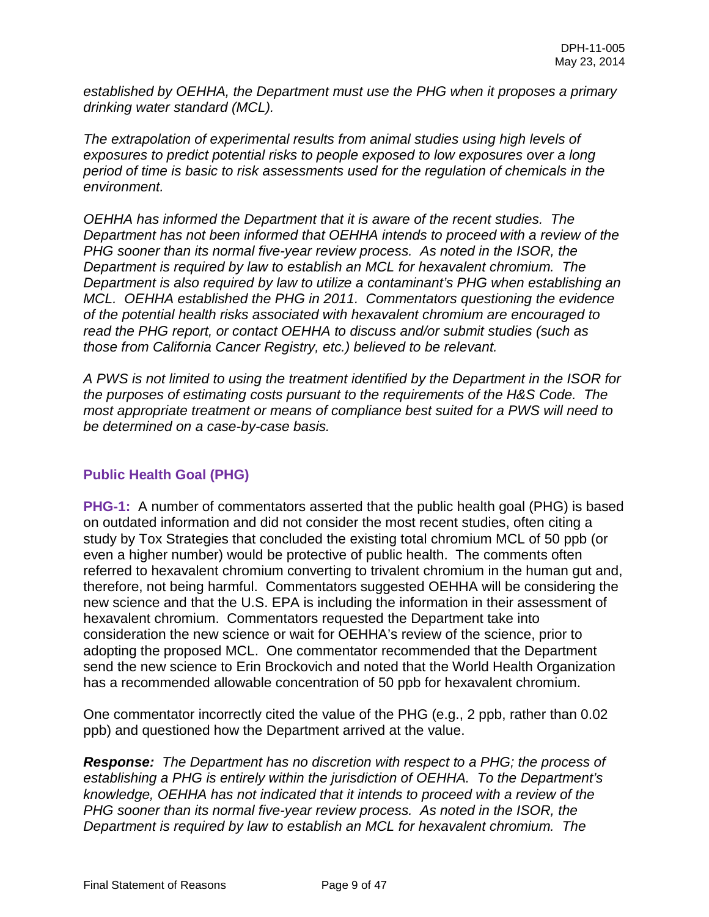*established by OEHHA, the Department must use the PHG when it proposes a primary drinking water standard (MCL).*

*The extrapolation of experimental results from animal studies using high levels of exposures to predict potential risks to people exposed to low exposures over a long period of time is basic to risk assessments used for the regulation of chemicals in the environment.*

*OEHHA has informed the Department that it is aware of the recent studies. The Department has not been informed that OEHHA intends to proceed with a review of the PHG sooner than its normal five-year review process. As noted in the ISOR, the Department is required by law to establish an MCL for hexavalent chromium. The Department is also required by law to utilize a contaminant's PHG when establishing an MCL. OEHHA established the PHG in 2011. Commentators questioning the evidence of the potential health risks associated with hexavalent chromium are encouraged to read the PHG report, or contact OEHHA to discuss and/or submit studies (such as those from California Cancer Registry, etc.) believed to be relevant.*

*A PWS is not limited to using the treatment identified by the Department in the ISOR for the purposes of estimating costs pursuant to the requirements of the H&S Code. The most appropriate treatment or means of compliance best suited for a PWS will need to be determined on a case-by-case basis.*

## Public Health Goal (PHG)

**PHG-1:** A number of commentators asserted that the public health goal (PHG) is based on outdated information and did not consider the most recent studies, often citing a study by Tox Strategies that concluded the existing total chromium MCL of 50 ppb (or even a higher number) would be protective of public health. The comments often referred to hexavalent chromium converting to trivalent chromium in the human gut and, therefore, not being harmful. Commentators suggested OEHHA will be considering the new science and that the U.S. EPA is including the information in their assessment of hexavalent chromium. Commentators requested the Department take into consideration the new science or wait for OEHHA's review of the science, prior to adopting the proposed MCL. One commentator recommended that the Department send the new science to Erin Brockovich and noted that the World Health Organization has a recommended allowable concentration of 50 ppb for hexavalent chromium.

One commentator incorrectly cited the value of the PHG (e.g., 2 ppb, rather than 0.02 ppb) and questioned how the Department arrived at the value.

***Response:*** *The Department has no discretion with respect to a PHG; the process of establishing a PHG is entirely within the jurisdiction of OEHHA. To the Department's knowledge, OEHHA has not indicated that it intends to proceed with a review of the PHG sooner than its normal five-year review process. As noted in the ISOR, the Department is required by law to establish an MCL for hexavalent chromium. The*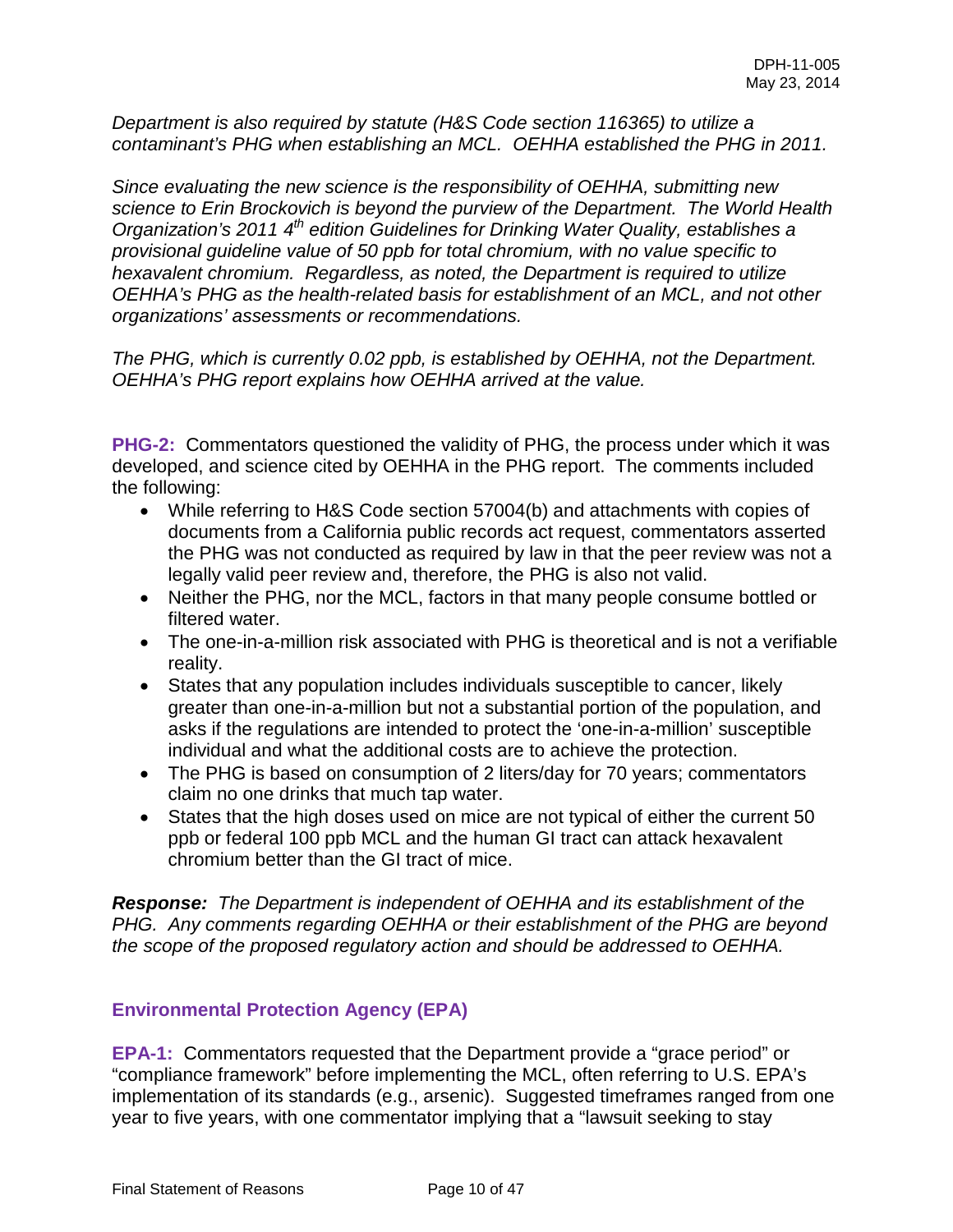*Department is also required by statute (H&S Code section 116365) to utilize a contaminant's PHG when establishing an MCL. OEHHA established the PHG in 2011.*

*Since evaluating the new science is the responsibility of OEHHA, submitting new science to Erin Brockovich is beyond the purview of the Department. The World Health Organization's 2011 4th edition Guidelines for Drinking Water Quality, establishes a provisional guideline value of 50 ppb for total chromium, with no value specific to hexavalent chromium. Regardless, as noted, the Department is required to utilize OEHHA's PHG as the health-related basis for establishment of an MCL, and not other organizations' assessments or recommendations.*

*The PHG, which is currently 0.02 ppb, is established by OEHHA, not the Department. OEHHA's PHG report explains how OEHHA arrived at the value.*

**PHG-2:** Commentators questioned the validity of PHG, the process under which it was developed, and science cited by OEHHA in the PHG report. The comments included the following:

- While referring to H&S Code section 57004(b) and attachments with copies of documents from a California public records act request, commentators asserted the PHG was not conducted as required by law in that the peer review was not a legally valid peer review and, therefore, the PHG is also not valid.
- Neither the PHG, nor the MCL, factors in that many people consume bottled or filtered water.
- The one-in-a-million risk associated with PHG is theoretical and is not a verifiable reality.
- States that any population includes individuals susceptible to cancer, likely greater than one-in-a-million but not a substantial portion of the population, and asks if the regulations are intended to protect the 'one-in-a-million' susceptible individual and what the additional costs are to achieve the protection.
- The PHG is based on consumption of 2 liters/day for 70 years; commentators claim no one drinks that much tap water.
- States that the high doses used on mice are not typical of either the current 50 ppb or federal 100 ppb MCL and the human GI tract can attack hexavalent chromium better than the GI tract of mice.

***Response:*** *The Department is independent of OEHHA and its establishment of the PHG. Any comments regarding OEHHA or their establishment of the PHG are beyond the scope of the proposed regulatory action and should be addressed to OEHHA.*

### Environmental Protection Agency (EPA)

**EPA-1:** Commentators requested that the Department provide a "grace period" or "compliance framework" before implementing the MCL, often referring to U.S. EPA's implementation of its standards (e.g., arsenic). Suggested timeframes ranged from one year to five years, with one commentator implying that a "lawsuit seeking to stay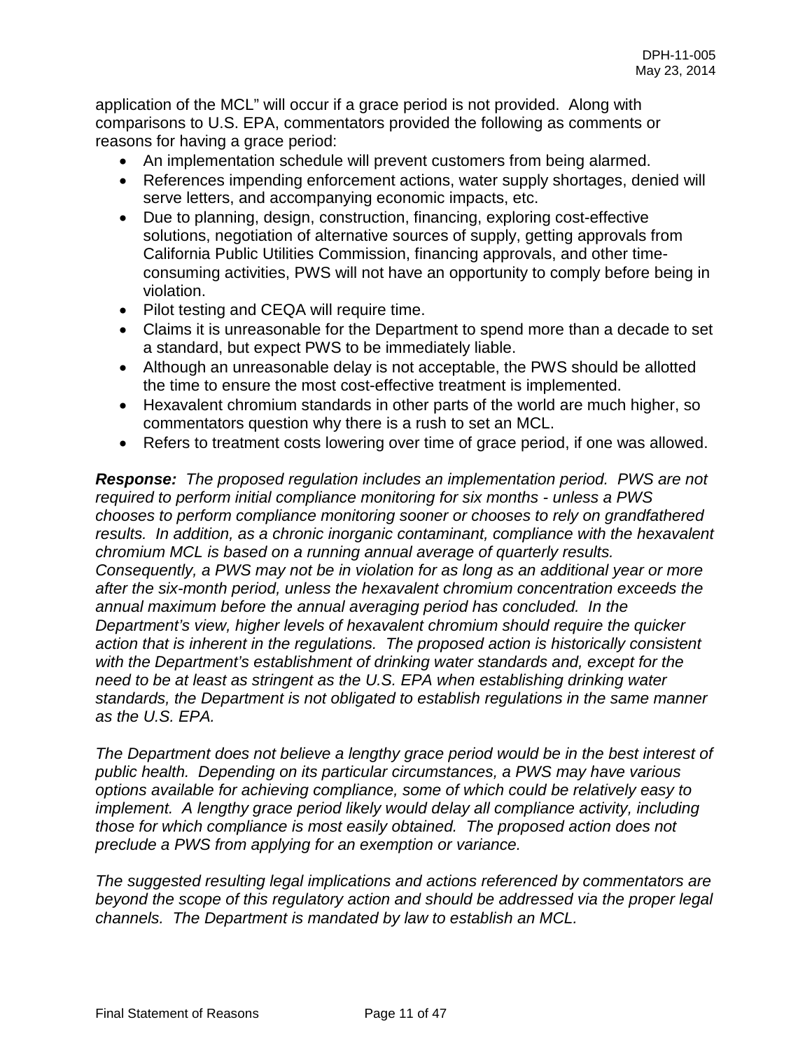application of the MCL" will occur if a grace period is not provided. Along with comparisons to U.S. EPA, commentators provided the following as comments or reasons for having a grace period:

- An implementation schedule will prevent customers from being alarmed.
- References impending enforcement actions, water supply shortages, denied will serve letters, and accompanying economic impacts, etc.
- Due to planning, design, construction, financing, exploring cost-effective solutions, negotiation of alternative sources of supply, getting approvals from California Public Utilities Commission, financing approvals, and other time-consuming activities, PWS will not have an opportunity to comply before being in violation.
- Pilot testing and CEQA will require time.
- Claims it is unreasonable for the Department to spend more than a decade to set a standard, but expect PWS to be immediately liable.
- Although an unreasonable delay is not acceptable, the PWS should be allotted the time to ensure the most cost-effective treatment is implemented.
- Hexavalent chromium standards in other parts of the world are much higher, so commentators question why there is a rush to set an MCL.
- Refers to treatment costs lowering over time of grace period, if one was allowed.

***Response:*** *The proposed regulation includes an implementation period. PWS are not required to perform initial compliance monitoring for six months - unless a PWS chooses to perform compliance monitoring sooner or chooses to rely on grandfathered results. In addition, as a chronic inorganic contaminant, compliance with the hexavalent chromium MCL is based on a running annual average of quarterly results. Consequently, a PWS may not be in violation for as long as an additional year or more after the six-month period, unless the hexavalent chromium concentration exceeds the annual maximum before the annual averaging period has concluded. In the Department's view, higher levels of hexavalent chromium should require the quicker action that is inherent in the regulations. The proposed action is historically consistent with the Department's establishment of drinking water standards and, except for the need to be at least as stringent as the U.S. EPA when establishing drinking water standards, the Department is not obligated to establish regulations in the same manner as the U.S. EPA.*

*The Department does not believe a lengthy grace period would be in the best interest of public health. Depending on its particular circumstances, a PWS may have various options available for achieving compliance, some of which could be relatively easy to implement. A lengthy grace period likely would delay all compliance activity, including those for which compliance is most easily obtained. The proposed action does not preclude a PWS from applying for an exemption or variance.*

*The suggested resulting legal implications and actions referenced by commentators are beyond the scope of this regulatory action and should be addressed via the proper legal channels. The Department is mandated by law to establish an MCL.*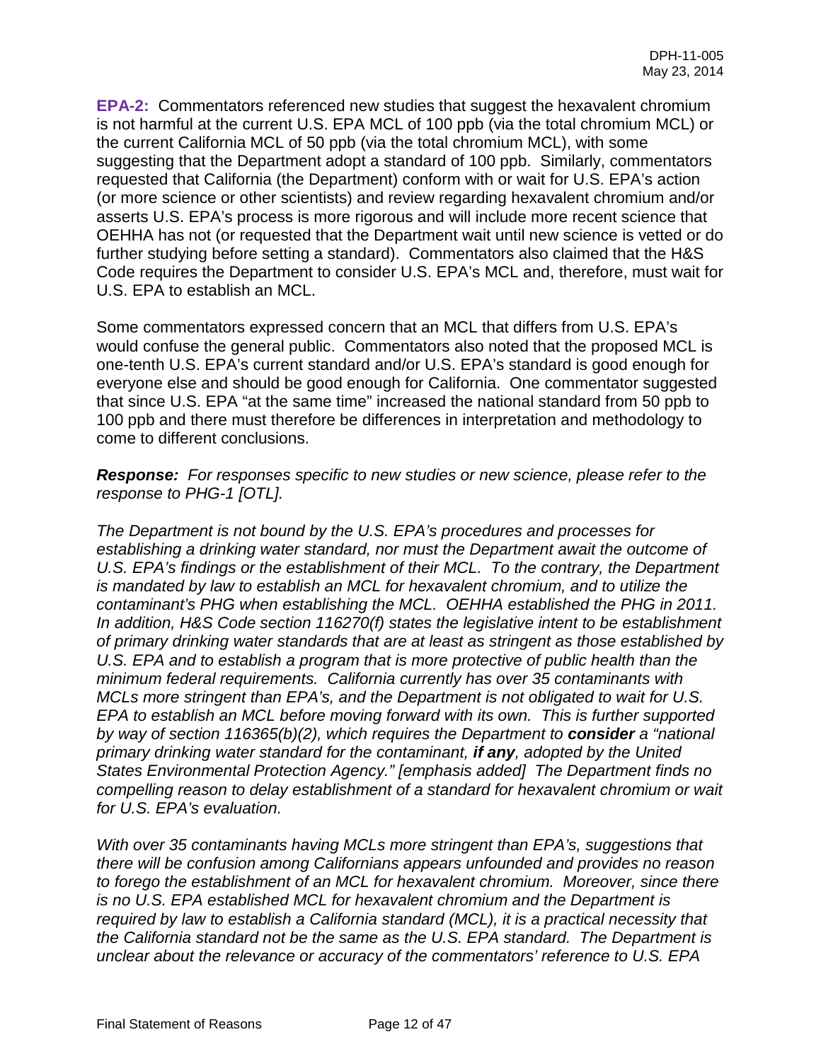**EPA-2:** Commentators referenced new studies that suggest the hexavalent chromium is not harmful at the current U.S. EPA MCL of 100 ppb (via the total chromium MCL) or the current California MCL of 50 ppb (via the total chromium MCL), with some suggesting that the Department adopt a standard of 100 ppb. Similarly, commentators requested that California (the Department) conform with or wait for U.S. EPA's action (or more science or other scientists) and review regarding hexavalent chromium and/or asserts U.S. EPA's process is more rigorous and will include more recent science that OEHHA has not (or requested that the Department wait until new science is vetted or do further studying before setting a standard). Commentators also claimed that the H&S Code requires the Department to consider U.S. EPA's MCL and, therefore, must wait for U.S. EPA to establish an MCL.

Some commentators expressed concern that an MCL that differs from U.S. EPA's would confuse the general public. Commentators also noted that the proposed MCL is one-tenth U.S. EPA's current standard and/or U.S. EPA's standard is good enough for everyone else and should be good enough for California. One commentator suggested that since U.S. EPA "at the same time" increased the national standard from 50 ppb to 100 ppb and there must therefore be differences in interpretation and methodology to come to different conclusions.

***Response:*** *For responses specific to new studies or new science, please refer to the response to PHG-1 [OTL].*

*The Department is not bound by the U.S. EPA's procedures and processes for establishing a drinking water standard, nor must the Department await the outcome of U.S. EPA's findings or the establishment of their MCL. To the contrary, the Department is mandated by law to establish an MCL for hexavalent chromium, and to utilize the contaminant's PHG when establishing the MCL. OEHHA established the PHG in 2011. In addition, H&S Code section 116270(f) states the legislative intent to be establishment of primary drinking water standards that are at least as stringent as those established by U.S. EPA and to establish a program that is more protective of public health than the minimum federal requirements. California currently has over 35 contaminants with MCLs more stringent than EPA's, and the Department is not obligated to wait for U.S. EPA to establish an MCL before moving forward with its own. This is further supported by way of section 116365(b)(2), which requires the Department to **consider** a "national primary drinking water standard for the contaminant, **if any**, adopted by the United States Environmental Protection Agency." [emphasis added] The Department finds no compelling reason to delay establishment of a standard for hexavalent chromium or wait for U.S. EPA's evaluation.*

*With over 35 contaminants having MCLs more stringent than EPA's, suggestions that there will be confusion among Californians appears unfounded and provides no reason to forego the establishment of an MCL for hexavalent chromium. Moreover, since there is no U.S. EPA established MCL for hexavalent chromium and the Department is required by law to establish a California standard (MCL), it is a practical necessity that the California standard not be the same as the U.S. EPA standard. The Department is unclear about the relevance or accuracy of the commentators' reference to U.S. EPA*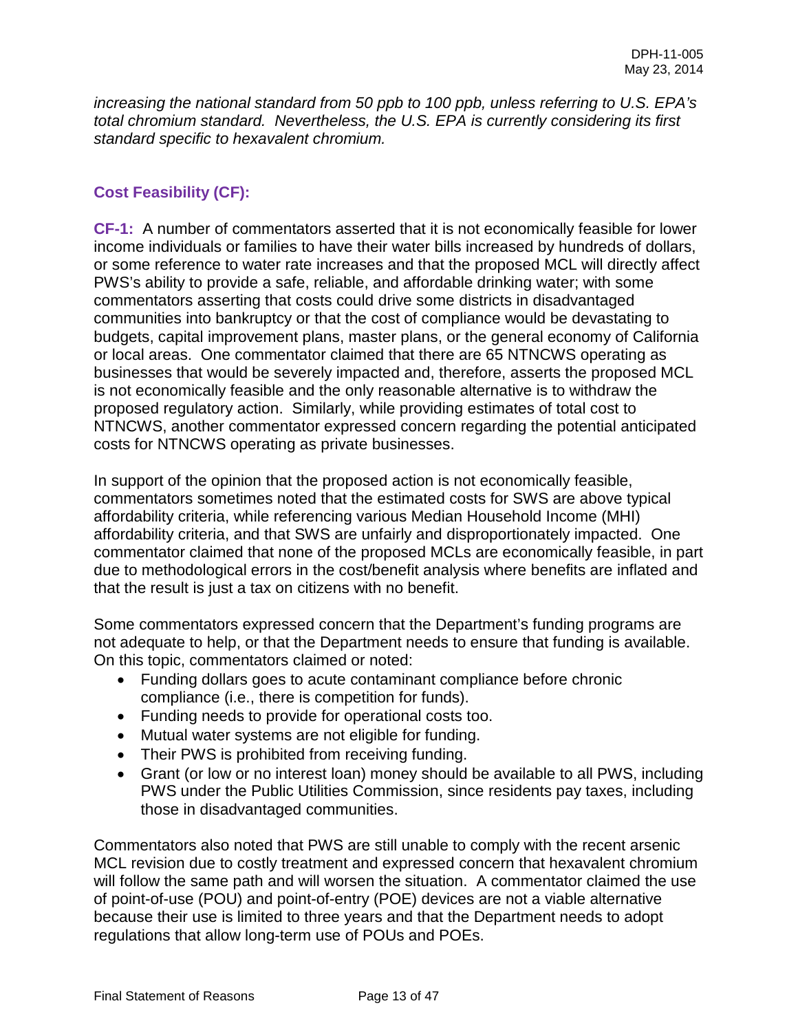*increasing the national standard from 50 ppb to 100 ppb, unless referring to U.S. EPA's total chromium standard. Nevertheless, the U.S. EPA is currently considering its first standard specific to hexavalent chromium.*

### Cost Feasibility (CF):

**CF-1:** A number of commentators asserted that it is not economically feasible for lower income individuals or families to have their water bills increased by hundreds of dollars, or some reference to water rate increases and that the proposed MCL will directly affect PWS's ability to provide a safe, reliable, and affordable drinking water; with some commentators asserting that costs could drive some districts in disadvantaged communities into bankruptcy or that the cost of compliance would be devastating to budgets, capital improvement plans, master plans, or the general economy of California or local areas. One commentator claimed that there are 65 NTNCWS operating as businesses that would be severely impacted and, therefore, asserts the proposed MCL is not economically feasible and the only reasonable alternative is to withdraw the proposed regulatory action. Similarly, while providing estimates of total cost to NTNCWS, another commentator expressed concern regarding the potential anticipated costs for NTNCWS operating as private businesses.

In support of the opinion that the proposed action is not economically feasible, commentators sometimes noted that the estimated costs for SWS are above typical affordability criteria, while referencing various Median Household Income (MHI) affordability criteria, and that SWS are unfairly and disproportionately impacted. One commentator claimed that none of the proposed MCLs are economically feasible, in part due to methodological errors in the cost/benefit analysis where benefits are inflated and that the result is just a tax on citizens with no benefit.

Some commentators expressed concern that the Department's funding programs are not adequate to help, or that the Department needs to ensure that funding is available. On this topic, commentators claimed or noted:

- Funding dollars goes to acute contaminant compliance before chronic compliance (i.e., there is competition for funds).
- Funding needs to provide for operational costs too.
- Mutual water systems are not eligible for funding.
- Their PWS is prohibited from receiving funding.
- Grant (or low or no interest loan) money should be available to all PWS, including PWS under the Public Utilities Commission, since residents pay taxes, including those in disadvantaged communities.

Commentators also noted that PWS are still unable to comply with the recent arsenic MCL revision due to costly treatment and expressed concern that hexavalent chromium will follow the same path and will worsen the situation. A commentator claimed the use of point-of-use (POU) and point-of-entry (POE) devices are not a viable alternative because their use is limited to three years and that the Department needs to adopt regulations that allow long-term use of POUs and POEs.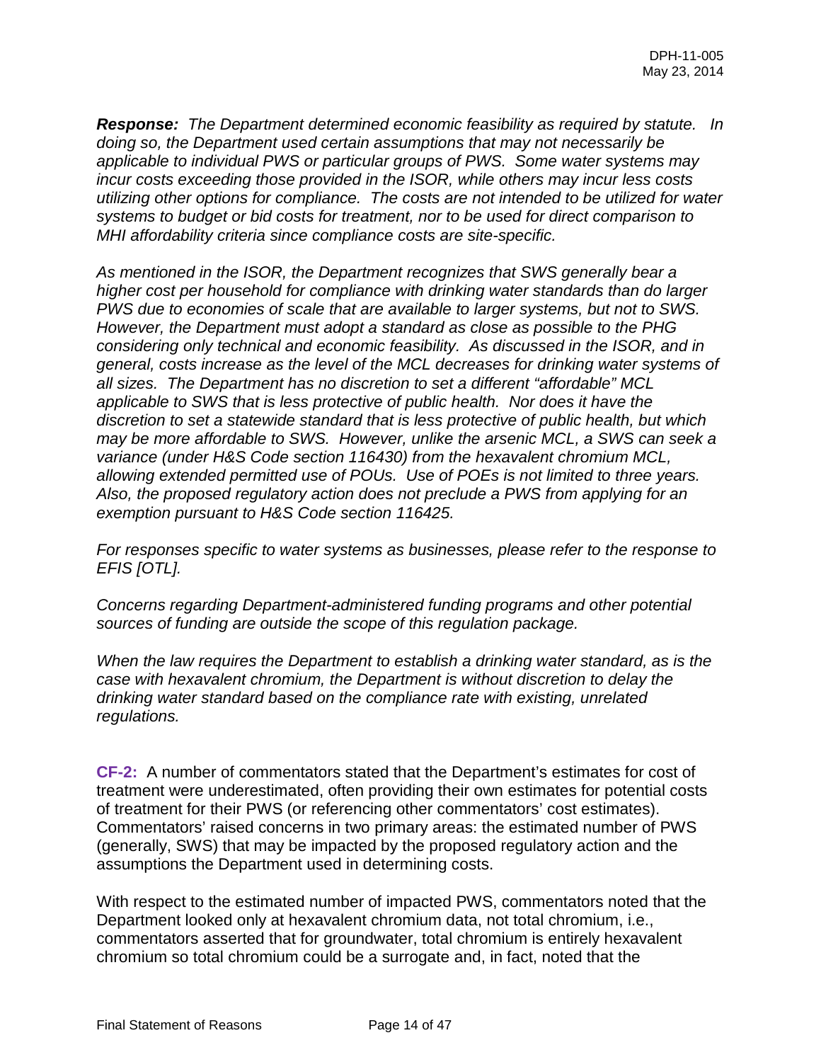***Response:*** *The Department determined economic feasibility as required by statute. In doing so, the Department used certain assumptions that may not necessarily be applicable to individual PWS or particular groups of PWS. Some water systems may incur costs exceeding those provided in the ISOR, while others may incur less costs utilizing other options for compliance. The costs are not intended to be utilized for water systems to budget or bid costs for treatment, nor to be used for direct comparison to MHI affordability criteria since compliance costs are site-specific.*

*As mentioned in the ISOR, the Department recognizes that SWS generally bear a higher cost per household for compliance with drinking water standards than do larger PWS due to economies of scale that are available to larger systems, but not to SWS. However, the Department must adopt a standard as close as possible to the PHG considering only technical and economic feasibility. As discussed in the ISOR, and in general, costs increase as the level of the MCL decreases for drinking water systems of all sizes. The Department has no discretion to set a different "affordable" MCL applicable to SWS that is less protective of public health. Nor does it have the discretion to set a statewide standard that is less protective of public health, but which may be more affordable to SWS. However, unlike the arsenic MCL, a SWS can seek a variance (under H&S Code section 116430) from the hexavalent chromium MCL, allowing extended permitted use of POUs. Use of POEs is not limited to three years. Also, the proposed regulatory action does not preclude a PWS from applying for an exemption pursuant to H&S Code section 116425.*

*For responses specific to water systems as businesses, please refer to the response to EFIS [OTL].*

*Concerns regarding Department-administered funding programs and other potential sources of funding are outside the scope of this regulation package.*

*When the law requires the Department to establish a drinking water standard, as is the case with hexavalent chromium, the Department is without discretion to delay the drinking water standard based on the compliance rate with existing, unrelated regulations.*

**CF-2:** A number of commentators stated that the Department's estimates for cost of treatment were underestimated, often providing their own estimates for potential costs of treatment for their PWS (or referencing other commentators' cost estimates). Commentators' raised concerns in two primary areas: the estimated number of PWS (generally, SWS) that may be impacted by the proposed regulatory action and the assumptions the Department used in determining costs.

With respect to the estimated number of impacted PWS, commentators noted that the Department looked only at hexavalent chromium data, not total chromium, i.e., commentators asserted that for groundwater, total chromium is entirely hexavalent chromium so total chromium could be a surrogate and, in fact, noted that the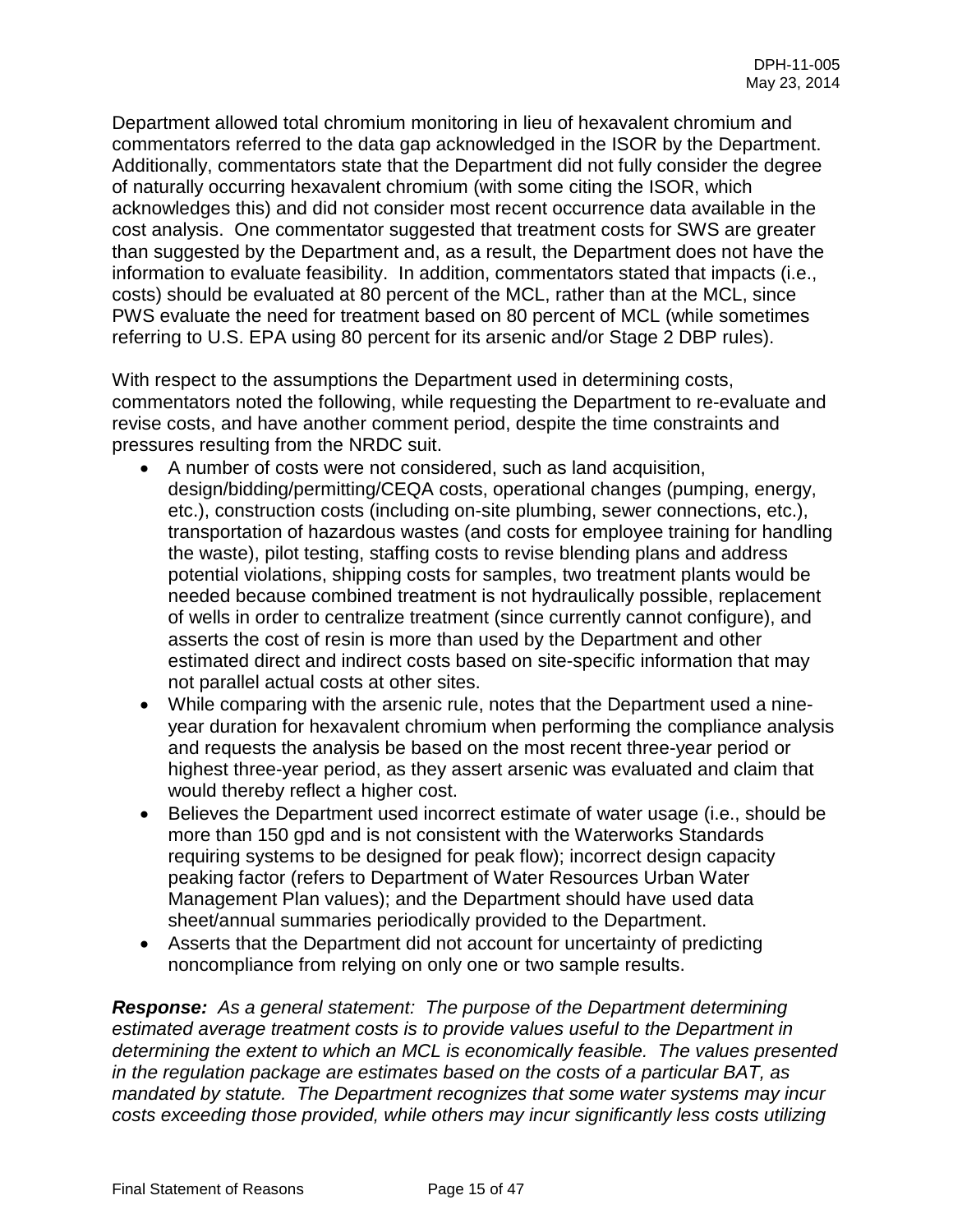Department allowed total chromium monitoring in lieu of hexavalent chromium and commentators referred to the data gap acknowledged in the ISOR by the Department. Additionally, commentators state that the Department did not fully consider the degree of naturally occurring hexavalent chromium (with some citing the ISOR, which acknowledges this) and did not consider most recent occurrence data available in the cost analysis. One commentator suggested that treatment costs for SWS are greater than suggested by the Department and, as a result, the Department does not have the information to evaluate feasibility. In addition, commentators stated that impacts (i.e., costs) should be evaluated at 80 percent of the MCL, rather than at the MCL, since PWS evaluate the need for treatment based on 80 percent of MCL (while sometimes referring to U.S. EPA using 80 percent for its arsenic and/or Stage 2 DBP rules).

With respect to the assumptions the Department used in determining costs, commentators noted the following, while requesting the Department to re-evaluate and revise costs, and have another comment period, despite the time constraints and pressures resulting from the NRDC suit.

- A number of costs were not considered, such as land acquisition, design/bidding/permitting/CEQA costs, operational changes (pumping, energy, etc.), construction costs (including on-site plumbing, sewer connections, etc.), transportation of hazardous wastes (and costs for employee training for handling the waste), pilot testing, staffing costs to revise blending plans and address potential violations, shipping costs for samples, two treatment plants would be needed because combined treatment is not hydraulically possible, replacement of wells in order to centralize treatment (since currently cannot configure), and asserts the cost of resin is more than used by the Department and other estimated direct and indirect costs based on site-specific information that may not parallel actual costs at other sites.
- While comparing with the arsenic rule, notes that the Department used a nine-year duration for hexavalent chromium when performing the compliance analysis and requests the analysis be based on the most recent three-year period or highest three-year period, as they assert arsenic was evaluated and claim that would thereby reflect a higher cost.
- Believes the Department used incorrect estimate of water usage (i.e., should be more than 150 gpd and is not consistent with the Waterworks Standards requiring systems to be designed for peak flow); incorrect design capacity peaking factor (refers to Department of Water Resources Urban Water Management Plan values); and the Department should have used data sheet/annual summaries periodically provided to the Department.
- Asserts that the Department did not account for uncertainty of predicting noncompliance from relying on only one or two sample results.

***Response:*** *As a general statement: The purpose of the Department determining estimated average treatment costs is to provide values useful to the Department in determining the extent to which an MCL is economically feasible. The values presented in the regulation package are estimates based on the costs of a particular BAT, as mandated by statute. The Department recognizes that some water systems may incur costs exceeding those provided, while others may incur significantly less costs utilizing*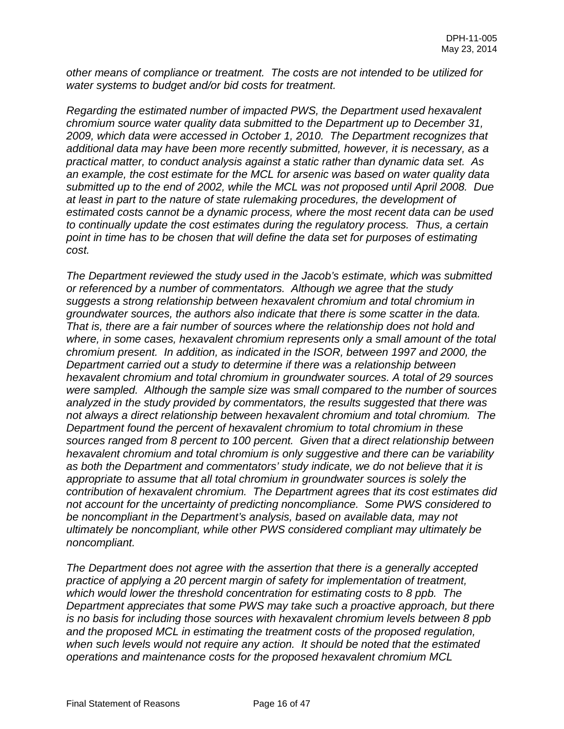*other means of compliance or treatment. The costs are not intended to be utilized for water systems to budget and/or bid costs for treatment.*

*Regarding the estimated number of impacted PWS, the Department used hexavalent chromium source water quality data submitted to the Department up to December 31, 2009, which data were accessed in October 1, 2010. The Department recognizes that additional data may have been more recently submitted, however, it is necessary, as a practical matter, to conduct analysis against a static rather than dynamic data set. As an example, the cost estimate for the MCL for arsenic was based on water quality data submitted up to the end of 2002, while the MCL was not proposed until April 2008. Due at least in part to the nature of state rulemaking procedures, the development of estimated costs cannot be a dynamic process, where the most recent data can be used to continually update the cost estimates during the regulatory process. Thus, a certain point in time has to be chosen that will define the data set for purposes of estimating cost.*

*The Department reviewed the study used in the Jacob's estimate, which was submitted or referenced by a number of commentators. Although we agree that the study suggests a strong relationship between hexavalent chromium and total chromium in groundwater sources, the authors also indicate that there is some scatter in the data. That is, there are a fair number of sources where the relationship does not hold and where, in some cases, hexavalent chromium represents only a small amount of the total chromium present. In addition, as indicated in the ISOR, between 1997 and 2000, the Department carried out a study to determine if there was a relationship between hexavalent chromium and total chromium in groundwater sources. A total of 29 sources were sampled. Although the sample size was small compared to the number of sources analyzed in the study provided by commentators, the results suggested that there was not always a direct relationship between hexavalent chromium and total chromium. The Department found the percent of hexavalent chromium to total chromium in these sources ranged from 8 percent to 100 percent. Given that a direct relationship between hexavalent chromium and total chromium is only suggestive and there can be variability as both the Department and commentators' study indicate, we do not believe that it is appropriate to assume that all total chromium in groundwater sources is solely the contribution of hexavalent chromium. The Department agrees that its cost estimates did not account for the uncertainty of predicting noncompliance. Some PWS considered to be noncompliant in the Department's analysis, based on available data, may not ultimately be noncompliant, while other PWS considered compliant may ultimately be noncompliant.*

*The Department does not agree with the assertion that there is a generally accepted practice of applying a 20 percent margin of safety for implementation of treatment, which would lower the threshold concentration for estimating costs to 8 ppb. The Department appreciates that some PWS may take such a proactive approach, but there is no basis for including those sources with hexavalent chromium levels between 8 ppb and the proposed MCL in estimating the treatment costs of the proposed regulation, when such levels would not require any action. It should be noted that the estimated operations and maintenance costs for the proposed hexavalent chromium MCL*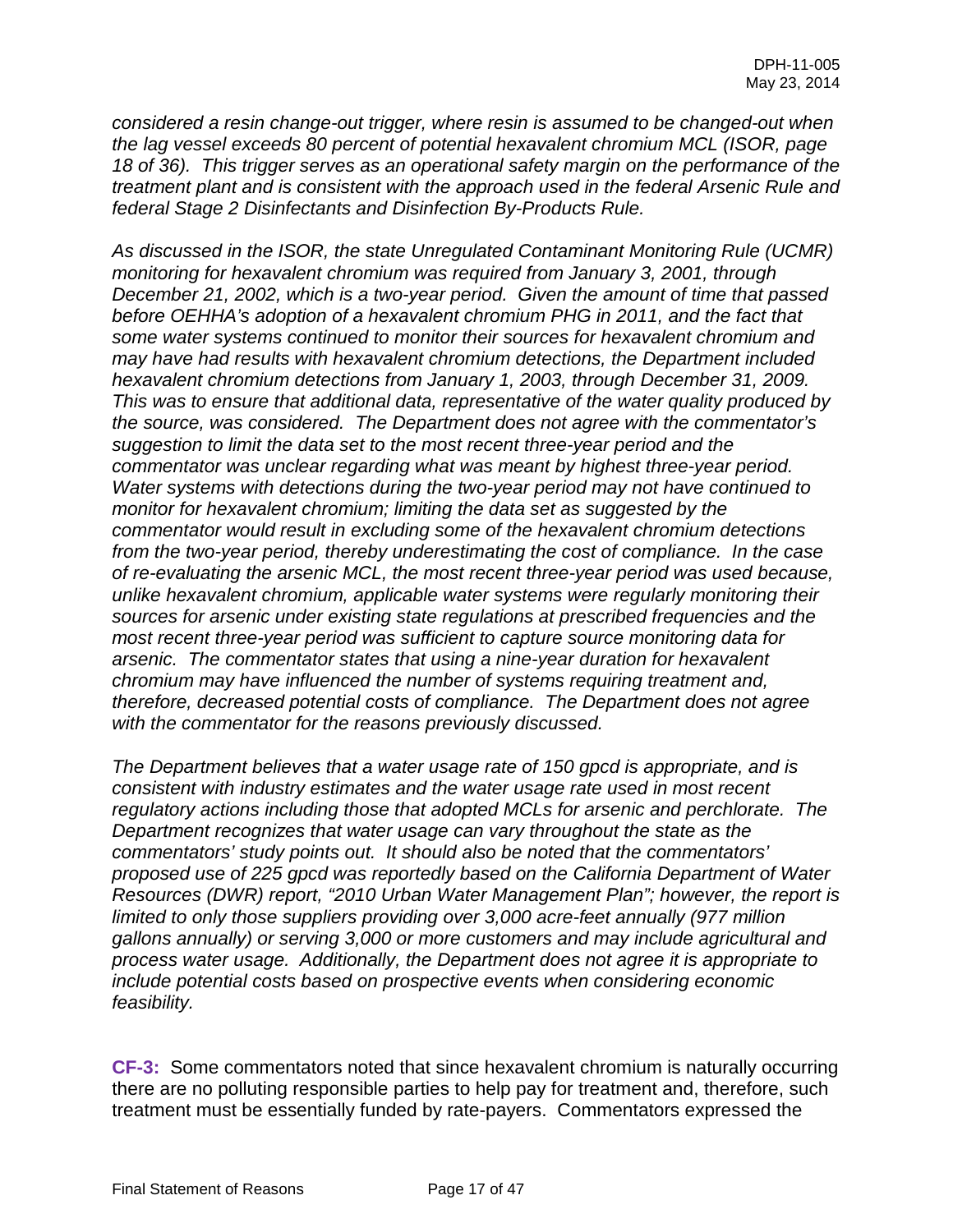*considered a resin change-out trigger, where resin is assumed to be changed-out when the lag vessel exceeds 80 percent of potential hexavalent chromium MCL (ISOR, page 18 of 36). This trigger serves as an operational safety margin on the performance of the treatment plant and is consistent with the approach used in the federal Arsenic Rule and federal Stage 2 Disinfectants and Disinfection By-Products Rule.*

*As discussed in the ISOR, the state Unregulated Contaminant Monitoring Rule (UCMR) monitoring for hexavalent chromium was required from January 3, 2001, through December 21, 2002, which is a two-year period. Given the amount of time that passed before OEHHA's adoption of a hexavalent chromium PHG in 2011, and the fact that some water systems continued to monitor their sources for hexavalent chromium and may have had results with hexavalent chromium detections, the Department included hexavalent chromium detections from January 1, 2003, through December 31, 2009. This was to ensure that additional data, representative of the water quality produced by the source, was considered. The Department does not agree with the commentator's suggestion to limit the data set to the most recent three-year period and the commentator was unclear regarding what was meant by highest three-year period. Water systems with detections during the two-year period may not have continued to monitor for hexavalent chromium; limiting the data set as suggested by the commentator would result in excluding some of the hexavalent chromium detections from the two-year period, thereby underestimating the cost of compliance. In the case of re-evaluating the arsenic MCL, the most recent three-year period was used because, unlike hexavalent chromium, applicable water systems were regularly monitoring their sources for arsenic under existing state regulations at prescribed frequencies and the most recent three-year period was sufficient to capture source monitoring data for arsenic. The commentator states that using a nine-year duration for hexavalent chromium may have influenced the number of systems requiring treatment and, therefore, decreased potential costs of compliance. The Department does not agree with the commentator for the reasons previously discussed.*

*The Department believes that a water usage rate of 150 gpcd is appropriate, and is consistent with industry estimates and the water usage rate used in most recent regulatory actions including those that adopted MCLs for arsenic and perchlorate. The Department recognizes that water usage can vary throughout the state as the commentators' study points out. It should also be noted that the commentators' proposed use of 225 gpcd was reportedly based on the California Department of Water Resources (DWR) report, "2010 Urban Water Management Plan"; however, the report is limited to only those suppliers providing over 3,000 acre-feet annually (977 million gallons annually) or serving 3,000 or more customers and may include agricultural and process water usage. Additionally, the Department does not agree it is appropriate to include potential costs based on prospective events when considering economic feasibility.*

**CF-3:** Some commentators noted that since hexavalent chromium is naturally occurring there are no polluting responsible parties to help pay for treatment and, therefore, such treatment must be essentially funded by rate-payers. Commentators expressed the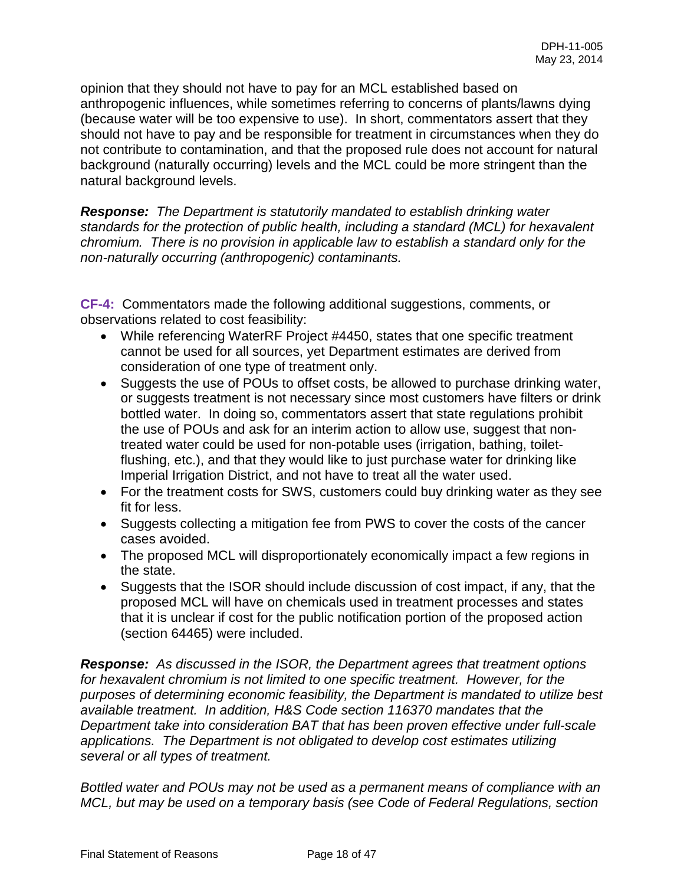opinion that they should not have to pay for an MCL established based on anthropogenic influences, while sometimes referring to concerns of plants/lawns dying (because water will be too expensive to use). In short, commentators assert that they should not have to pay and be responsible for treatment in circumstances when they do not contribute to contamination, and that the proposed rule does not account for natural background (naturally occurring) levels and the MCL could be more stringent than the natural background levels.

***Response:*** *The Department is statutorily mandated to establish drinking water standards for the protection of public health, including a standard (MCL) for hexavalent chromium. There is no provision in applicable law to establish a standard only for the non-naturally occurring (anthropogenic) contaminants.*

**CF-4:** Commentators made the following additional suggestions, comments, or observations related to cost feasibility:

- While referencing WaterRF Project #4450, states that one specific treatment cannot be used for all sources, yet Department estimates are derived from consideration of one type of treatment only.
- Suggests the use of POUs to offset costs, be allowed to purchase drinking water, or suggests treatment is not necessary since most customers have filters or drink bottled water. In doing so, commentators assert that state regulations prohibit the use of POUs and ask for an interim action to allow use, suggest that non-treated water could be used for non-potable uses (irrigation, bathing, toilet-flushing, etc.), and that they would like to just purchase water for drinking like Imperial Irrigation District, and not have to treat all the water used.
- For the treatment costs for SWS, customers could buy drinking water as they see fit for less.
- Suggests collecting a mitigation fee from PWS to cover the costs of the cancer cases avoided.
- The proposed MCL will disproportionately economically impact a few regions in the state.
- Suggests that the ISOR should include discussion of cost impact, if any, that the proposed MCL will have on chemicals used in treatment processes and states that it is unclear if cost for the public notification portion of the proposed action (section 64465) were included.

***Response:*** *As discussed in the ISOR, the Department agrees that treatment options for hexavalent chromium is not limited to one specific treatment. However, for the purposes of determining economic feasibility, the Department is mandated to utilize best available treatment. In addition, H&S Code section 116370 mandates that the Department take into consideration BAT that has been proven effective under full-scale applications. The Department is not obligated to develop cost estimates utilizing several or all types of treatment.*

*Bottled water and POUs may not be used as a permanent means of compliance with an MCL, but may be used on a temporary basis (see Code of Federal Regulations, section*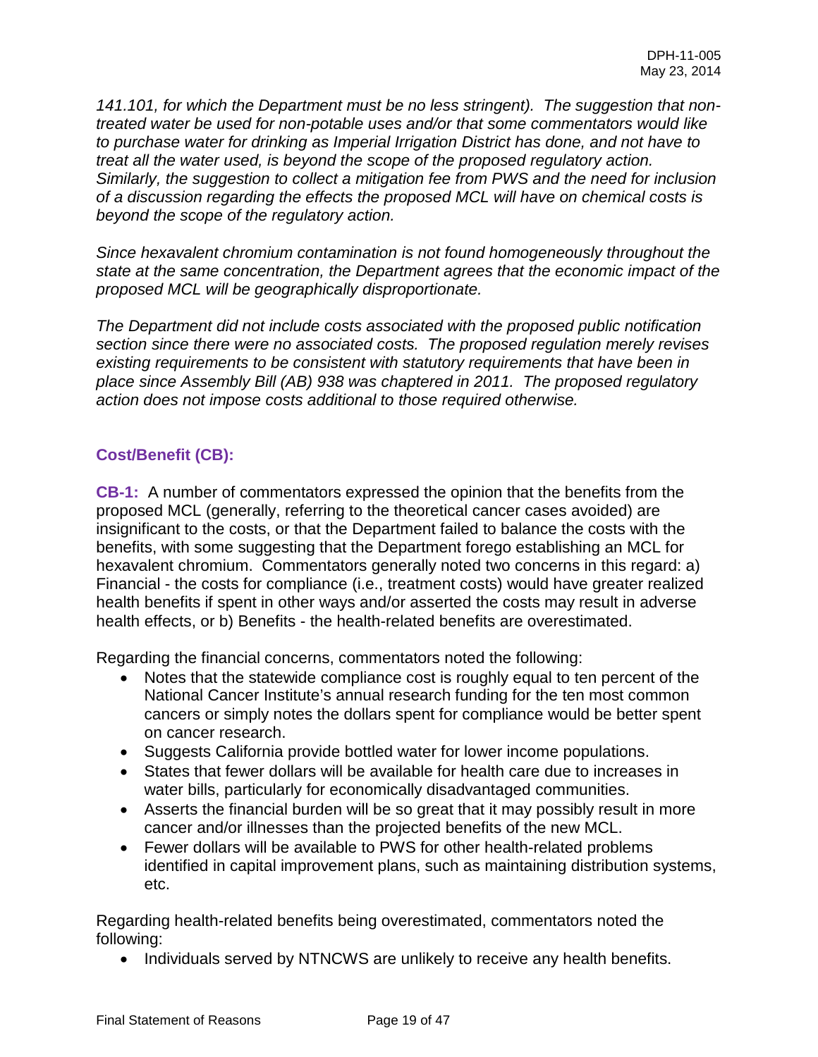*141.101, for which the Department must be no less stringent). The suggestion that non-treated water be used for non-potable uses and/or that some commentators would like to purchase water for drinking as Imperial Irrigation District has done, and not have to treat all the water used, is beyond the scope of the proposed regulatory action. Similarly, the suggestion to collect a mitigation fee from PWS and the need for inclusion of a discussion regarding the effects the proposed MCL will have on chemical costs is beyond the scope of the regulatory action.*

*Since hexavalent chromium contamination is not found homogeneously throughout the state at the same concentration, the Department agrees that the economic impact of the proposed MCL will be geographically disproportionate.*

*The Department did not include costs associated with the proposed public notification section since there were no associated costs. The proposed regulation merely revises existing requirements to be consistent with statutory requirements that have been in place since Assembly Bill (AB) 938 was chaptered in 2011. The proposed regulatory action does not impose costs additional to those required otherwise.*

### Cost/Benefit (CB):

**CB-1:** A number of commentators expressed the opinion that the benefits from the proposed MCL (generally, referring to the theoretical cancer cases avoided) are insignificant to the costs, or that the Department failed to balance the costs with the benefits, with some suggesting that the Department forego establishing an MCL for hexavalent chromium. Commentators generally noted two concerns in this regard: a) Financial - the costs for compliance (i.e., treatment costs) would have greater realized health benefits if spent in other ways and/or asserted the costs may result in adverse health effects, or b) Benefits - the health-related benefits are overestimated.

Regarding the financial concerns, commentators noted the following:

- Notes that the statewide compliance cost is roughly equal to ten percent of the National Cancer Institute's annual research funding for the ten most common cancers or simply notes the dollars spent for compliance would be better spent on cancer research.
- Suggests California provide bottled water for lower income populations.
- States that fewer dollars will be available for health care due to increases in water bills, particularly for economically disadvantaged communities.
- Asserts the financial burden will be so great that it may possibly result in more cancer and/or illnesses than the projected benefits of the new MCL.
- Fewer dollars will be available to PWS for other health-related problems identified in capital improvement plans, such as maintaining distribution systems, etc.

Regarding health-related benefits being overestimated, commentators noted the following:

- Individuals served by NTNCWS are unlikely to receive any health benefits.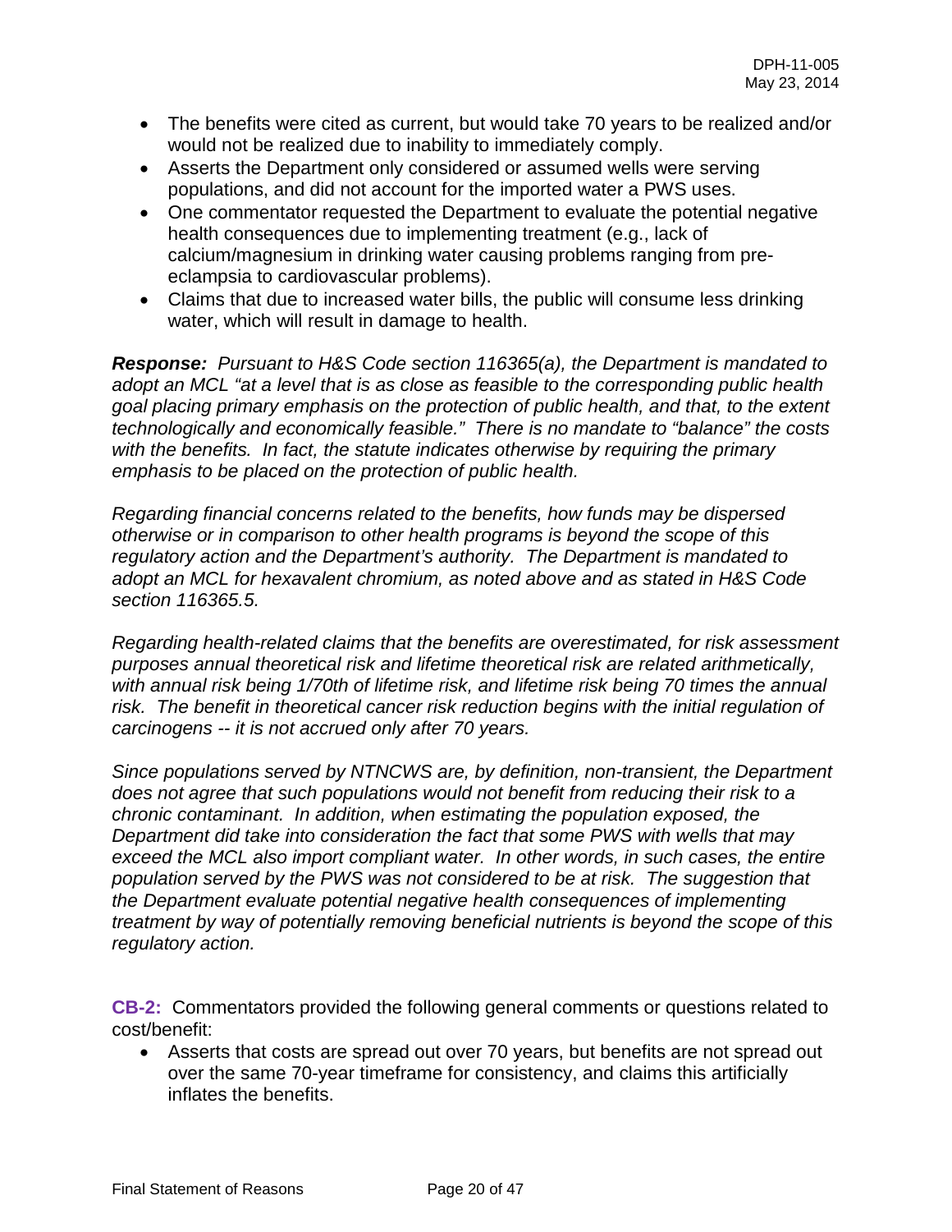- The benefits were cited as current, but would take 70 years to be realized and/or would not be realized due to inability to immediately comply.
- Asserts the Department only considered or assumed wells were serving populations, and did not account for the imported water a PWS uses.
- One commentator requested the Department to evaluate the potential negative health consequences due to implementing treatment (e.g., lack of calcium/magnesium in drinking water causing problems ranging from pre-eclampsia to cardiovascular problems).
- Claims that due to increased water bills, the public will consume less drinking water, which will result in damage to health.

***Response:*** *Pursuant to H&S Code section 116365(a), the Department is mandated to adopt an MCL "at a level that is as close as feasible to the corresponding public health goal placing primary emphasis on the protection of public health, and that, to the extent technologically and economically feasible." There is no mandate to "balance" the costs with the benefits. In fact, the statute indicates otherwise by requiring the primary emphasis to be placed on the protection of public health.*

*Regarding financial concerns related to the benefits, how funds may be dispersed otherwise or in comparison to other health programs is beyond the scope of this regulatory action and the Department's authority. The Department is mandated to adopt an MCL for hexavalent chromium, as noted above and as stated in H&S Code section 116365.5.*

*Regarding health-related claims that the benefits are overestimated, for risk assessment purposes annual theoretical risk and lifetime theoretical risk are related arithmetically, with annual risk being 1/70th of lifetime risk, and lifetime risk being 70 times the annual risk. The benefit in theoretical cancer risk reduction begins with the initial regulation of carcinogens -- it is not accrued only after 70 years.*

*Since populations served by NTNCWS are, by definition, non-transient, the Department does not agree that such populations would not benefit from reducing their risk to a chronic contaminant. In addition, when estimating the population exposed, the Department did take into consideration the fact that some PWS with wells that may exceed the MCL also import compliant water. In other words, in such cases, the entire population served by the PWS was not considered to be at risk. The suggestion that the Department evaluate potential negative health consequences of implementing treatment by way of potentially removing beneficial nutrients is beyond the scope of this regulatory action.*

**CB-2:** Commentators provided the following general comments or questions related to cost/benefit:

- Asserts that costs are spread out over 70 years, but benefits are not spread out over the same 70-year timeframe for consistency, and claims this artificially inflates the benefits.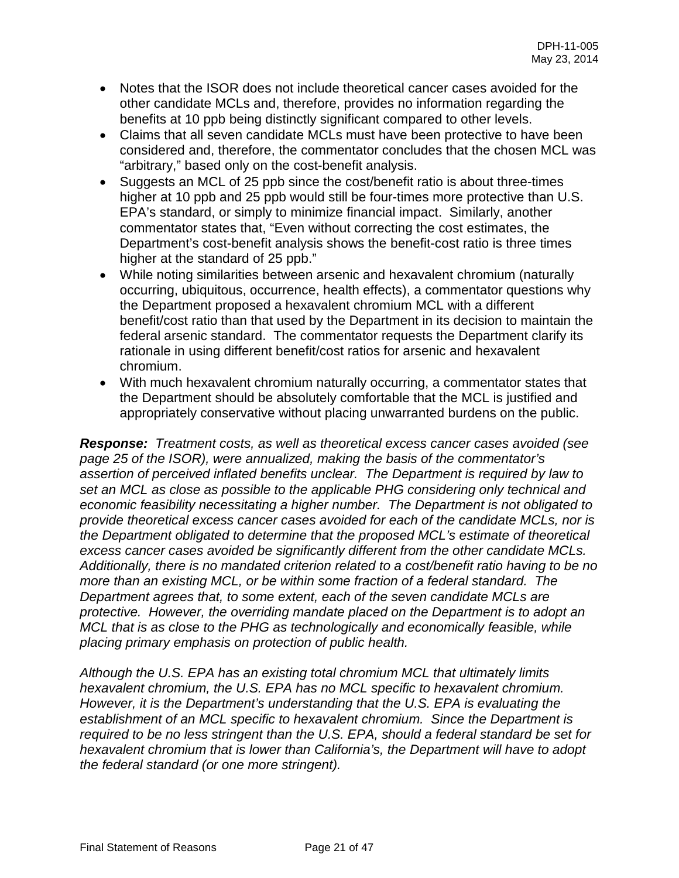- Notes that the ISOR does not include theoretical cancer cases avoided for the other candidate MCLs and, therefore, provides no information regarding the benefits at 10 ppb being distinctly significant compared to other levels.
- Claims that all seven candidate MCLs must have been protective to have been considered and, therefore, the commentator concludes that the chosen MCL was "arbitrary," based only on the cost-benefit analysis.
- Suggests an MCL of 25 ppb since the cost/benefit ratio is about three-times higher at 10 ppb and 25 ppb would still be four-times more protective than U.S. EPA's standard, or simply to minimize financial impact. Similarly, another commentator states that, "Even without correcting the cost estimates, the Department's cost-benefit analysis shows the benefit-cost ratio is three times higher at the standard of 25 ppb."
- While noting similarities between arsenic and hexavalent chromium (naturally occurring, ubiquitous, occurrence, health effects), a commentator questions why the Department proposed a hexavalent chromium MCL with a different benefit/cost ratio than that used by the Department in its decision to maintain the federal arsenic standard. The commentator requests the Department clarify its rationale in using different benefit/cost ratios for arsenic and hexavalent chromium.
- With much hexavalent chromium naturally occurring, a commentator states that the Department should be absolutely comfortable that the MCL is justified and appropriately conservative without placing unwarranted burdens on the public.

***Response:*** *Treatment costs, as well as theoretical excess cancer cases avoided (see page 25 of the ISOR), were annualized, making the basis of the commentator's assertion of perceived inflated benefits unclear. The Department is required by law to set an MCL as close as possible to the applicable PHG considering only technical and economic feasibility necessitating a higher number. The Department is not obligated to provide theoretical excess cancer cases avoided for each of the candidate MCLs, nor is the Department obligated to determine that the proposed MCL's estimate of theoretical excess cancer cases avoided be significantly different from the other candidate MCLs. Additionally, there is no mandated criterion related to a cost/benefit ratio having to be no more than an existing MCL, or be within some fraction of a federal standard. The Department agrees that, to some extent, each of the seven candidate MCLs are protective. However, the overriding mandate placed on the Department is to adopt an MCL that is as close to the PHG as technologically and economically feasible, while placing primary emphasis on protection of public health.*

*Although the U.S. EPA has an existing total chromium MCL that ultimately limits hexavalent chromium, the U.S. EPA has no MCL specific to hexavalent chromium. However, it is the Department's understanding that the U.S. EPA is evaluating the establishment of an MCL specific to hexavalent chromium. Since the Department is required to be no less stringent than the U.S. EPA, should a federal standard be set for hexavalent chromium that is lower than California's, the Department will have to adopt the federal standard (or one more stringent).*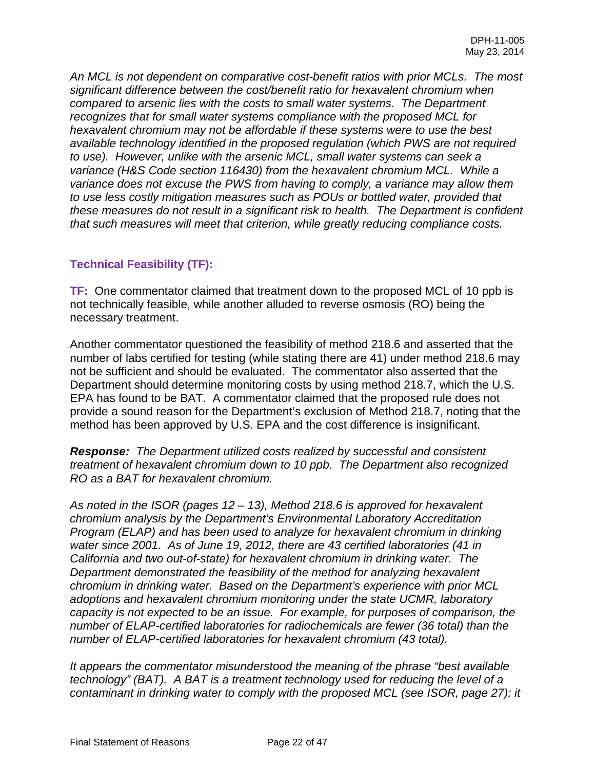*An MCL is not dependent on comparative cost-benefit ratios with prior MCLs. The most significant difference between the cost/benefit ratio for hexavalent chromium when compared to arsenic lies with the costs to small water systems. The Department recognizes that for small water systems compliance with the proposed MCL for hexavalent chromium may not be affordable if these systems were to use the best available technology identified in the proposed regulation (which PWS are not required to use). However, unlike with the arsenic MCL, small water systems can seek a variance (H&S Code section 116430) from the hexavalent chromium MCL. While a variance does not excuse the PWS from having to comply, a variance may allow them to use less costly mitigation measures such as POUs or bottled water, provided that these measures do not result in a significant risk to health. The Department is confident that such measures will meet that criterion, while greatly reducing compliance costs.*

### Technical Feasibility (TF):

**TF:** One commentator claimed that treatment down to the proposed MCL of 10 ppb is not technically feasible, while another alluded to reverse osmosis (RO) being the necessary treatment.

Another commentator questioned the feasibility of method 218.6 and asserted that the number of labs certified for testing (while stating there are 41) under method 218.6 may not be sufficient and should be evaluated. The commentator also asserted that the Department should determine monitoring costs by using method 218.7, which the U.S. EPA has found to be BAT. A commentator claimed that the proposed rule does not provide a sound reason for the Department's exclusion of Method 218.7, noting that the method has been approved by U.S. EPA and the cost difference is insignificant.

***Response:*** *The Department utilized costs realized by successful and consistent treatment of hexavalent chromium down to 10 ppb. The Department also recognized RO as a BAT for hexavalent chromium.*

*As noted in the ISOR (pages 12 – 13), Method 218.6 is approved for hexavalent chromium analysis by the Department's Environmental Laboratory Accreditation Program (ELAP) and has been used to analyze for hexavalent chromium in drinking water since 2001. As of June 19, 2012, there are 43 certified laboratories (41 in California and two out-of-state) for hexavalent chromium in drinking water. The Department demonstrated the feasibility of the method for analyzing hexavalent chromium in drinking water. Based on the Department's experience with prior MCL adoptions and hexavalent chromium monitoring under the state UCMR, laboratory capacity is not expected to be an issue. For example, for purposes of comparison, the number of ELAP-certified laboratories for radiochemicals are fewer (36 total) than the number of ELAP-certified laboratories for hexavalent chromium (43 total).*

*It appears the commentator misunderstood the meaning of the phrase "best available technology" (BAT). A BAT is a treatment technology used for reducing the level of a contaminant in drinking water to comply with the proposed MCL (see ISOR, page 27); it*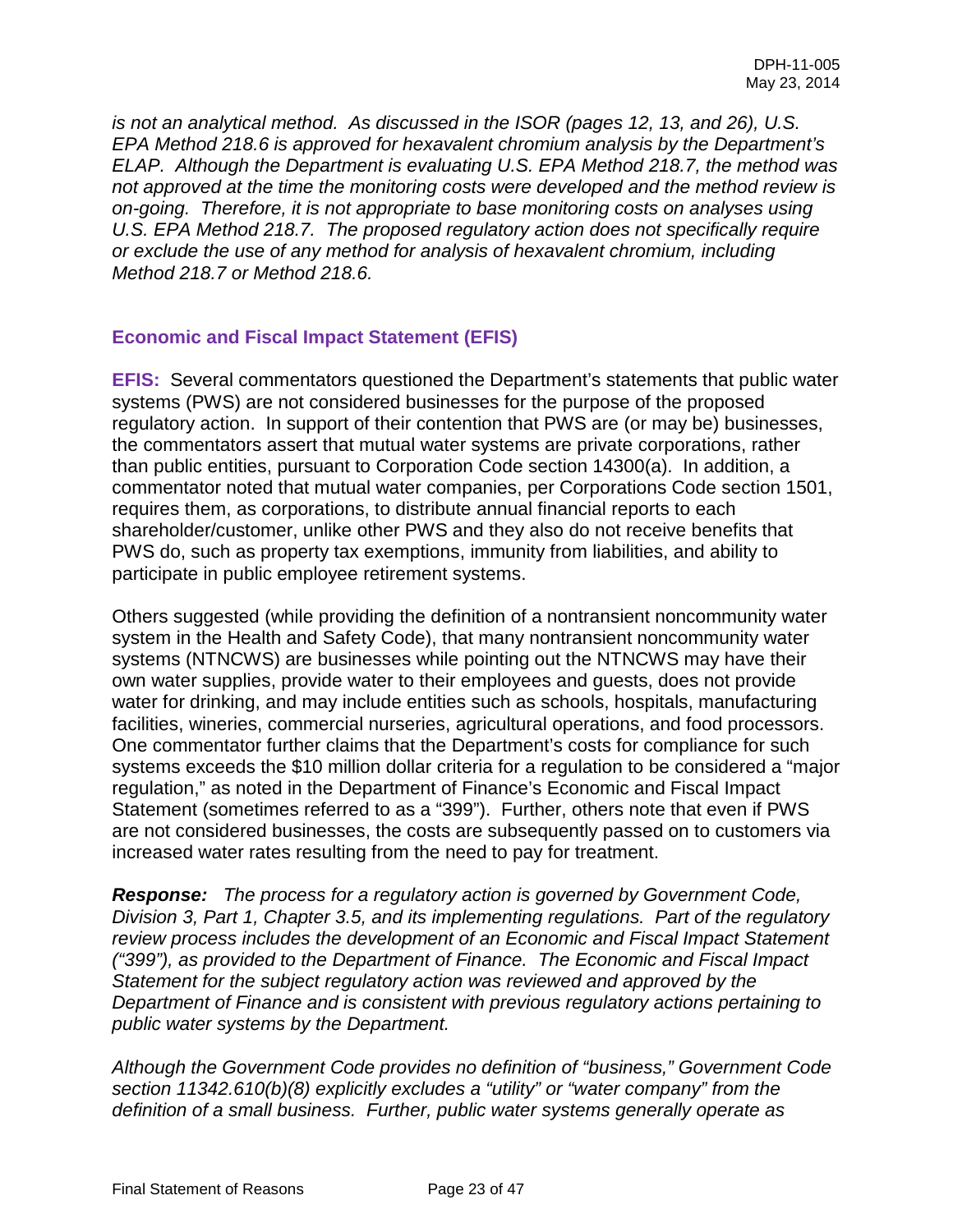*is not an analytical method. As discussed in the ISOR (pages 12, 13, and 26), U.S. EPA Method 218.6 is approved for hexavalent chromium analysis by the Department's ELAP. Although the Department is evaluating U.S. EPA Method 218.7, the method was not approved at the time the monitoring costs were developed and the method review is on-going. Therefore, it is not appropriate to base monitoring costs on analyses using U.S. EPA Method 218.7. The proposed regulatory action does not specifically require or exclude the use of any method for analysis of hexavalent chromium, including Method 218.7 or Method 218.6.*

## Economic and Fiscal Impact Statement (EFIS)

**EFIS:** Several commentators questioned the Department's statements that public water systems (PWS) are not considered businesses for the purpose of the proposed regulatory action. In support of their contention that PWS are (or may be) businesses, the commentators assert that mutual water systems are private corporations, rather than public entities, pursuant to Corporation Code section 14300(a). In addition, a commentator noted that mutual water companies, per Corporations Code section 1501, requires them, as corporations, to distribute annual financial reports to each shareholder/customer, unlike other PWS and they also do not receive benefits that PWS do, such as property tax exemptions, immunity from liabilities, and ability to participate in public employee retirement systems.

Others suggested (while providing the definition of a nontransient noncommunity water system in the Health and Safety Code), that many nontransient noncommunity water systems (NTNCWS) are businesses while pointing out the NTNCWS may have their own water supplies, provide water to their employees and guests, does not provide water for drinking, and may include entities such as schools, hospitals, manufacturing facilities, wineries, commercial nurseries, agricultural operations, and food processors. One commentator further claims that the Department's costs for compliance for such systems exceeds the $10 million dollar criteria for a regulation to be considered a "major regulation," as noted in the Department of Finance's Economic and Fiscal Impact Statement (sometimes referred to as a "399"). Further, others note that even if PWS are not considered businesses, the costs are subsequently passed on to customers via increased water rates resulting from the need to pay for treatment.

***Response:*** *The process for a regulatory action is governed by Government Code, Division 3, Part 1, Chapter 3.5, and its implementing regulations. Part of the regulatory review process includes the development of an Economic and Fiscal Impact Statement ("399"), as provided to the Department of Finance. The Economic and Fiscal Impact Statement for the subject regulatory action was reviewed and approved by the Department of Finance and is consistent with previous regulatory actions pertaining to public water systems by the Department.*

*Although the Government Code provides no definition of "business," Government Code section 11342.610(b)(8) explicitly excludes a "utility" or "water company" from the definition of a small business. Further, public water systems generally operate as*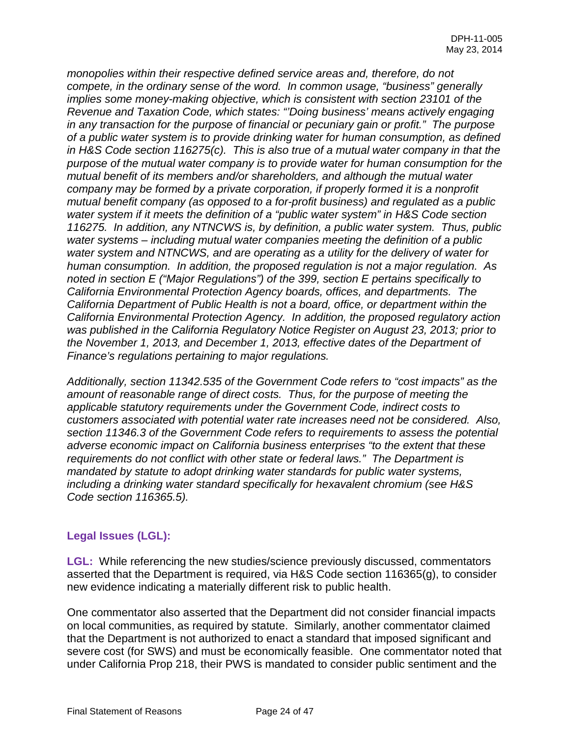*monopolies within their respective defined service areas and, therefore, do not compete, in the ordinary sense of the word. In common usage, "business" generally implies some money-making objective, which is consistent with section 23101 of the Revenue and Taxation Code, which states: "'Doing business' means actively engaging in any transaction for the purpose of financial or pecuniary gain or profit." The purpose of a public water system is to provide drinking water for human consumption, as defined in H&S Code section 116275(c). This is also true of a mutual water company in that the purpose of the mutual water company is to provide water for human consumption for the mutual benefit of its members and/or shareholders, and although the mutual water company may be formed by a private corporation, if properly formed it is a nonprofit mutual benefit company (as opposed to a for-profit business) and regulated as a public water system if it meets the definition of a "public water system" in H&S Code section 116275. In addition, any NTNCWS is, by definition, a public water system. Thus, public water systems – including mutual water companies meeting the definition of a public water system and NTNCWS, and are operating as a utility for the delivery of water for human consumption. In addition, the proposed regulation is not a major regulation. As noted in section E ("Major Regulations") of the 399, section E pertains specifically to California Environmental Protection Agency boards, offices, and departments. The California Department of Public Health is not a board, office, or department within the California Environmental Protection Agency. In addition, the proposed regulatory action was published in the California Regulatory Notice Register on August 23, 2013; prior to the November 1, 2013, and December 1, 2013, effective dates of the Department of Finance's regulations pertaining to major regulations.*

*Additionally, section 11342.535 of the Government Code refers to "cost impacts" as the amount of reasonable range of direct costs. Thus, for the purpose of meeting the applicable statutory requirements under the Government Code, indirect costs to customers associated with potential water rate increases need not be considered. Also, section 11346.3 of the Government Code refers to requirements to assess the potential adverse economic impact on California business enterprises "to the extent that these requirements do not conflict with other state or federal laws." The Department is mandated by statute to adopt drinking water standards for public water systems, including a drinking water standard specifically for hexavalent chromium (see H&S Code section 116365.5).*

### Legal Issues (LGL):

**LGL:** While referencing the new studies/science previously discussed, commentators asserted that the Department is required, via H&S Code section 116365(g), to consider new evidence indicating a materially different risk to public health.

One commentator also asserted that the Department did not consider financial impacts on local communities, as required by statute. Similarly, another commentator claimed that the Department is not authorized to enact a standard that imposed significant and severe cost (for SWS) and must be economically feasible. One commentator noted that under California Prop 218, their PWS is mandated to consider public sentiment and the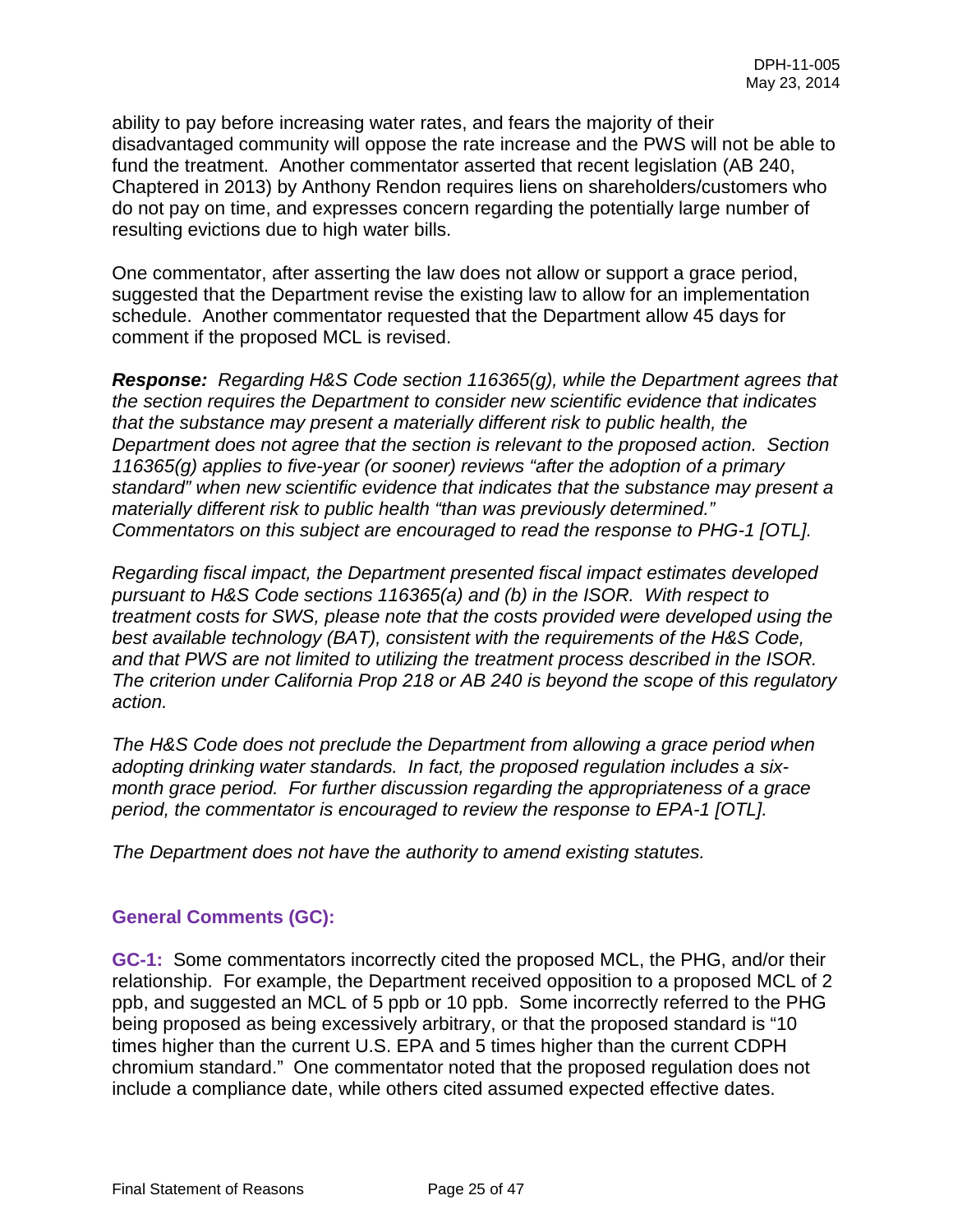ability to pay before increasing water rates, and fears the majority of their disadvantaged community will oppose the rate increase and the PWS will not be able to fund the treatment. Another commentator asserted that recent legislation (AB 240, Chaptered in 2013) by Anthony Rendon requires liens on shareholders/customers who do not pay on time, and expresses concern regarding the potentially large number of resulting evictions due to high water bills.

One commentator, after asserting the law does not allow or support a grace period, suggested that the Department revise the existing law to allow for an implementation schedule. Another commentator requested that the Department allow 45 days for comment if the proposed MCL is revised.

***Response:*** *Regarding H&S Code section 116365(g), while the Department agrees that the section requires the Department to consider new scientific evidence that indicates that the substance may present a materially different risk to public health, the Department does not agree that the section is relevant to the proposed action. Section 116365(g) applies to five-year (or sooner) reviews "after the adoption of a primary standard" when new scientific evidence that indicates that the substance may present a materially different risk to public health "than was previously determined." Commentators on this subject are encouraged to read the response to PHG-1 [OTL].*

*Regarding fiscal impact, the Department presented fiscal impact estimates developed pursuant to H&S Code sections 116365(a) and (b) in the ISOR. With respect to treatment costs for SWS, please note that the costs provided were developed using the best available technology (BAT), consistent with the requirements of the H&S Code, and that PWS are not limited to utilizing the treatment process described in the ISOR. The criterion under California Prop 218 or AB 240 is beyond the scope of this regulatory action.*

*The H&S Code does not preclude the Department from allowing a grace period when adopting drinking water standards. In fact, the proposed regulation includes a six-month grace period. For further discussion regarding the appropriateness of a grace period, the commentator is encouraged to review the response to EPA-1 [OTL].*

*The Department does not have the authority to amend existing statutes.*

## General Comments (GC):

**GC-1:** Some commentators incorrectly cited the proposed MCL, the PHG, and/or their relationship. For example, the Department received opposition to a proposed MCL of 2 ppb, and suggested an MCL of 5 ppb or 10 ppb. Some incorrectly referred to the PHG being proposed as being excessively arbitrary, or that the proposed standard is "10 times higher than the current U.S. EPA and 5 times higher than the current CDPH chromium standard." One commentator noted that the proposed regulation does not include a compliance date, while others cited assumed expected effective dates.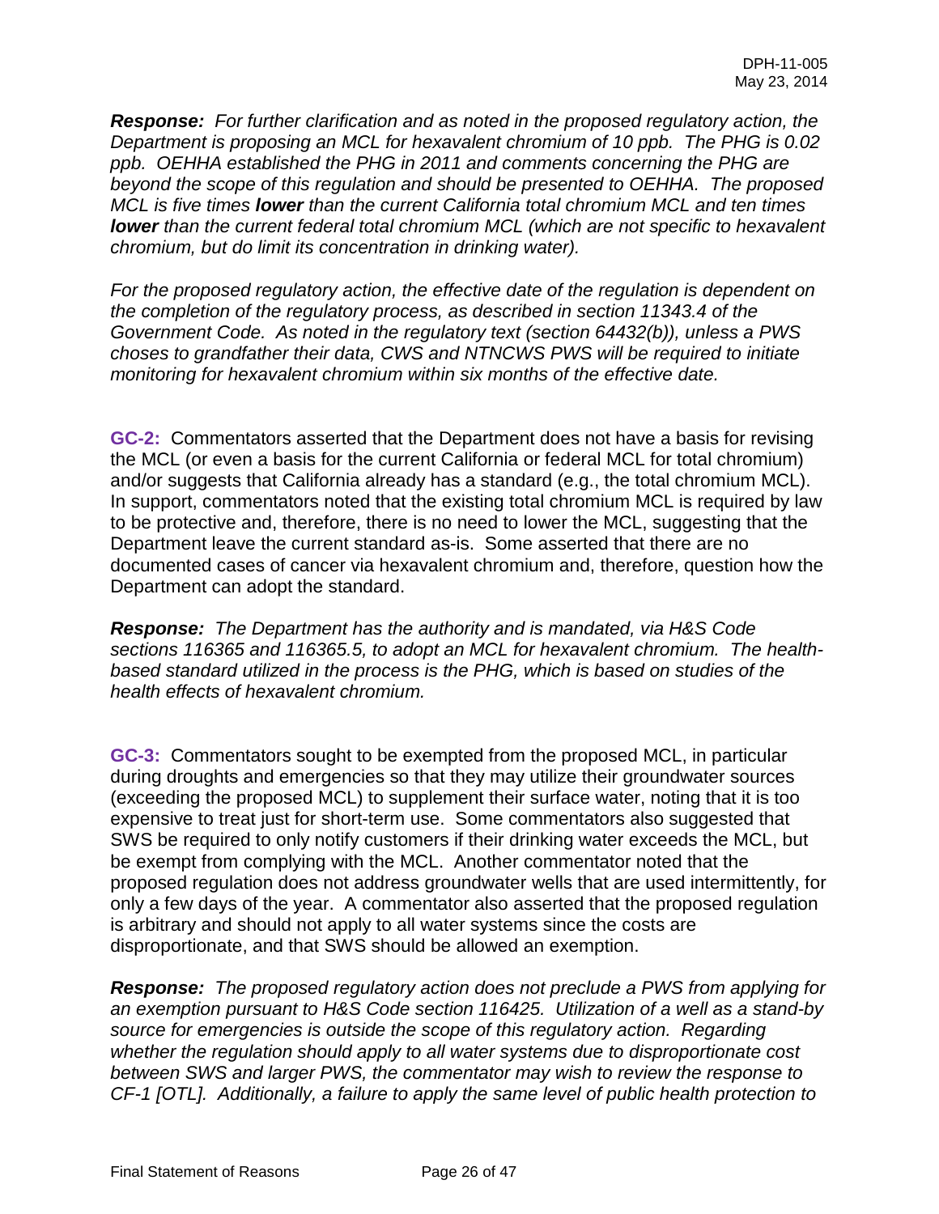***Response:*** *For further clarification and as noted in the proposed regulatory action, the Department is proposing an MCL for hexavalent chromium of 10 ppb. The PHG is 0.02 ppb. OEHHA established the PHG in 2011 and comments concerning the PHG are beyond the scope of this regulation and should be presented to OEHHA. The proposed MCL is five times **lower** than the current California total chromium MCL and ten times **lower** than the current federal total chromium MCL (which are not specific to hexavalent chromium, but do limit its concentration in drinking water).*

*For the proposed regulatory action, the effective date of the regulation is dependent on the completion of the regulatory process, as described in section 11343.4 of the Government Code. As noted in the regulatory text (section 64432(b)), unless a PWS choses to grandfather their data, CWS and NTNCWS PWS will be required to initiate monitoring for hexavalent chromium within six months of the effective date.*

**GC-2:** Commentators asserted that the Department does not have a basis for revising the MCL (or even a basis for the current California or federal MCL for total chromium) and/or suggests that California already has a standard (e.g., the total chromium MCL). In support, commentators noted that the existing total chromium MCL is required by law to be protective and, therefore, there is no need to lower the MCL, suggesting that the Department leave the current standard as-is. Some asserted that there are no documented cases of cancer via hexavalent chromium and, therefore, question how the Department can adopt the standard.

***Response:*** *The Department has the authority and is mandated, via H&S Code sections 116365 and 116365.5, to adopt an MCL for hexavalent chromium. The health-based standard utilized in the process is the PHG, which is based on studies of the health effects of hexavalent chromium.*

**GC-3:** Commentators sought to be exempted from the proposed MCL, in particular during droughts and emergencies so that they may utilize their groundwater sources (exceeding the proposed MCL) to supplement their surface water, noting that it is too expensive to treat just for short-term use. Some commentators also suggested that SWS be required to only notify customers if their drinking water exceeds the MCL, but be exempt from complying with the MCL. Another commentator noted that the proposed regulation does not address groundwater wells that are used intermittently, for only a few days of the year. A commentator also asserted that the proposed regulation is arbitrary and should not apply to all water systems since the costs are disproportionate, and that SWS should be allowed an exemption.

***Response:*** *The proposed regulatory action does not preclude a PWS from applying for an exemption pursuant to H&S Code section 116425. Utilization of a well as a stand-by source for emergencies is outside the scope of this regulatory action. Regarding whether the regulation should apply to all water systems due to disproportionate cost between SWS and larger PWS, the commentator may wish to review the response to CF-1 [OTL]. Additionally, a failure to apply the same level of public health protection to*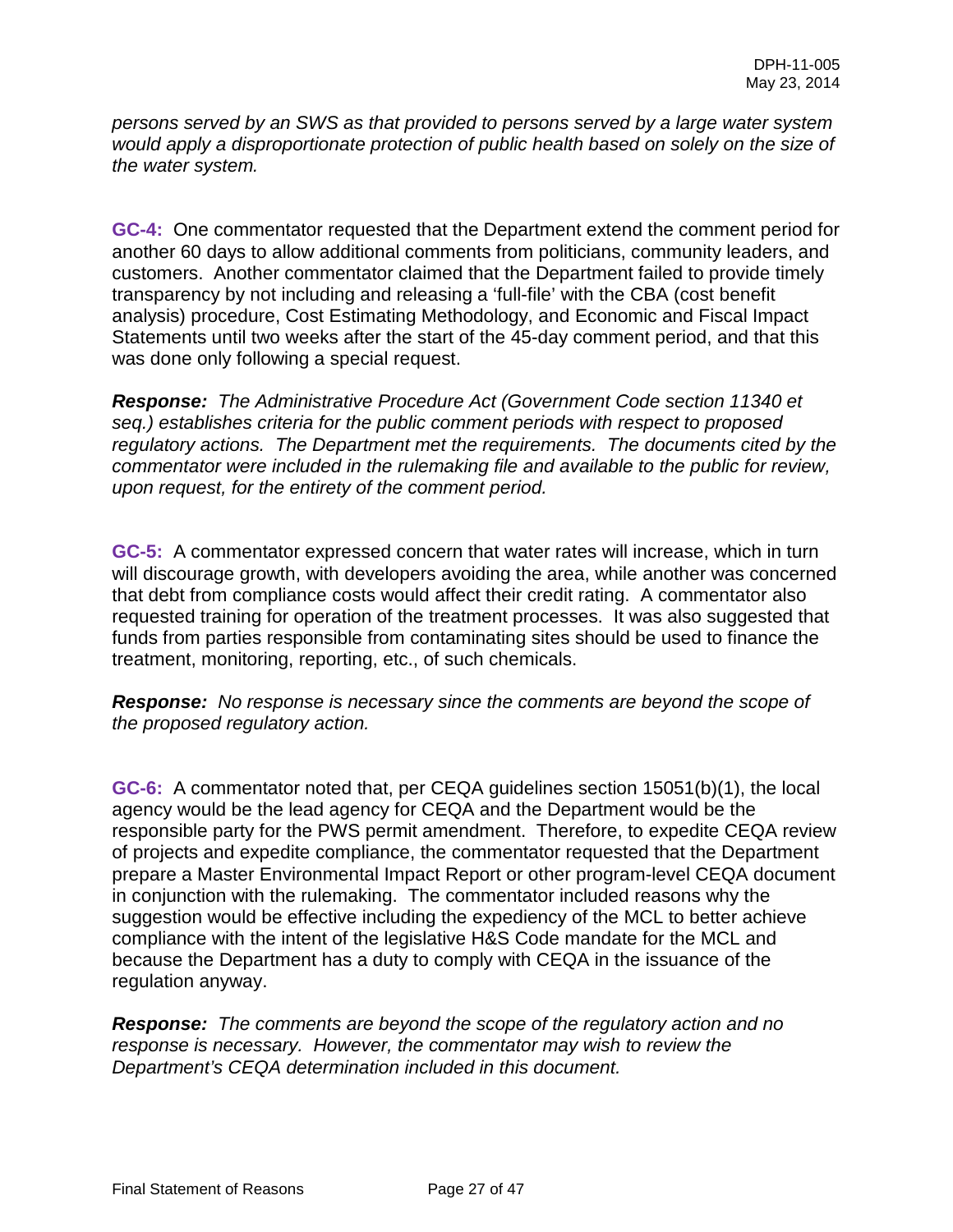*persons served by an SWS as that provided to persons served by a large water system would apply a disproportionate protection of public health based on solely on the size of the water system.*

**GC-4:** One commentator requested that the Department extend the comment period for another 60 days to allow additional comments from politicians, community leaders, and customers. Another commentator claimed that the Department failed to provide timely transparency by not including and releasing a 'full-file' with the CBA (cost benefit analysis) procedure, Cost Estimating Methodology, and Economic and Fiscal Impact Statements until two weeks after the start of the 45-day comment period, and that this was done only following a special request.

***Response:*** *The Administrative Procedure Act (Government Code section 11340 et seq.) establishes criteria for the public comment periods with respect to proposed regulatory actions. The Department met the requirements. The documents cited by the commentator were included in the rulemaking file and available to the public for review, upon request, for the entirety of the comment period.*

**GC-5:** A commentator expressed concern that water rates will increase, which in turn will discourage growth, with developers avoiding the area, while another was concerned that debt from compliance costs would affect their credit rating. A commentator also requested training for operation of the treatment processes. It was also suggested that funds from parties responsible from contaminating sites should be used to finance the treatment, monitoring, reporting, etc., of such chemicals.

***Response:*** *No response is necessary since the comments are beyond the scope of the proposed regulatory action.*

**GC-6:** A commentator noted that, per CEQA guidelines section 15051(b)(1), the local agency would be the lead agency for CEQA and the Department would be the responsible party for the PWS permit amendment. Therefore, to expedite CEQA review of projects and expedite compliance, the commentator requested that the Department prepare a Master Environmental Impact Report or other program-level CEQA document in conjunction with the rulemaking. The commentator included reasons why the suggestion would be effective including the expediency of the MCL to better achieve compliance with the intent of the legislative H&S Code mandate for the MCL and because the Department has a duty to comply with CEQA in the issuance of the regulation anyway.

***Response:*** *The comments are beyond the scope of the regulatory action and no response is necessary. However, the commentator may wish to review the Department's CEQA determination included in this document.*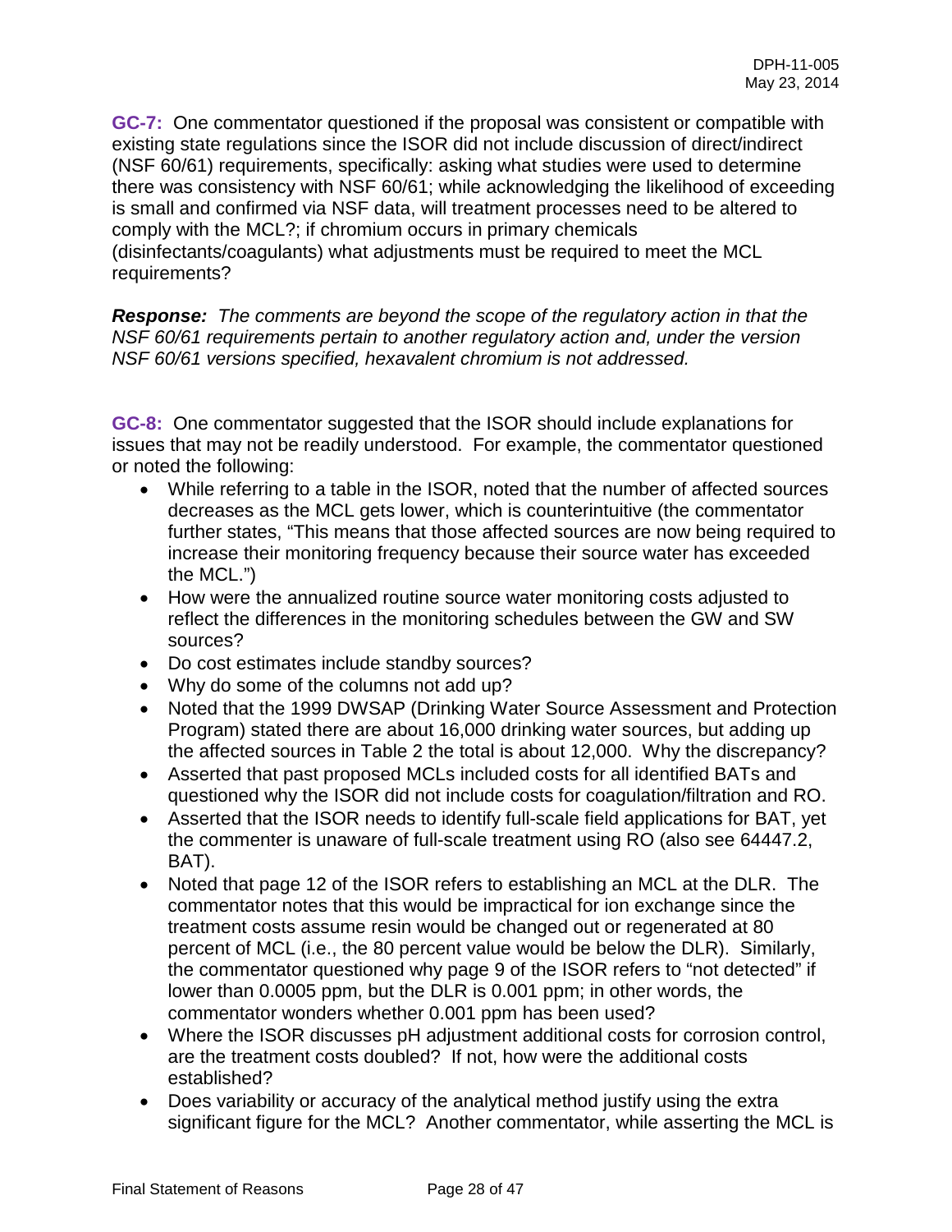**GC-7:** One commentator questioned if the proposal was consistent or compatible with existing state regulations since the ISOR did not include discussion of direct/indirect (NSF 60/61) requirements, specifically: asking what studies were used to determine there was consistency with NSF 60/61; while acknowledging the likelihood of exceeding is small and confirmed via NSF data, will treatment processes need to be altered to comply with the MCL?; if chromium occurs in primary chemicals (disinfectants/coagulants) what adjustments must be required to meet the MCL requirements?

***Response:*** *The comments are beyond the scope of the regulatory action in that the NSF 60/61 requirements pertain to another regulatory action and, under the version NSF 60/61 versions specified, hexavalent chromium is not addressed.*

**GC-8:** One commentator suggested that the ISOR should include explanations for issues that may not be readily understood. For example, the commentator questioned or noted the following:

- While referring to a table in the ISOR, noted that the number of affected sources decreases as the MCL gets lower, which is counterintuitive (the commentator further states, "This means that those affected sources are now being required to increase their monitoring frequency because their source water has exceeded the MCL.")
- How were the annualized routine source water monitoring costs adjusted to reflect the differences in the monitoring schedules between the GW and SW sources?
- Do cost estimates include standby sources?
- Why do some of the columns not add up?
- Noted that the 1999 DWSAP (Drinking Water Source Assessment and Protection Program) stated there are about 16,000 drinking water sources, but adding up the affected sources in Table 2 the total is about 12,000. Why the discrepancy?
- Asserted that past proposed MCLs included costs for all identified BATs and questioned why the ISOR did not include costs for coagulation/filtration and RO.
- Asserted that the ISOR needs to identify full-scale field applications for BAT, yet the commenter is unaware of full-scale treatment using RO (also see 64447.2, BAT).
- Noted that page 12 of the ISOR refers to establishing an MCL at the DLR. The commentator notes that this would be impractical for ion exchange since the treatment costs assume resin would be changed out or regenerated at 80 percent of MCL (i.e., the 80 percent value would be below the DLR). Similarly, the commentator questioned why page 9 of the ISOR refers to "not detected" if lower than 0.0005 ppm, but the DLR is 0.001 ppm; in other words, the commentator wonders whether 0.001 ppm has been used?
- Where the ISOR discusses pH adjustment additional costs for corrosion control, are the treatment costs doubled? If not, how were the additional costs established?
- Does variability or accuracy of the analytical method justify using the extra significant figure for the MCL? Another commentator, while asserting the MCL is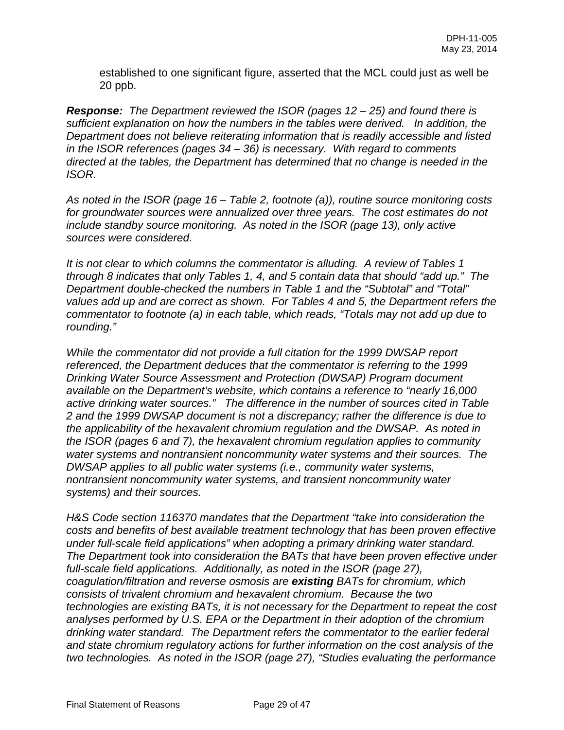established to one significant figure, asserted that the MCL could just as well be 20 ppb.

***Response:*** *The Department reviewed the ISOR (pages 12 – 25) and found there is sufficient explanation on how the numbers in the tables were derived. In addition, the Department does not believe reiterating information that is readily accessible and listed in the ISOR references (pages 34 – 36) is necessary. With regard to comments directed at the tables, the Department has determined that no change is needed in the ISOR.*

*As noted in the ISOR (page 16 – Table 2, footnote (a)), routine source monitoring costs for groundwater sources were annualized over three years. The cost estimates do not include standby source monitoring. As noted in the ISOR (page 13), only active sources were considered.*

*It is not clear to which columns the commentator is alluding. A review of Tables 1 through 8 indicates that only Tables 1, 4, and 5 contain data that should "add up." The Department double-checked the numbers in Table 1 and the "Subtotal" and "Total" values add up and are correct as shown. For Tables 4 and 5, the Department refers the commentator to footnote (a) in each table, which reads, "Totals may not add up due to rounding."*

*While the commentator did not provide a full citation for the 1999 DWSAP report referenced, the Department deduces that the commentator is referring to the 1999 Drinking Water Source Assessment and Protection (DWSAP) Program document available on the Department's website, which contains a reference to "nearly 16,000 active drinking water sources." The difference in the number of sources cited in Table 2 and the 1999 DWSAP document is not a discrepancy; rather the difference is due to the applicability of the hexavalent chromium regulation and the DWSAP. As noted in the ISOR (pages 6 and 7), the hexavalent chromium regulation applies to community water systems and nontransient noncommunity water systems and their sources. The DWSAP applies to all public water systems (i.e., community water systems, nontransient noncommunity water systems, and transient noncommunity water systems) and their sources.*

*H&S Code section 116370 mandates that the Department "take into consideration the costs and benefits of best available treatment technology that has been proven effective under full-scale field applications" when adopting a primary drinking water standard. The Department took into consideration the BATs that have been proven effective under full-scale field applications. Additionally, as noted in the ISOR (page 27), coagulation/filtration and reverse osmosis are* ***existing*** *BATs for chromium, which consists of trivalent chromium and hexavalent chromium. Because the two technologies are existing BATs, it is not necessary for the Department to repeat the cost analyses performed by U.S. EPA or the Department in their adoption of the chromium drinking water standard. The Department refers the commentator to the earlier federal and state chromium regulatory actions for further information on the cost analysis of the two technologies. As noted in the ISOR (page 27), "Studies evaluating the performance*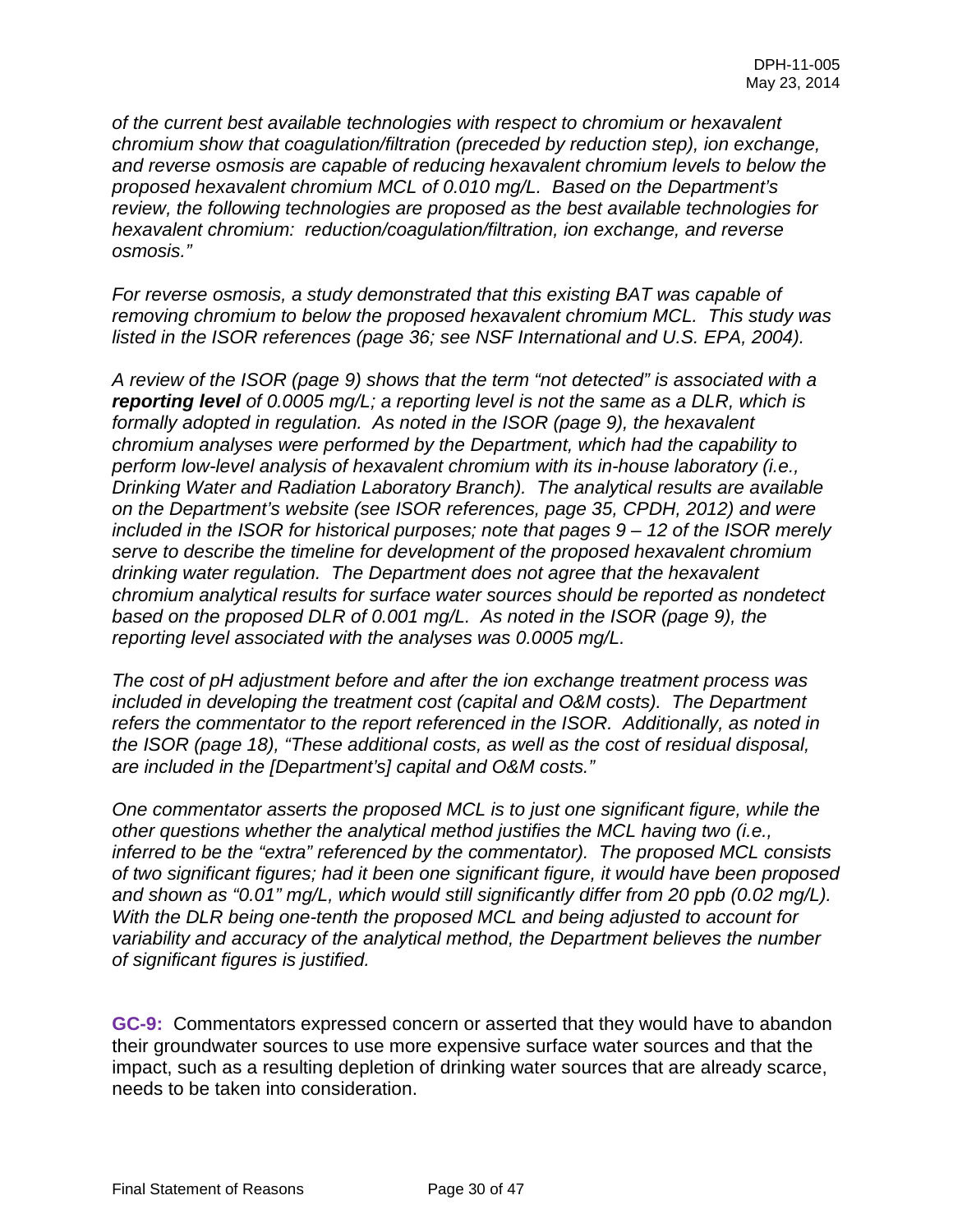*of the current best available technologies with respect to chromium or hexavalent chromium show that coagulation/filtration (preceded by reduction step), ion exchange, and reverse osmosis are capable of reducing hexavalent chromium levels to below the proposed hexavalent chromium MCL of 0.010 mg/L. Based on the Department's review, the following technologies are proposed as the best available technologies for hexavalent chromium: reduction/coagulation/filtration, ion exchange, and reverse osmosis."*

*For reverse osmosis, a study demonstrated that this existing BAT was capable of removing chromium to below the proposed hexavalent chromium MCL. This study was listed in the ISOR references (page 36; see NSF International and U.S. EPA, 2004).*

*A review of the ISOR (page 9) shows that the term "not detected" is associated with a* ***reporting level*** *of 0.0005 mg/L; a reporting level is not the same as a DLR, which is formally adopted in regulation. As noted in the ISOR (page 9), the hexavalent chromium analyses were performed by the Department, which had the capability to perform low-level analysis of hexavalent chromium with its in-house laboratory (i.e., Drinking Water and Radiation Laboratory Branch). The analytical results are available on the Department's website (see ISOR references, page 35, CPDH, 2012) and were included in the ISOR for historical purposes; note that pages 9 – 12 of the ISOR merely serve to describe the timeline for development of the proposed hexavalent chromium drinking water regulation. The Department does not agree that the hexavalent chromium analytical results for surface water sources should be reported as nondetect based on the proposed DLR of 0.001 mg/L. As noted in the ISOR (page 9), the reporting level associated with the analyses was 0.0005 mg/L.*

*The cost of pH adjustment before and after the ion exchange treatment process was included in developing the treatment cost (capital and O&M costs). The Department refers the commentator to the report referenced in the ISOR. Additionally, as noted in the ISOR (page 18), "These additional costs, as well as the cost of residual disposal, are included in the [Department's] capital and O&M costs."*

*One commentator asserts the proposed MCL is to just one significant figure, while the other questions whether the analytical method justifies the MCL having two (i.e., inferred to be the "extra" referenced by the commentator). The proposed MCL consists of two significant figures; had it been one significant figure, it would have been proposed and shown as "0.01" mg/L, which would still significantly differ from 20 ppb (0.02 mg/L). With the DLR being one-tenth the proposed MCL and being adjusted to account for variability and accuracy of the analytical method, the Department believes the number of significant figures is justified.*

**GC-9:** Commentators expressed concern or asserted that they would have to abandon their groundwater sources to use more expensive surface water sources and that the impact, such as a resulting depletion of drinking water sources that are already scarce, needs to be taken into consideration.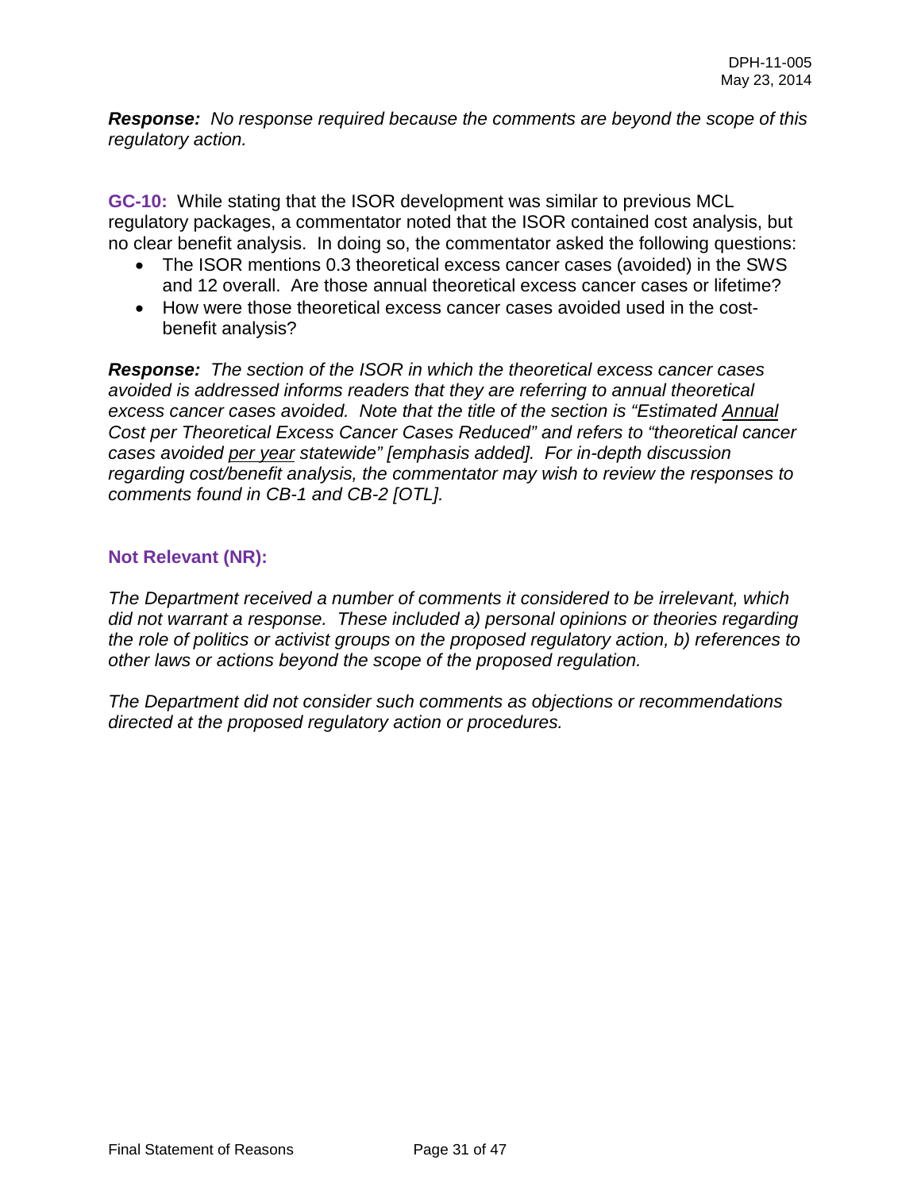***Response:*** *No response required because the comments are beyond the scope of this regulatory action.*

**GC-10:** While stating that the ISOR development was similar to previous MCL regulatory packages, a commentator noted that the ISOR contained cost analysis, but no clear benefit analysis. In doing so, the commentator asked the following questions:

- The ISOR mentions 0.3 theoretical excess cancer cases (avoided) in the SWS and 12 overall. Are those annual theoretical excess cancer cases or lifetime?
- How were those theoretical excess cancer cases avoided used in the cost-benefit analysis?

***Response:*** *The section of the ISOR in which the theoretical excess cancer cases avoided is addressed informs readers that they are referring to annual theoretical excess cancer cases avoided. Note that the title of the section is "Estimated <u>Annual</u> Cost per Theoretical Excess Cancer Cases Reduced" and refers to "theoretical cancer cases avoided <u>per year</u> statewide" [emphasis added]. For in-depth discussion regarding cost/benefit analysis, the commentator may wish to review the responses to comments found in CB-1 and CB-2 [OTL].*

**Not Relevant (NR):**

*The Department received a number of comments it considered to be irrelevant, which did not warrant a response. These included a) personal opinions or theories regarding the role of politics or activist groups on the proposed regulatory action, b) references to other laws or actions beyond the scope of the proposed regulation.*

*The Department did not consider such comments as objections or recommendations directed at the proposed regulatory action or procedures.*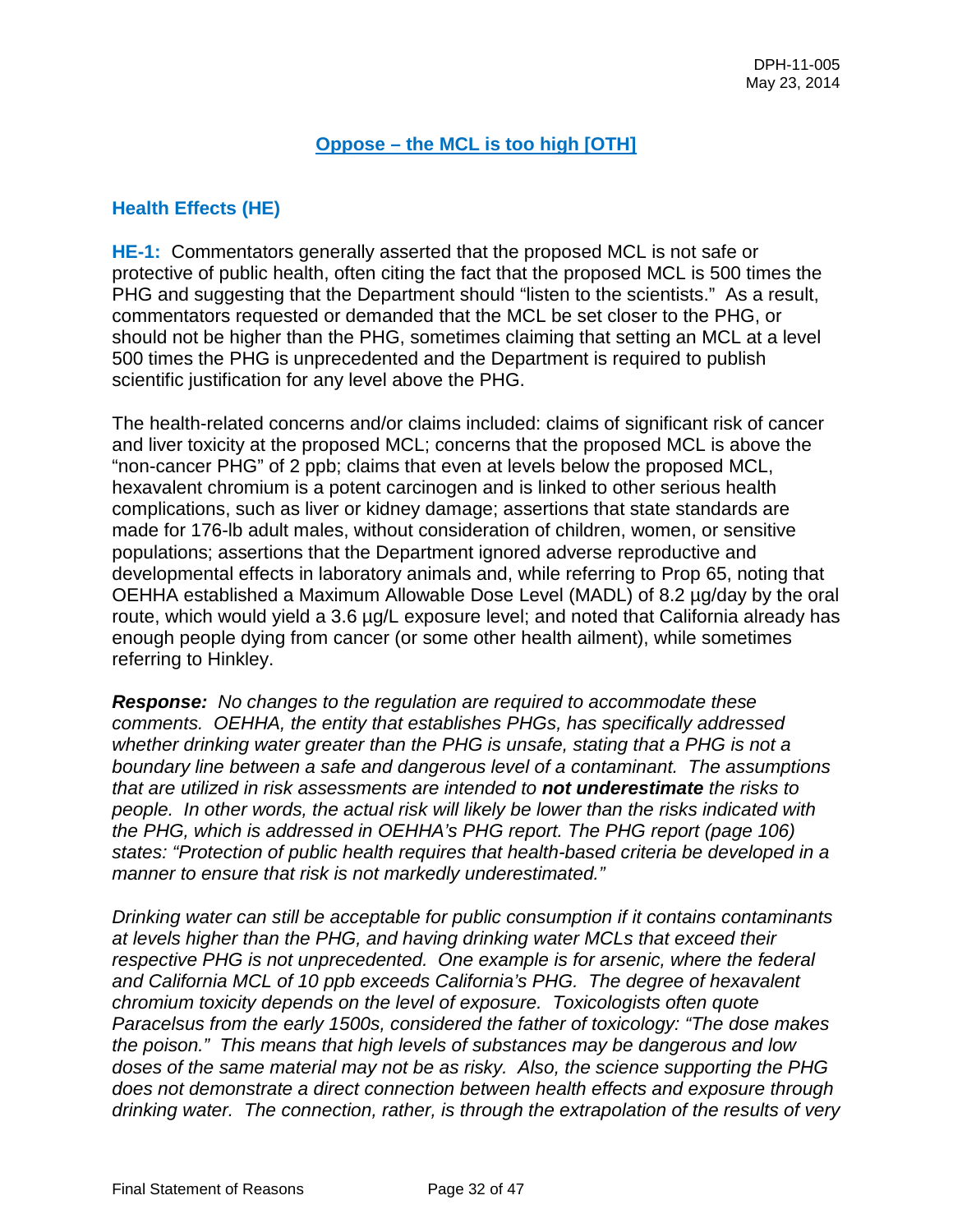## Oppose – the MCL is too high [OTH]

### Health Effects (HE)

**HE-1:** Commentators generally asserted that the proposed MCL is not safe or protective of public health, often citing the fact that the proposed MCL is 500 times the PHG and suggesting that the Department should "listen to the scientists." As a result, commentators requested or demanded that the MCL be set closer to the PHG, or should not be higher than the PHG, sometimes claiming that setting an MCL at a level 500 times the PHG is unprecedented and the Department is required to publish scientific justification for any level above the PHG.

The health-related concerns and/or claims included: claims of significant risk of cancer and liver toxicity at the proposed MCL; concerns that the proposed MCL is above the "non-cancer PHG" of 2 ppb; claims that even at levels below the proposed MCL, hexavalent chromium is a potent carcinogen and is linked to other serious health complications, such as liver or kidney damage; assertions that state standards are made for 176-lb adult males, without consideration of children, women, or sensitive populations; assertions that the Department ignored adverse reproductive and developmental effects in laboratory animals and, while referring to Prop 65, noting that OEHHA established a Maximum Allowable Dose Level (MADL) of 8.2 µg/day by the oral route, which would yield a 3.6 µg/L exposure level; and noted that California already has enough people dying from cancer (or some other health ailment), while sometimes referring to Hinkley.

***Response:*** *No changes to the regulation are required to accommodate these comments. OEHHA, the entity that establishes PHGs, has specifically addressed whether drinking water greater than the PHG is unsafe, stating that a PHG is not a boundary line between a safe and dangerous level of a contaminant. The assumptions that are utilized in risk assessments are intended to* ***not underestimate*** *the risks to people. In other words, the actual risk will likely be lower than the risks indicated with the PHG, which is addressed in OEHHA's PHG report. The PHG report (page 106) states: "Protection of public health requires that health-based criteria be developed in a manner to ensure that risk is not markedly underestimated."*

*Drinking water can still be acceptable for public consumption if it contains contaminants at levels higher than the PHG, and having drinking water MCLs that exceed their respective PHG is not unprecedented. One example is for arsenic, where the federal and California MCL of 10 ppb exceeds California's PHG. The degree of hexavalent chromium toxicity depends on the level of exposure. Toxicologists often quote Paracelsus from the early 1500s, considered the father of toxicology: "The dose makes the poison." This means that high levels of substances may be dangerous and low doses of the same material may not be as risky. Also, the science supporting the PHG does not demonstrate a direct connection between health effects and exposure through drinking water. The connection, rather, is through the extrapolation of the results of very*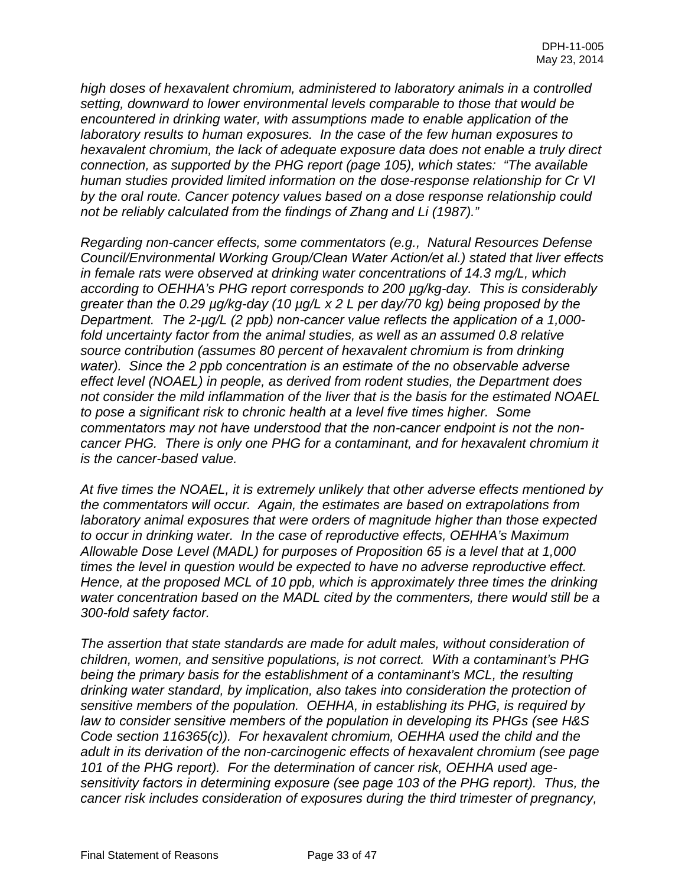*high doses of hexavalent chromium, administered to laboratory animals in a controlled setting, downward to lower environmental levels comparable to those that would be encountered in drinking water, with assumptions made to enable application of the laboratory results to human exposures. In the case of the few human exposures to hexavalent chromium, the lack of adequate exposure data does not enable a truly direct connection, as supported by the PHG report (page 105), which states: "The available human studies provided limited information on the dose-response relationship for Cr VI by the oral route. Cancer potency values based on a dose response relationship could not be reliably calculated from the findings of Zhang and Li (1987)."*

*Regarding non-cancer effects, some commentators (e.g., Natural Resources Defense Council/Environmental Working Group/Clean Water Action/et al.) stated that liver effects in female rats were observed at drinking water concentrations of 14.3 mg/L, which according to OEHHA's PHG report corresponds to 200 µg/kg-day. This is considerably greater than the 0.29 µg/kg-day (10 µg/L x 2 L per day/70 kg) being proposed by the Department. The 2-µg/L (2 ppb) non-cancer value reflects the application of a 1,000-fold uncertainty factor from the animal studies, as well as an assumed 0.8 relative source contribution (assumes 80 percent of hexavalent chromium is from drinking water). Since the 2 ppb concentration is an estimate of the no observable adverse effect level (NOAEL) in people, as derived from rodent studies, the Department does not consider the mild inflammation of the liver that is the basis for the estimated NOAEL to pose a significant risk to chronic health at a level five times higher. Some commentators may not have understood that the non-cancer endpoint is not the non-cancer PHG. There is only one PHG for a contaminant, and for hexavalent chromium it is the cancer-based value.*

*At five times the NOAEL, it is extremely unlikely that other adverse effects mentioned by the commentators will occur. Again, the estimates are based on extrapolations from laboratory animal exposures that were orders of magnitude higher than those expected to occur in drinking water. In the case of reproductive effects, OEHHA's Maximum Allowable Dose Level (MADL) for purposes of Proposition 65 is a level that at 1,000 times the level in question would be expected to have no adverse reproductive effect. Hence, at the proposed MCL of 10 ppb, which is approximately three times the drinking water concentration based on the MADL cited by the commenters, there would still be a 300-fold safety factor.*

*The assertion that state standards are made for adult males, without consideration of children, women, and sensitive populations, is not correct. With a contaminant's PHG being the primary basis for the establishment of a contaminant's MCL, the resulting drinking water standard, by implication, also takes into consideration the protection of sensitive members of the population. OEHHA, in establishing its PHG, is required by law to consider sensitive members of the population in developing its PHGs (see H&S Code section 116365(c)). For hexavalent chromium, OEHHA used the child and the adult in its derivation of the non-carcinogenic effects of hexavalent chromium (see page 101 of the PHG report). For the determination of cancer risk, OEHHA used age-sensitivity factors in determining exposure (see page 103 of the PHG report). Thus, the cancer risk includes consideration of exposures during the third trimester of pregnancy,*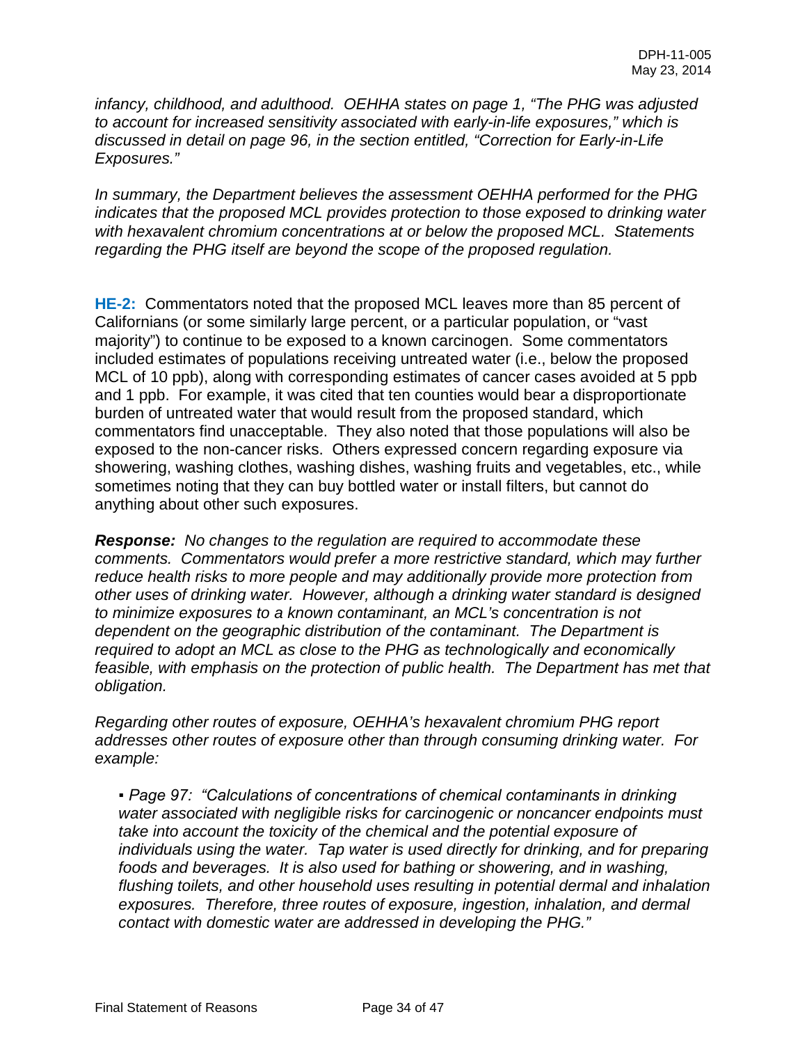*infancy, childhood, and adulthood. OEHHA states on page 1, "The PHG was adjusted to account for increased sensitivity associated with early-in-life exposures," which is discussed in detail on page 96, in the section entitled, "Correction for Early-in-Life Exposures."*

*In summary, the Department believes the assessment OEHHA performed for the PHG indicates that the proposed MCL provides protection to those exposed to drinking water with hexavalent chromium concentrations at or below the proposed MCL. Statements regarding the PHG itself are beyond the scope of the proposed regulation.*

**HE-2:** Commentators noted that the proposed MCL leaves more than 85 percent of Californians (or some similarly large percent, or a particular population, or "vast majority") to continue to be exposed to a known carcinogen. Some commentators included estimates of populations receiving untreated water (i.e., below the proposed MCL of 10 ppb), along with corresponding estimates of cancer cases avoided at 5 ppb and 1 ppb. For example, it was cited that ten counties would bear a disproportionate burden of untreated water that would result from the proposed standard, which commentators find unacceptable. They also noted that those populations will also be exposed to the non-cancer risks. Others expressed concern regarding exposure via showering, washing clothes, washing dishes, washing fruits and vegetables, etc., while sometimes noting that they can buy bottled water or install filters, but cannot do anything about other such exposures.

***Response:*** *No changes to the regulation are required to accommodate these comments. Commentators would prefer a more restrictive standard, which may further reduce health risks to more people and may additionally provide more protection from other uses of drinking water. However, although a drinking water standard is designed to minimize exposures to a known contaminant, an MCL's concentration is not dependent on the geographic distribution of the contaminant. The Department is required to adopt an MCL as close to the PHG as technologically and economically feasible, with emphasis on the protection of public health. The Department has met that obligation.*

*Regarding other routes of exposure, OEHHA's hexavalent chromium PHG report addresses other routes of exposure other than through consuming drinking water. For example:*

- *Page 97: "Calculations of concentrations of chemical contaminants in drinking water associated with negligible risks for carcinogenic or noncancer endpoints must take into account the toxicity of the chemical and the potential exposure of individuals using the water. Tap water is used directly for drinking, and for preparing foods and beverages. It is also used for bathing or showering, and in washing, flushing toilets, and other household uses resulting in potential dermal and inhalation exposures. Therefore, three routes of exposure, ingestion, inhalation, and dermal contact with domestic water are addressed in developing the PHG."*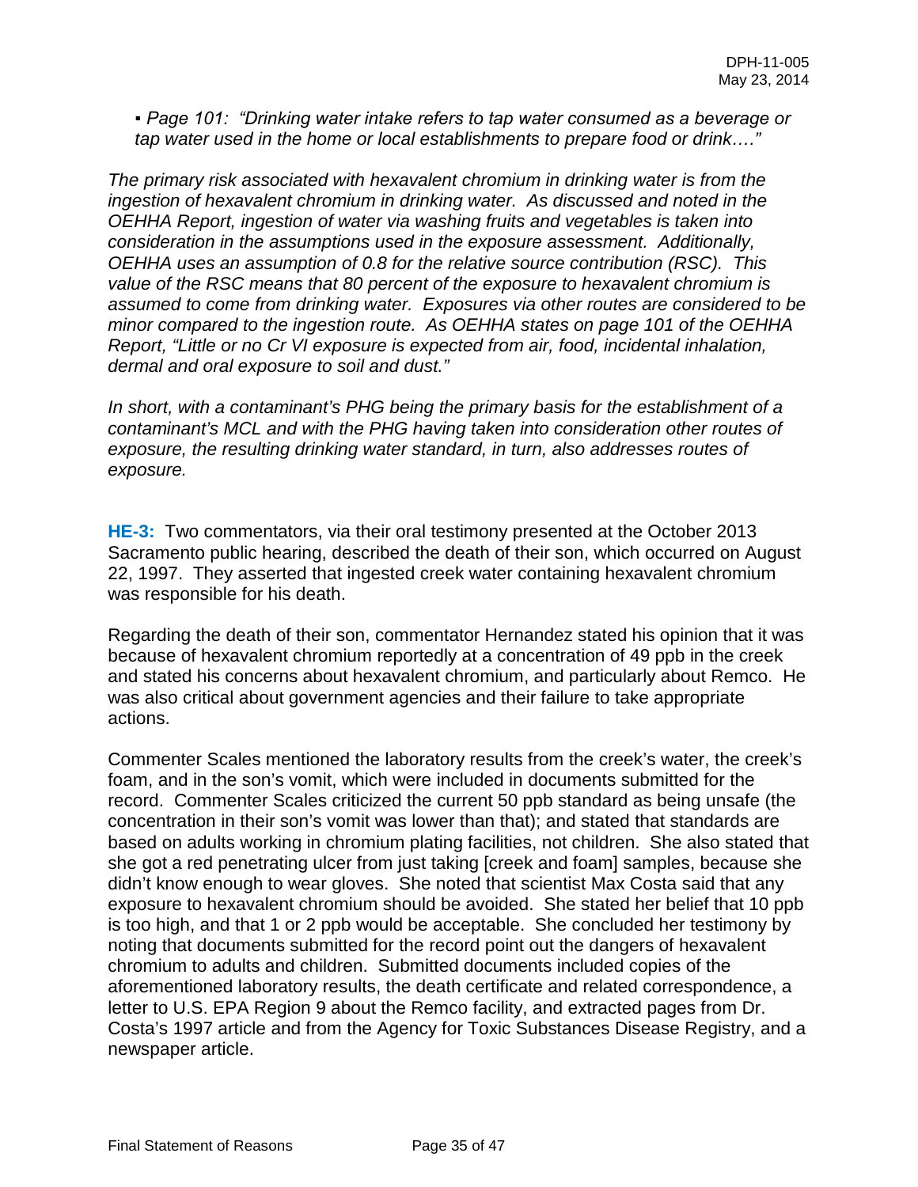▪ *Page 101: "Drinking water intake refers to tap water consumed as a beverage or tap water used in the home or local establishments to prepare food or drink…."*

*The primary risk associated with hexavalent chromium in drinking water is from the ingestion of hexavalent chromium in drinking water. As discussed and noted in the OEHHA Report, ingestion of water via washing fruits and vegetables is taken into consideration in the assumptions used in the exposure assessment. Additionally, OEHHA uses an assumption of 0.8 for the relative source contribution (RSC). This value of the RSC means that 80 percent of the exposure to hexavalent chromium is assumed to come from drinking water. Exposures via other routes are considered to be minor compared to the ingestion route. As OEHHA states on page 101 of the OEHHA Report, "Little or no Cr VI exposure is expected from air, food, incidental inhalation, dermal and oral exposure to soil and dust."*

*In short, with a contaminant's PHG being the primary basis for the establishment of a contaminant's MCL and with the PHG having taken into consideration other routes of exposure, the resulting drinking water standard, in turn, also addresses routes of exposure.*

**HE-3:** Two commentators, via their oral testimony presented at the October 2013 Sacramento public hearing, described the death of their son, which occurred on August 22, 1997. They asserted that ingested creek water containing hexavalent chromium was responsible for his death.

Regarding the death of their son, commentator Hernandez stated his opinion that it was because of hexavalent chromium reportedly at a concentration of 49 ppb in the creek and stated his concerns about hexavalent chromium, and particularly about Remco. He was also critical about government agencies and their failure to take appropriate actions.

Commenter Scales mentioned the laboratory results from the creek's water, the creek's foam, and in the son's vomit, which were included in documents submitted for the record. Commenter Scales criticized the current 50 ppb standard as being unsafe (the concentration in their son's vomit was lower than that); and stated that standards are based on adults working in chromium plating facilities, not children. She also stated that she got a red penetrating ulcer from just taking [creek and foam] samples, because she didn't know enough to wear gloves. She noted that scientist Max Costa said that any exposure to hexavalent chromium should be avoided. She stated her belief that 10 ppb is too high, and that 1 or 2 ppb would be acceptable. She concluded her testimony by noting that documents submitted for the record point out the dangers of hexavalent chromium to adults and children. Submitted documents included copies of the aforementioned laboratory results, the death certificate and related correspondence, a letter to U.S. EPA Region 9 about the Remco facility, and extracted pages from Dr. Costa's 1997 article and from the Agency for Toxic Substances Disease Registry, and a newspaper article.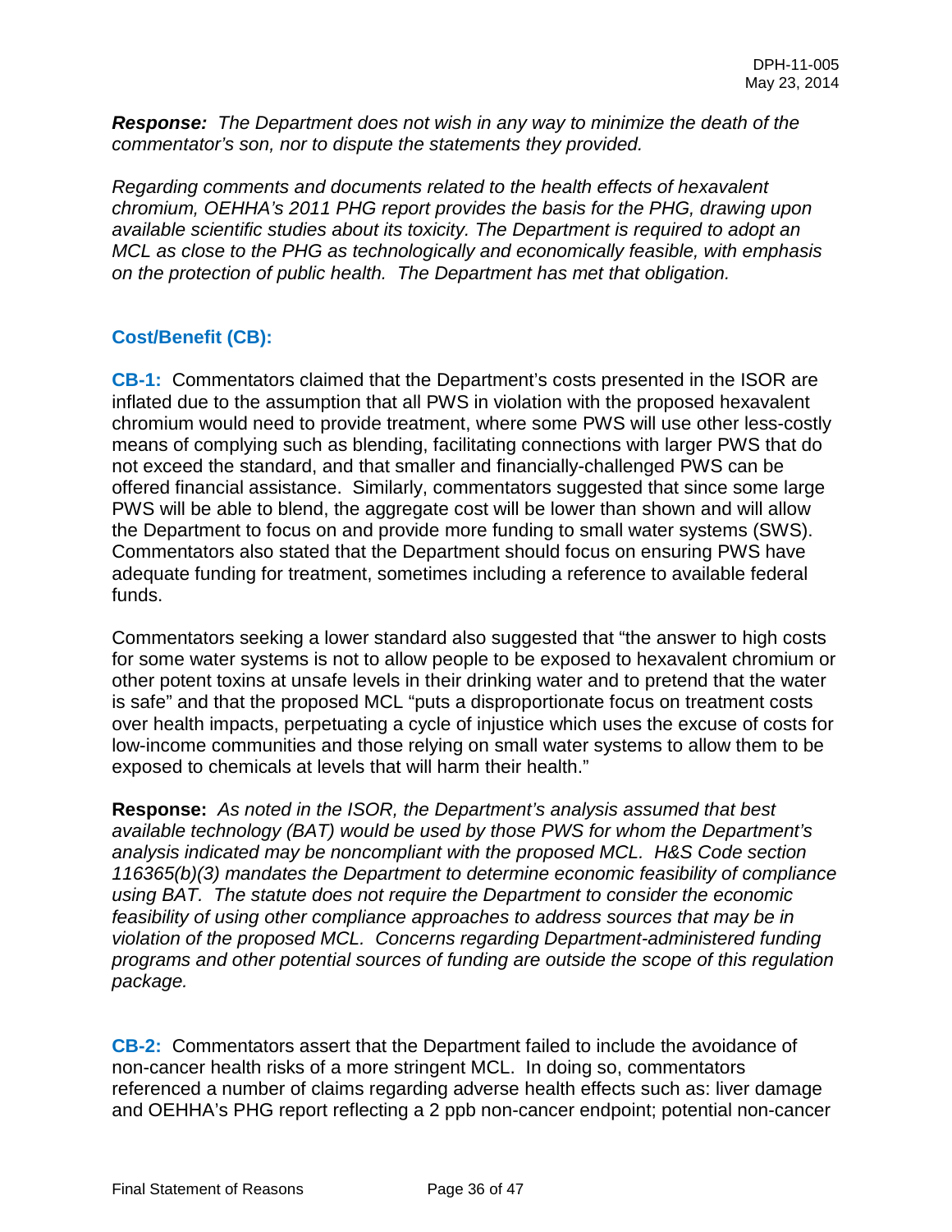***Response:*** *The Department does not wish in any way to minimize the death of the commentator's son, nor to dispute the statements they provided.*

*Regarding comments and documents related to the health effects of hexavalent chromium, OEHHA's 2011 PHG report provides the basis for the PHG, drawing upon available scientific studies about its toxicity. The Department is required to adopt an MCL as close to the PHG as technologically and economically feasible, with emphasis on the protection of public health. The Department has met that obligation.*

## Cost/Benefit (CB):

**CB-1:** Commentators claimed that the Department's costs presented in the ISOR are inflated due to the assumption that all PWS in violation with the proposed hexavalent chromium would need to provide treatment, where some PWS will use other less-costly means of complying such as blending, facilitating connections with larger PWS that do not exceed the standard, and that smaller and financially-challenged PWS can be offered financial assistance. Similarly, commentators suggested that since some large PWS will be able to blend, the aggregate cost will be lower than shown and will allow the Department to focus on and provide more funding to small water systems (SWS). Commentators also stated that the Department should focus on ensuring PWS have adequate funding for treatment, sometimes including a reference to available federal funds.

Commentators seeking a lower standard also suggested that "the answer to high costs for some water systems is not to allow people to be exposed to hexavalent chromium or other potent toxins at unsafe levels in their drinking water and to pretend that the water is safe" and that the proposed MCL "puts a disproportionate focus on treatment costs over health impacts, perpetuating a cycle of injustice which uses the excuse of costs for low-income communities and those relying on small water systems to allow them to be exposed to chemicals at levels that will harm their health."

**Response:** *As noted in the ISOR, the Department's analysis assumed that best available technology (BAT) would be used by those PWS for whom the Department's analysis indicated may be noncompliant with the proposed MCL. H&S Code section 116365(b)(3) mandates the Department to determine economic feasibility of compliance using BAT. The statute does not require the Department to consider the economic feasibility of using other compliance approaches to address sources that may be in violation of the proposed MCL. Concerns regarding Department-administered funding programs and other potential sources of funding are outside the scope of this regulation package.*

**CB-2:** Commentators assert that the Department failed to include the avoidance of non-cancer health risks of a more stringent MCL. In doing so, commentators referenced a number of claims regarding adverse health effects such as: liver damage and OEHHA's PHG report reflecting a 2 ppb non-cancer endpoint; potential non-cancer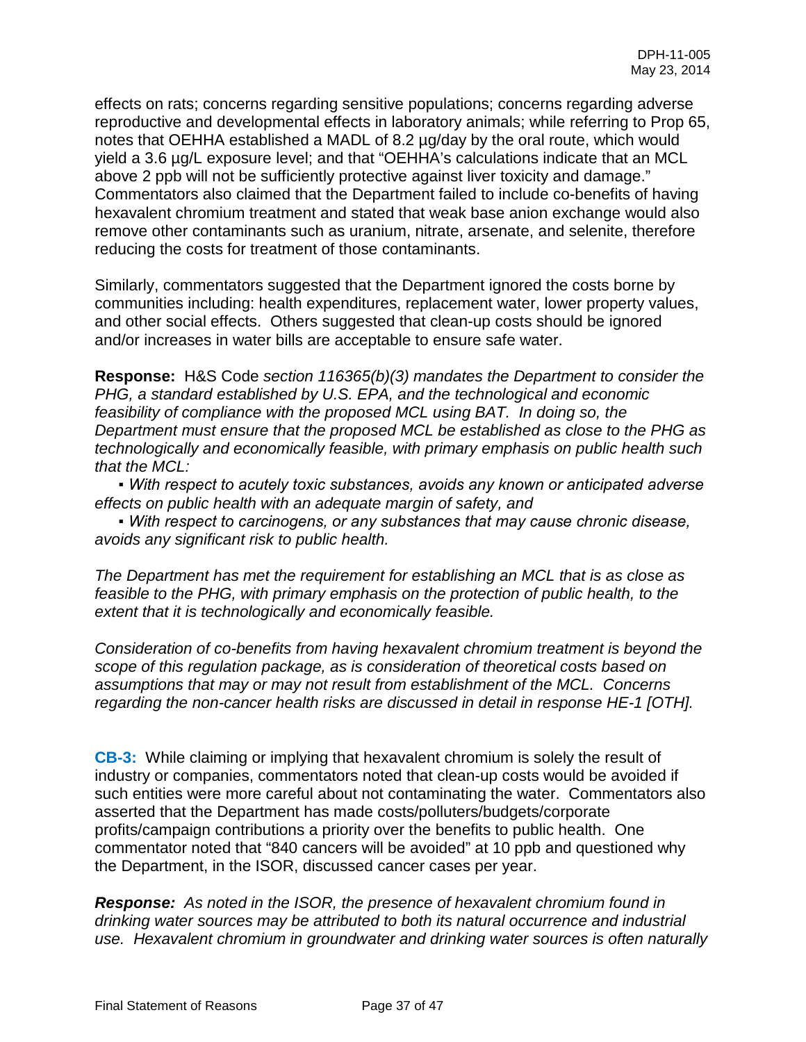effects on rats; concerns regarding sensitive populations; concerns regarding adverse reproductive and developmental effects in laboratory animals; while referring to Prop 65, notes that OEHHA established a MADL of 8.2 µg/day by the oral route, which would yield a 3.6 µg/L exposure level; and that "OEHHA's calculations indicate that an MCL above 2 ppb will not be sufficiently protective against liver toxicity and damage." Commentators also claimed that the Department failed to include co-benefits of having hexavalent chromium treatment and stated that weak base anion exchange would also remove other contaminants such as uranium, nitrate, arsenate, and selenite, therefore reducing the costs for treatment of those contaminants.

Similarly, commentators suggested that the Department ignored the costs borne by communities including: health expenditures, replacement water, lower property values, and other social effects. Others suggested that clean-up costs should be ignored and/or increases in water bills are acceptable to ensure safe water.

**Response:** H&S Code *section 116365(b)(3) mandates the Department to consider the PHG, a standard established by U.S. EPA, and the technological and economic feasibility of compliance with the proposed MCL using BAT. In doing so, the Department must ensure that the proposed MCL be established as close to the PHG as technologically and economically feasible, with primary emphasis on public health such that the MCL:*

- *With respect to acutely toxic substances, avoids any known or anticipated adverse effects on public health with an adequate margin of safety, and*
- *With respect to carcinogens, or any substances that may cause chronic disease, avoids any significant risk to public health.*

*The Department has met the requirement for establishing an MCL that is as close as feasible to the PHG, with primary emphasis on the protection of public health, to the extent that it is technologically and economically feasible.*

*Consideration of co-benefits from having hexavalent chromium treatment is beyond the scope of this regulation package, as is consideration of theoretical costs based on assumptions that may or may not result from establishment of the MCL. Concerns regarding the non-cancer health risks are discussed in detail in response HE-1 [OTH].*

**CB-3:** While claiming or implying that hexavalent chromium is solely the result of industry or companies, commentators noted that clean-up costs would be avoided if such entities were more careful about not contaminating the water. Commentators also asserted that the Department has made costs/polluters/budgets/corporate profits/campaign contributions a priority over the benefits to public health. One commentator noted that "840 cancers will be avoided" at 10 ppb and questioned why the Department, in the ISOR, discussed cancer cases per year.

***Response:*** *As noted in the ISOR, the presence of hexavalent chromium found in drinking water sources may be attributed to both its natural occurrence and industrial use. Hexavalent chromium in groundwater and drinking water sources is often naturally*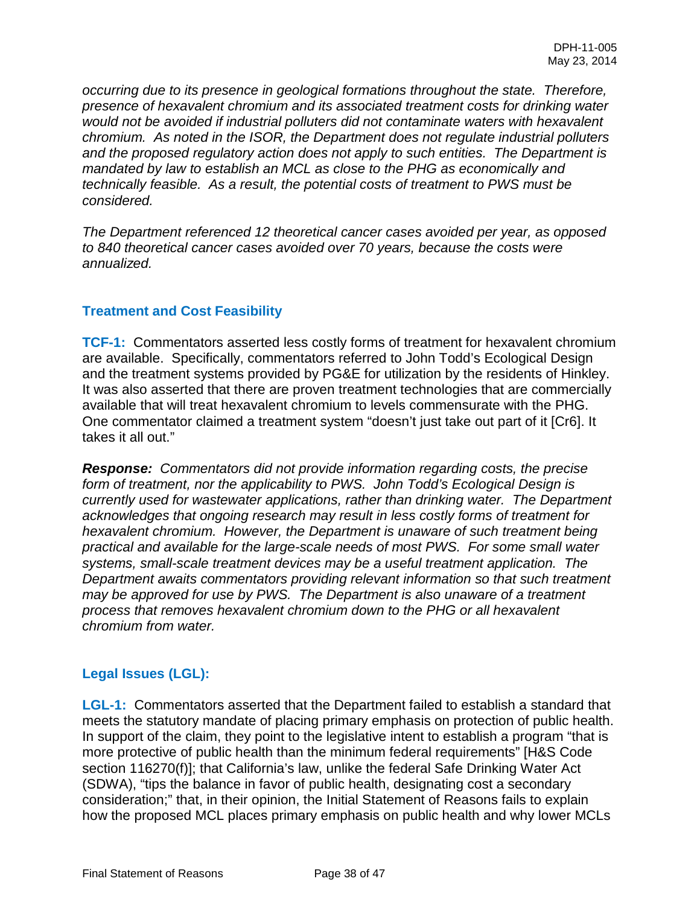*occurring due to its presence in geological formations throughout the state. Therefore, presence of hexavalent chromium and its associated treatment costs for drinking water would not be avoided if industrial polluters did not contaminate waters with hexavalent chromium. As noted in the ISOR, the Department does not regulate industrial polluters and the proposed regulatory action does not apply to such entities. The Department is mandated by law to establish an MCL as close to the PHG as economically and technically feasible. As a result, the potential costs of treatment to PWS must be considered.*

*The Department referenced 12 theoretical cancer cases avoided per year, as opposed to 840 theoretical cancer cases avoided over 70 years, because the costs were annualized.*

## Treatment and Cost Feasibility

**TCF-1:** Commentators asserted less costly forms of treatment for hexavalent chromium are available. Specifically, commentators referred to John Todd's Ecological Design and the treatment systems provided by PG&E for utilization by the residents of Hinkley. It was also asserted that there are proven treatment technologies that are commercially available that will treat hexavalent chromium to levels commensurate with the PHG. One commentator claimed a treatment system "doesn't just take out part of it [Cr6]. It takes it all out."

***Response:*** *Commentators did not provide information regarding costs, the precise form of treatment, nor the applicability to PWS. John Todd's Ecological Design is currently used for wastewater applications, rather than drinking water. The Department acknowledges that ongoing research may result in less costly forms of treatment for hexavalent chromium. However, the Department is unaware of such treatment being practical and available for the large-scale needs of most PWS. For some small water systems, small-scale treatment devices may be a useful treatment application. The Department awaits commentators providing relevant information so that such treatment may be approved for use by PWS. The Department is also unaware of a treatment process that removes hexavalent chromium down to the PHG or all hexavalent chromium from water.*

## Legal Issues (LGL):

**LGL-1:** Commentators asserted that the Department failed to establish a standard that meets the statutory mandate of placing primary emphasis on protection of public health. In support of the claim, they point to the legislative intent to establish a program "that is more protective of public health than the minimum federal requirements" [H&S Code section 116270(f)]; that California's law, unlike the federal Safe Drinking Water Act (SDWA), "tips the balance in favor of public health, designating cost a secondary consideration;" that, in their opinion, the Initial Statement of Reasons fails to explain how the proposed MCL places primary emphasis on public health and why lower MCLs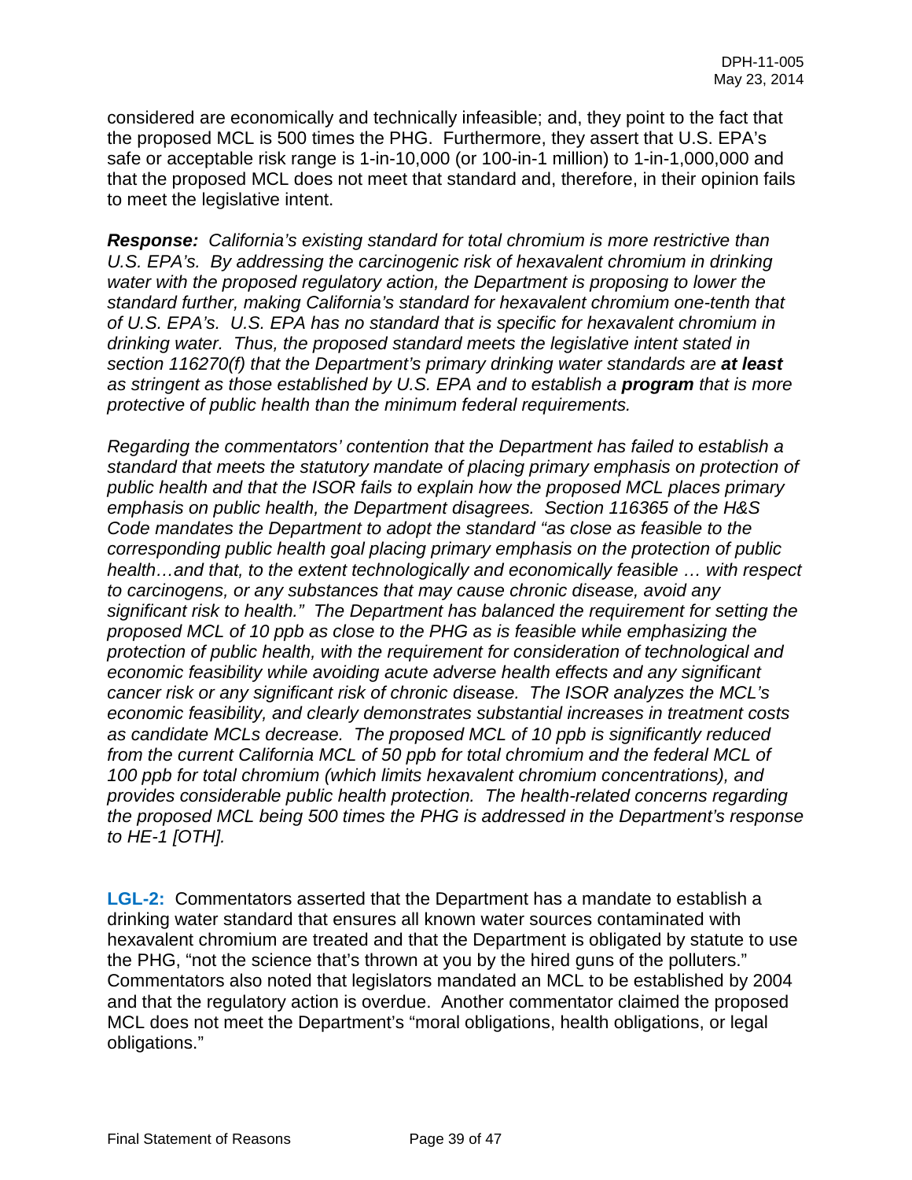considered are economically and technically infeasible; and, they point to the fact that the proposed MCL is 500 times the PHG. Furthermore, they assert that U.S. EPA's safe or acceptable risk range is 1-in-10,000 (or 100-in-1 million) to 1-in-1,000,000 and that the proposed MCL does not meet that standard and, therefore, in their opinion fails to meet the legislative intent.

***Response:*** *California's existing standard for total chromium is more restrictive than U.S. EPA's. By addressing the carcinogenic risk of hexavalent chromium in drinking water with the proposed regulatory action, the Department is proposing to lower the standard further, making California's standard for hexavalent chromium one-tenth that of U.S. EPA's. U.S. EPA has no standard that is specific for hexavalent chromium in drinking water. Thus, the proposed standard meets the legislative intent stated in section 116270(f) that the Department's primary drinking water standards are* ***at least*** *as stringent as those established by U.S. EPA and to establish a* ***program*** *that is more protective of public health than the minimum federal requirements.*

*Regarding the commentators' contention that the Department has failed to establish a standard that meets the statutory mandate of placing primary emphasis on protection of public health and that the ISOR fails to explain how the proposed MCL places primary emphasis on public health, the Department disagrees. Section 116365 of the H&S Code mandates the Department to adopt the standard "as close as feasible to the corresponding public health goal placing primary emphasis on the protection of public health…and that, to the extent technologically and economically feasible … with respect to carcinogens, or any substances that may cause chronic disease, avoid any significant risk to health." The Department has balanced the requirement for setting the proposed MCL of 10 ppb as close to the PHG as is feasible while emphasizing the protection of public health, with the requirement for consideration of technological and economic feasibility while avoiding acute adverse health effects and any significant cancer risk or any significant risk of chronic disease. The ISOR analyzes the MCL's economic feasibility, and clearly demonstrates substantial increases in treatment costs as candidate MCLs decrease. The proposed MCL of 10 ppb is significantly reduced from the current California MCL of 50 ppb for total chromium and the federal MCL of 100 ppb for total chromium (which limits hexavalent chromium concentrations), and provides considerable public health protection. The health-related concerns regarding the proposed MCL being 500 times the PHG is addressed in the Department's response to HE-1 [OTH].*

**LGL-2:** Commentators asserted that the Department has a mandate to establish a drinking water standard that ensures all known water sources contaminated with hexavalent chromium are treated and that the Department is obligated by statute to use the PHG, "not the science that's thrown at you by the hired guns of the polluters." Commentators also noted that legislators mandated an MCL to be established by 2004 and that the regulatory action is overdue. Another commentator claimed the proposed MCL does not meet the Department's "moral obligations, health obligations, or legal obligations."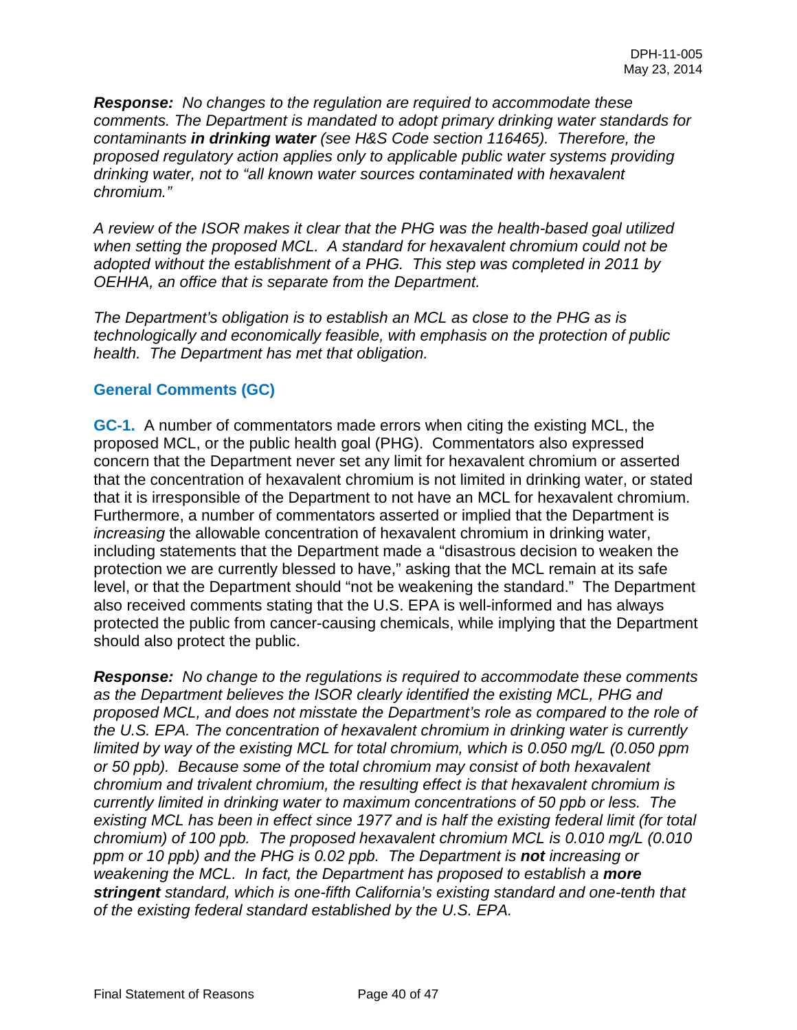***Response:*** *No changes to the regulation are required to accommodate these comments. The Department is mandated to adopt primary drinking water standards for contaminants* ***in drinking water*** *(see H&S Code section 116465). Therefore, the proposed regulatory action applies only to applicable public water systems providing drinking water, not to "all known water sources contaminated with hexavalent chromium."*

*A review of the ISOR makes it clear that the PHG was the health-based goal utilized when setting the proposed MCL. A standard for hexavalent chromium could not be adopted without the establishment of a PHG. This step was completed in 2011 by OEHHA, an office that is separate from the Department.*

*The Department's obligation is to establish an MCL as close to the PHG as is technologically and economically feasible, with emphasis on the protection of public health. The Department has met that obligation.*

### General Comments (GC)

**GC-1.** A number of commentators made errors when citing the existing MCL, the proposed MCL, or the public health goal (PHG). Commentators also expressed concern that the Department never set any limit for hexavalent chromium or asserted that the concentration of hexavalent chromium is not limited in drinking water, or stated that it is irresponsible of the Department to not have an MCL for hexavalent chromium. Furthermore, a number of commentators asserted or implied that the Department is *increasing* the allowable concentration of hexavalent chromium in drinking water, including statements that the Department made a "disastrous decision to weaken the protection we are currently blessed to have," asking that the MCL remain at its safe level, or that the Department should "not be weakening the standard." The Department also received comments stating that the U.S. EPA is well-informed and has always protected the public from cancer-causing chemicals, while implying that the Department should also protect the public.

***Response:*** *No change to the regulations is required to accommodate these comments as the Department believes the ISOR clearly identified the existing MCL, PHG and proposed MCL, and does not misstate the Department's role as compared to the role of the U.S. EPA. The concentration of hexavalent chromium in drinking water is currently limited by way of the existing MCL for total chromium, which is 0.050 mg/L (0.050 ppm or 50 ppb). Because some of the total chromium may consist of both hexavalent chromium and trivalent chromium, the resulting effect is that hexavalent chromium is currently limited in drinking water to maximum concentrations of 50 ppb or less. The existing MCL has been in effect since 1977 and is half the existing federal limit (for total chromium) of 100 ppb. The proposed hexavalent chromium MCL is 0.010 mg/L (0.010 ppm or 10 ppb) and the PHG is 0.02 ppb. The Department is* ***not*** *increasing or weakening the MCL. In fact, the Department has proposed to establish a* ***more stringent*** *standard, which is one-fifth California's existing standard and one-tenth that of the existing federal standard established by the U.S. EPA.*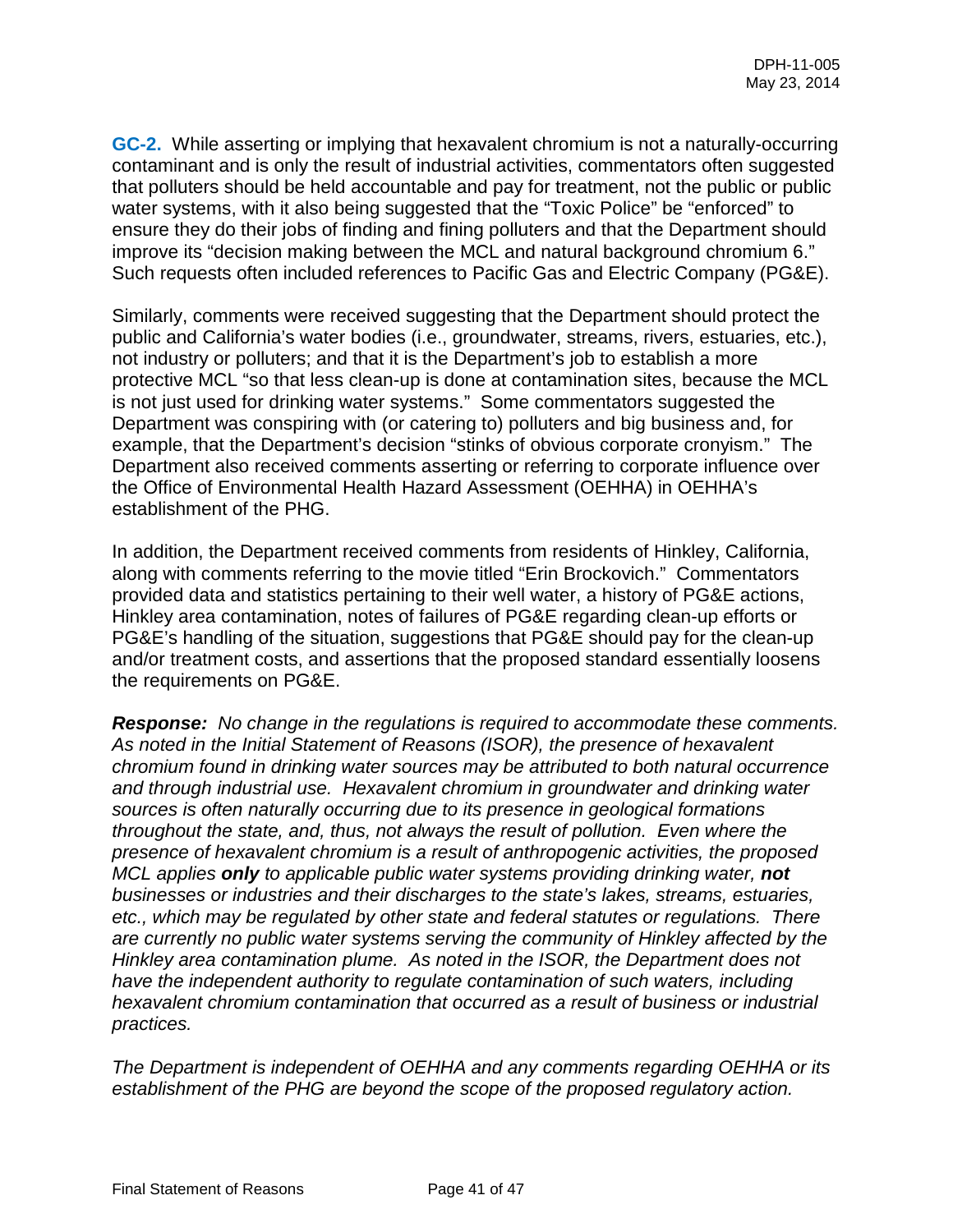**GC-2.** While asserting or implying that hexavalent chromium is not a naturally-occurring contaminant and is only the result of industrial activities, commentators often suggested that polluters should be held accountable and pay for treatment, not the public or public water systems, with it also being suggested that the "Toxic Police" be "enforced" to ensure they do their jobs of finding and fining polluters and that the Department should improve its "decision making between the MCL and natural background chromium 6." Such requests often included references to Pacific Gas and Electric Company (PG&E).

Similarly, comments were received suggesting that the Department should protect the public and California's water bodies (i.e., groundwater, streams, rivers, estuaries, etc.), not industry or polluters; and that it is the Department's job to establish a more protective MCL "so that less clean-up is done at contamination sites, because the MCL is not just used for drinking water systems." Some commentators suggested the Department was conspiring with (or catering to) polluters and big business and, for example, that the Department's decision "stinks of obvious corporate cronyism." The Department also received comments asserting or referring to corporate influence over the Office of Environmental Health Hazard Assessment (OEHHA) in OEHHA's establishment of the PHG.

In addition, the Department received comments from residents of Hinkley, California, along with comments referring to the movie titled "Erin Brockovich." Commentators provided data and statistics pertaining to their well water, a history of PG&E actions, Hinkley area contamination, notes of failures of PG&E regarding clean-up efforts or PG&E's handling of the situation, suggestions that PG&E should pay for the clean-up and/or treatment costs, and assertions that the proposed standard essentially loosens the requirements on PG&E.

***Response:*** *No change in the regulations is required to accommodate these comments. As noted in the Initial Statement of Reasons (ISOR), the presence of hexavalent chromium found in drinking water sources may be attributed to both natural occurrence and through industrial use. Hexavalent chromium in groundwater and drinking water sources is often naturally occurring due to its presence in geological formations throughout the state, and, thus, not always the result of pollution. Even where the presence of hexavalent chromium is a result of anthropogenic activities, the proposed MCL applies* ***only*** *to applicable public water systems providing drinking water,* ***not*** *businesses or industries and their discharges to the state's lakes, streams, estuaries, etc., which may be regulated by other state and federal statutes or regulations. There are currently no public water systems serving the community of Hinkley affected by the Hinkley area contamination plume. As noted in the ISOR, the Department does not have the independent authority to regulate contamination of such waters, including hexavalent chromium contamination that occurred as a result of business or industrial practices.*

*The Department is independent of OEHHA and any comments regarding OEHHA or its establishment of the PHG are beyond the scope of the proposed regulatory action.*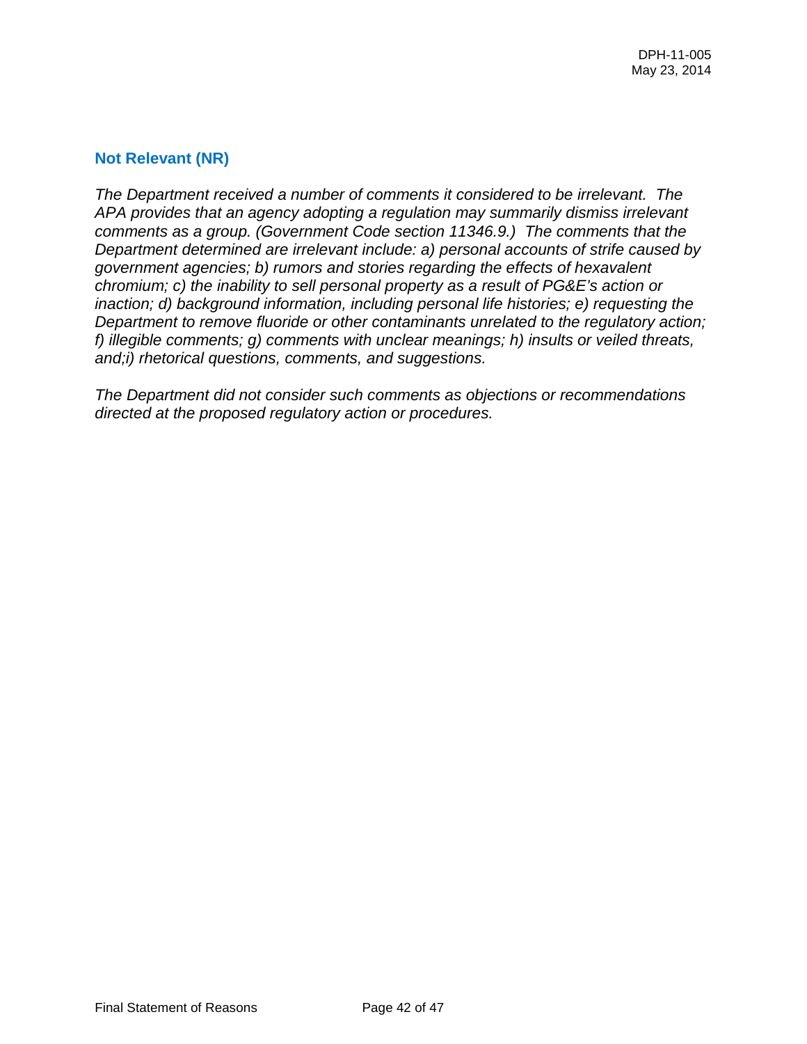## Not Relevant (NR)

*The Department received a number of comments it considered to be irrelevant. The APA provides that an agency adopting a regulation may summarily dismiss irrelevant comments as a group. (Government Code section 11346.9.) The comments that the Department determined are irrelevant include: a) personal accounts of strife caused by government agencies; b) rumors and stories regarding the effects of hexavalent chromium; c) the inability to sell personal property as a result of PG&E's action or inaction; d) background information, including personal life histories; e) requesting the Department to remove fluoride or other contaminants unrelated to the regulatory action; f) illegible comments; g) comments with unclear meanings; h) insults or veiled threats, and;i) rhetorical questions, comments, and suggestions.*

*The Department did not consider such comments as objections or recommendations directed at the proposed regulatory action or procedures.*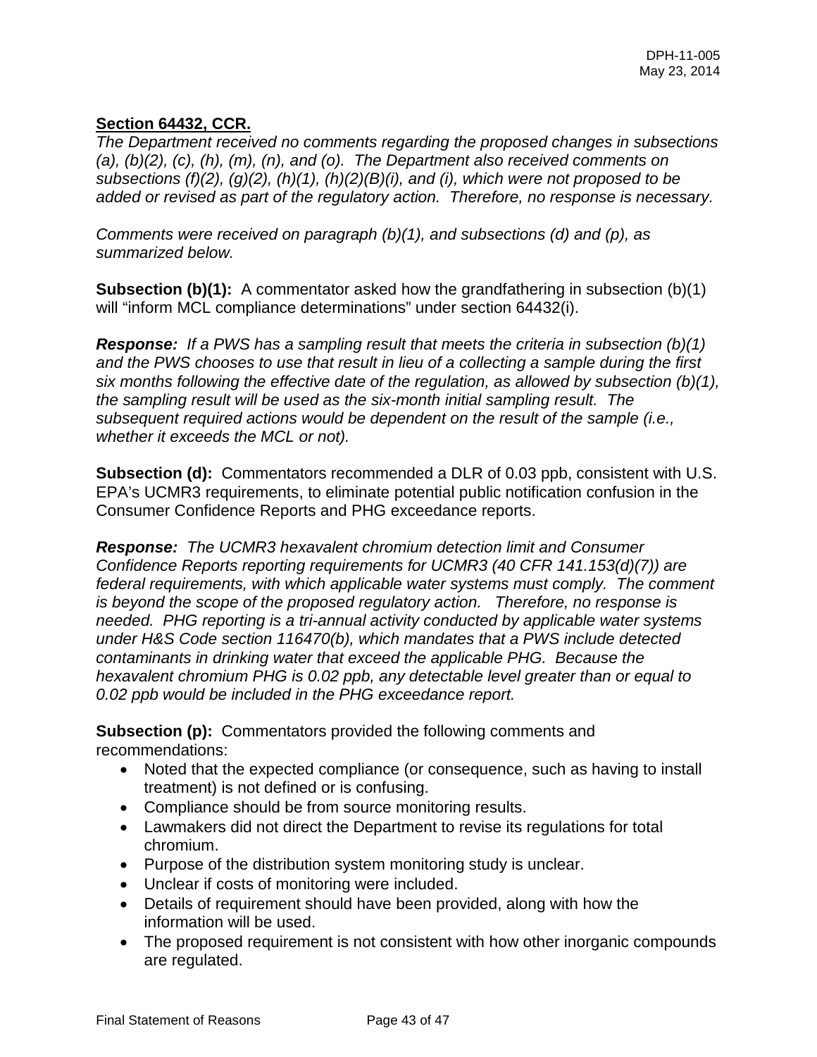**Section 64432, CCR.**

*The Department received no comments regarding the proposed changes in subsections (a), (b)(2), (c), (h), (m), (n), and (o). The Department also received comments on subsections (f)(2), (g)(2), (h)(1), (h)(2)(B)(i), and (i), which were not proposed to be added or revised as part of the regulatory action. Therefore, no response is necessary.*

*Comments were received on paragraph (b)(1), and subsections (d) and (p), as summarized below.*

**Subsection (b)(1):** A commentator asked how the grandfathering in subsection (b)(1) will "inform MCL compliance determinations" under section 64432(i).

***Response:*** *If a PWS has a sampling result that meets the criteria in subsection (b)(1) and the PWS chooses to use that result in lieu of a collecting a sample during the first six months following the effective date of the regulation, as allowed by subsection (b)(1), the sampling result will be used as the six-month initial sampling result. The subsequent required actions would be dependent on the result of the sample (i.e., whether it exceeds the MCL or not).*

**Subsection (d):** Commentators recommended a DLR of 0.03 ppb, consistent with U.S. EPA's UCMR3 requirements, to eliminate potential public notification confusion in the Consumer Confidence Reports and PHG exceedance reports.

***Response:*** *The UCMR3 hexavalent chromium detection limit and Consumer Confidence Reports reporting requirements for UCMR3 (40 CFR 141.153(d)(7)) are federal requirements, with which applicable water systems must comply. The comment is beyond the scope of the proposed regulatory action. Therefore, no response is needed. PHG reporting is a tri-annual activity conducted by applicable water systems under H&S Code section 116470(b), which mandates that a PWS include detected contaminants in drinking water that exceed the applicable PHG. Because the hexavalent chromium PHG is 0.02 ppb, any detectable level greater than or equal to 0.02 ppb would be included in the PHG exceedance report.*

**Subsection (p):** Commentators provided the following comments and recommendations:

- Noted that the expected compliance (or consequence, such as having to install treatment) is not defined or is confusing.
- Compliance should be from source monitoring results.
- Lawmakers did not direct the Department to revise its regulations for total chromium.
- Purpose of the distribution system monitoring study is unclear.
- Unclear if costs of monitoring were included.
- Details of requirement should have been provided, along with how the information will be used.
- The proposed requirement is not consistent with how other inorganic compounds are regulated.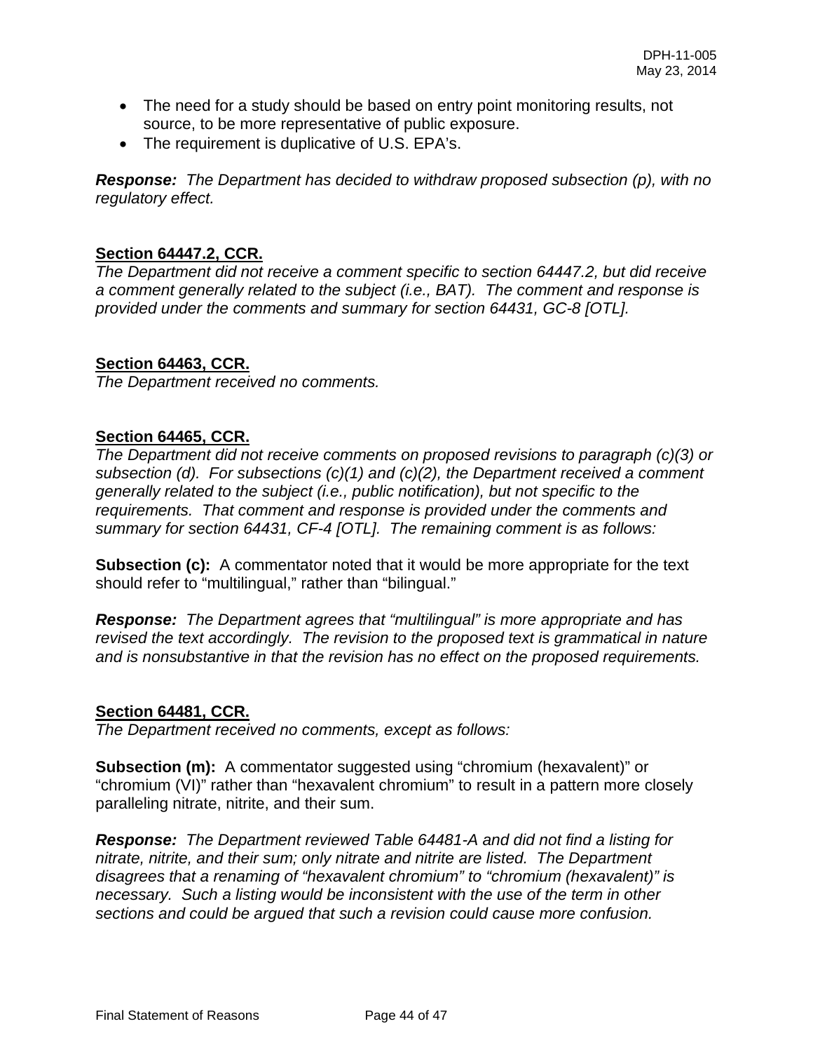- The need for a study should be based on entry point monitoring results, not source, to be more representative of public exposure.
- The requirement is duplicative of U.S. EPA's.

***Response:*** *The Department has decided to withdraw proposed subsection (p), with no regulatory effect.*

**Section 64447.2, CCR.**

*The Department did not receive a comment specific to section 64447.2, but did receive a comment generally related to the subject (i.e., BAT). The comment and response is provided under the comments and summary for section 64431, GC-8 [OTL].*

**Section 64463, CCR.**

*The Department received no comments.*

**Section 64465, CCR.**

*The Department did not receive comments on proposed revisions to paragraph (c)(3) or subsection (d). For subsections (c)(1) and (c)(2), the Department received a comment generally related to the subject (i.e., public notification), but not specific to the requirements. That comment and response is provided under the comments and summary for section 64431, CF-4 [OTL]. The remaining comment is as follows:*

**Subsection (c):** A commentator noted that it would be more appropriate for the text should refer to "multilingual," rather than "bilingual."

***Response:*** *The Department agrees that "multilingual" is more appropriate and has revised the text accordingly. The revision to the proposed text is grammatical in nature and is nonsubstantive in that the revision has no effect on the proposed requirements.*

**Section 64481, CCR.**

*The Department received no comments, except as follows:*

**Subsection (m):** A commentator suggested using "chromium (hexavalent)" or "chromium (VI)" rather than "hexavalent chromium" to result in a pattern more closely paralleling nitrate, nitrite, and their sum.

***Response:*** *The Department reviewed Table 64481-A and did not find a listing for nitrate, nitrite, and their sum; only nitrate and nitrite are listed. The Department disagrees that a renaming of "hexavalent chromium" to "chromium (hexavalent)" is necessary. Such a listing would be inconsistent with the use of the term in other sections and could be argued that such a revision could cause more confusion.*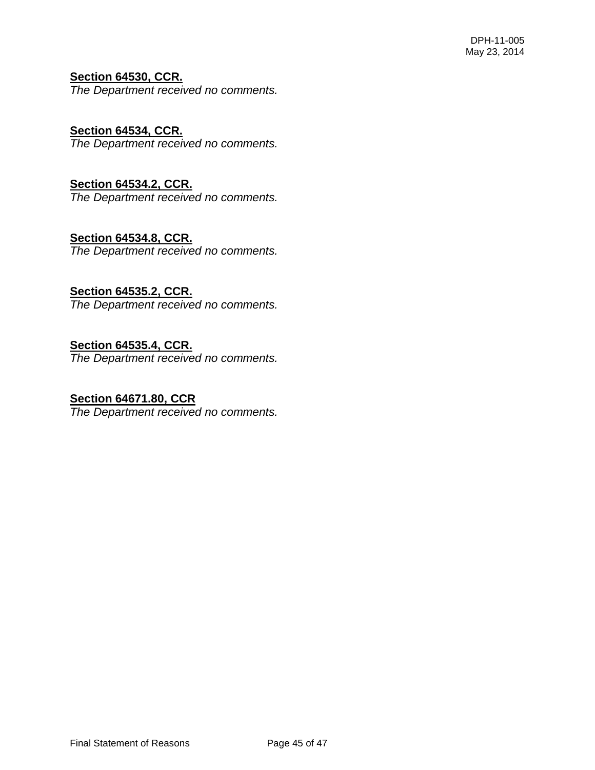**Section 64530, CCR.**
*The Department received no comments.*

**Section 64534, CCR.**
*The Department received no comments.*

**Section 64534.2, CCR.**
*The Department received no comments.*

**Section 64534.8, CCR.**
*The Department received no comments.*

**Section 64535.2, CCR.**
*The Department received no comments.*

**Section 64535.4, CCR.**
*The Department received no comments.*

**Section 64671.80, CCR**
*The Department received no comments.*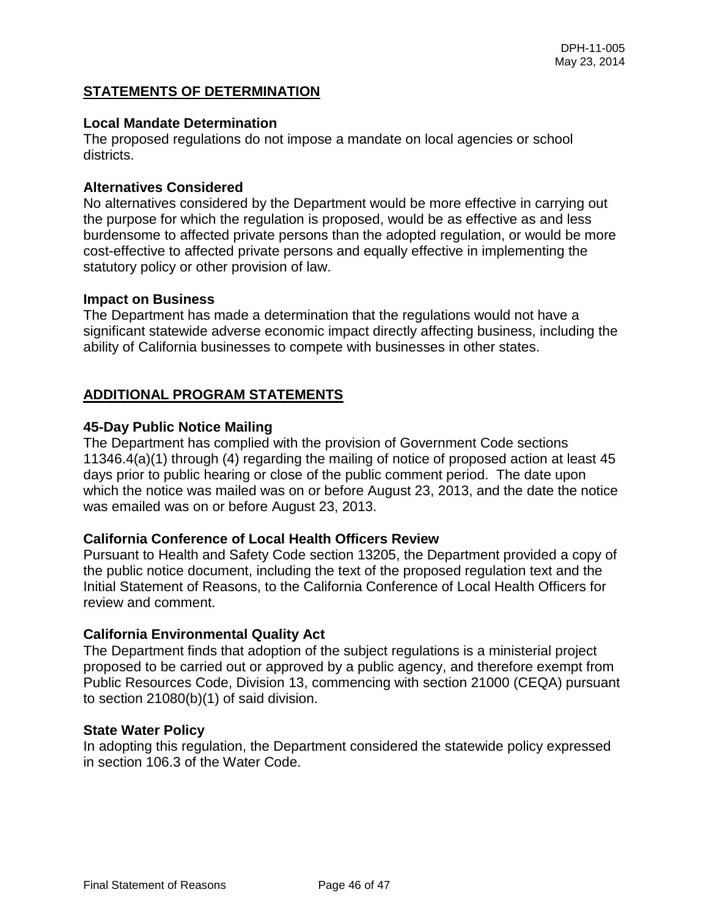## STATEMENTS OF DETERMINATION

### Local Mandate Determination

The proposed regulations do not impose a mandate on local agencies or school districts.

### Alternatives Considered

No alternatives considered by the Department would be more effective in carrying out the purpose for which the regulation is proposed, would be as effective as and less burdensome to affected private persons than the adopted regulation, or would be more cost-effective to affected private persons and equally effective in implementing the statutory policy or other provision of law.

### Impact on Business

The Department has made a determination that the regulations would not have a significant statewide adverse economic impact directly affecting business, including the ability of California businesses to compete with businesses in other states.

## ADDITIONAL PROGRAM STATEMENTS

### 45-Day Public Notice Mailing

The Department has complied with the provision of Government Code sections 11346.4(a)(1) through (4) regarding the mailing of notice of proposed action at least 45 days prior to public hearing or close of the public comment period. The date upon which the notice was mailed was on or before August 23, 2013, and the date the notice was emailed was on or before August 23, 2013.

### California Conference of Local Health Officers Review

Pursuant to Health and Safety Code section 13205, the Department provided a copy of the public notice document, including the text of the proposed regulation text and the Initial Statement of Reasons, to the California Conference of Local Health Officers for review and comment.

### California Environmental Quality Act

The Department finds that adoption of the subject regulations is a ministerial project proposed to be carried out or approved by a public agency, and therefore exempt from Public Resources Code, Division 13, commencing with section 21000 (CEQA) pursuant to section 21080(b)(1) of said division.

### State Water Policy

In adopting this regulation, the Department considered the statewide policy expressed in section 106.3 of the Water Code.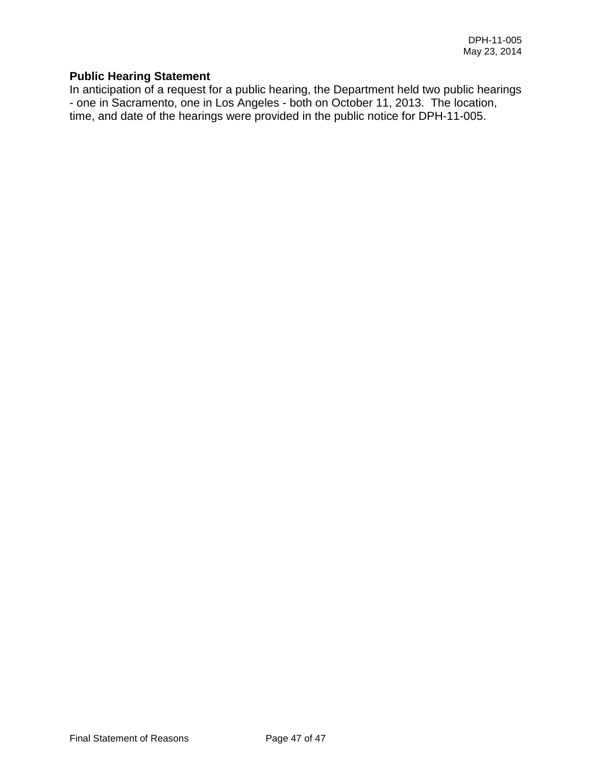**Public Hearing Statement**

In anticipation of a request for a public hearing, the Department held two public hearings - one in Sacramento, one in Los Angeles - both on October 11, 2013. The location, time, and date of the hearings were provided in the public notice for DPH-11-005.